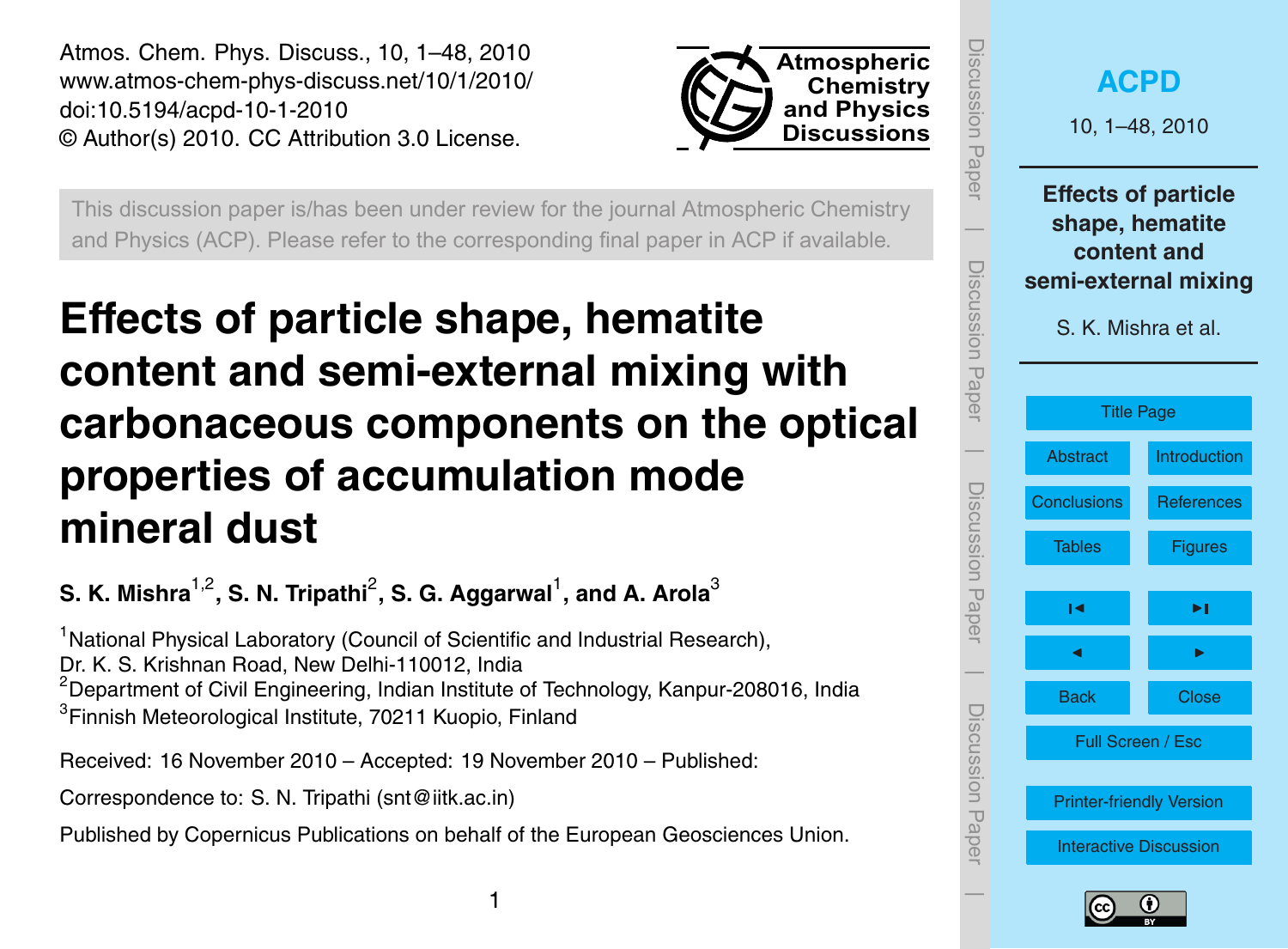Atmos. Chem. Phys. Discuss., 10, 1–48, 2010
www.atmos-chem-phys-discuss.net/10/1/2010/
doi:10.5194/acpd-10-1-2010
© Author(s) 2010. CC Attribution 3.0 License.

This discussion paper is/has been under review for the journal Atmospheric Chemistry and Physics (ACP). Please refer to the corresponding final paper in ACP if available.

# Effects of particle shape, hematite content and semi-external mixing with carbonaceous components on the optical properties of accumulation mode mineral dust

**S. K. Mishra[1,2], S. N. Tripathi[2], S. G. Aggarwal[1], and A. Arola[3]**

[1]National Physical Laboratory (Council of Scientific and Industrial Research), Dr. K. S. Krishnan Road, New Delhi-110012, India

[2]Department of Civil Engineering, Indian Institute of Technology, Kanpur-208016, India

[3]Finnish Meteorological Institute, 70211 Kuopio, Finland

Received: 16 November 2010 – Accepted: 19 November 2010 – Published:

Correspondence to: S. N. Tripathi (snt@iitk.ac.in)

Published by Copernicus Publications on behalf of the European Geosciences Union.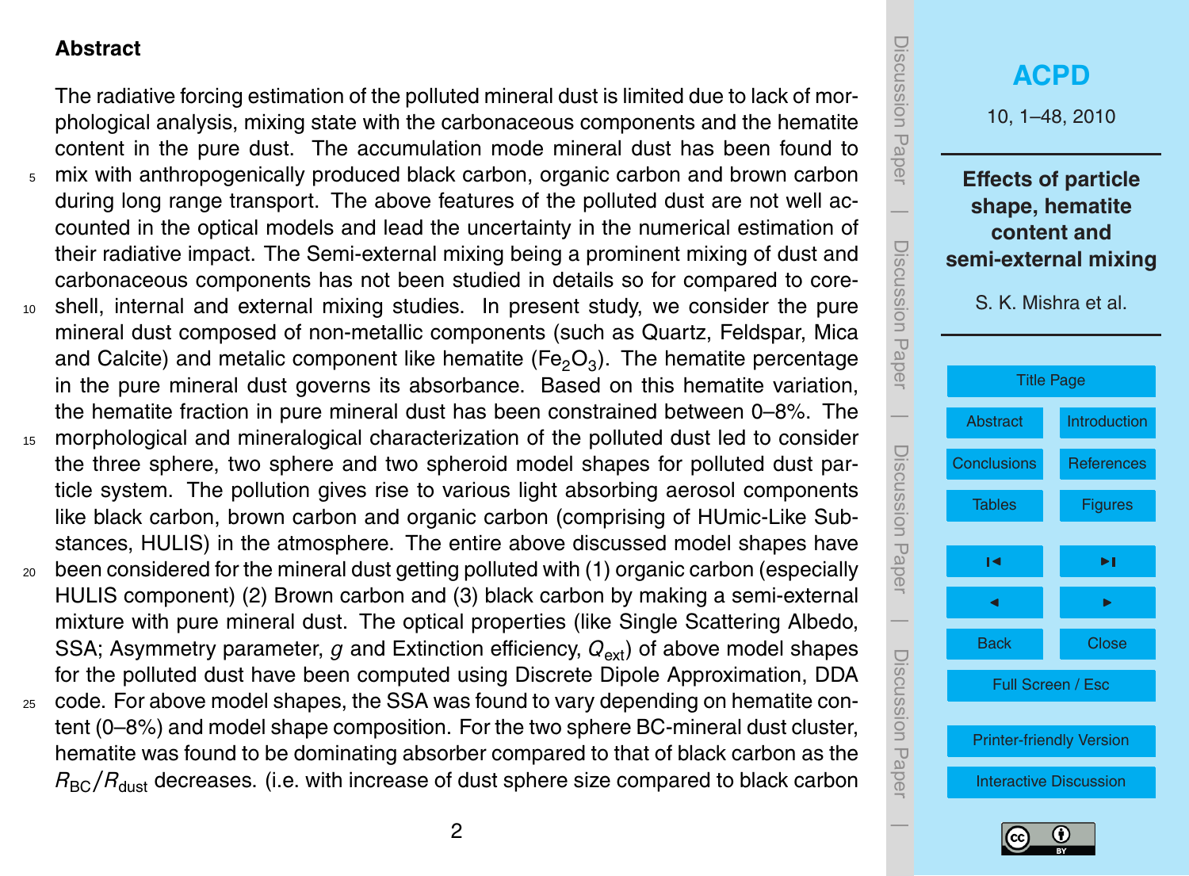## Abstract

The radiative forcing estimation of the polluted mineral dust is limited due to lack of morphological analysis, mixing state with the carbonaceous components and the hematite content in the pure dust. The accumulation mode mineral dust has been found to mix with anthropogenically produced black carbon, organic carbon and brown carbon during long range transport. The above features of the polluted dust are not well accounted in the optical models and lead the uncertainty in the numerical estimation of their radiative impact. The Semi-external mixing being a prominent mixing of dust and carbonaceous components has not been studied in details so for compared to core-shell, internal and external mixing studies. In present study, we consider the pure mineral dust composed of non-metallic components (such as Quartz, Feldspar, Mica and Calcite) and metalic component like hematite ($Fe_2O_3$). The hematite percentage in the pure mineral dust governs its absorbance. Based on this hematite variation, the hematite fraction in pure mineral dust has been constrained between 0–8%. The morphological and mineralogical characterization of the polluted dust led to consider the three sphere, two sphere and two spheroid model shapes for polluted dust particle system. The pollution gives rise to various light absorbing aerosol components like black carbon, brown carbon and organic carbon (comprising of HUmic-Like Substances, HULIS) in the atmosphere. The entire above discussed model shapes have been considered for the mineral dust getting polluted with (1) organic carbon (especially HULIS component) (2) Brown carbon and (3) black carbon by making a semi-external mixture with pure mineral dust. The optical properties (like Single Scattering Albedo, SSA; Asymmetry parameter, $g$ and Extinction efficiency, $Q_{ext}$) of above model shapes for the polluted dust have been computed using Discrete Dipole Approximation, DDA code. For above model shapes, the SSA was found to vary depending on hematite content (0–8%) and model shape composition. For the two sphere BC-mineral dust cluster, hematite was found to be dominating absorber compared to that of black carbon as the $R_{BC}/R_{dust}$ decreases. (i.e. with increase of dust sphere size compared to black carbon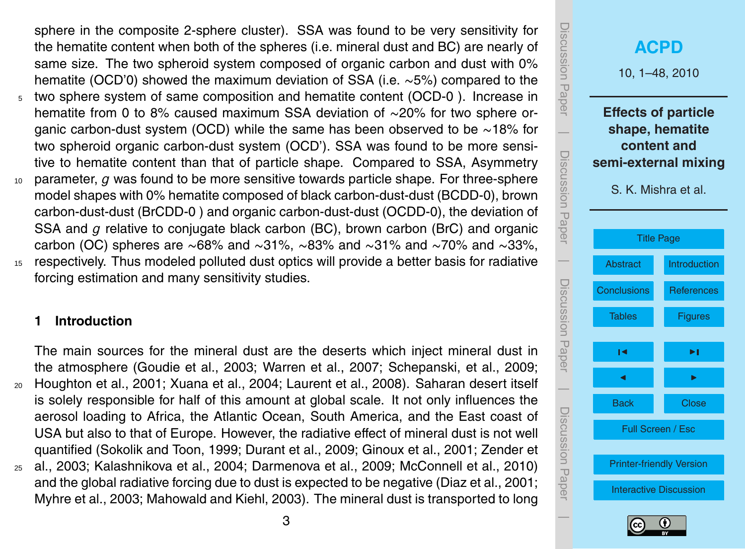sphere in the composite 2-sphere cluster). SSA was found to be very sensitivity for the hematite content when both of the spheres (i.e. mineral dust and BC) are nearly of same size. The two spheroid system composed of organic carbon and dust with 0% hematite (OCD'0) showed the maximum deviation of SSA (i.e. ∼5%) compared to the two sphere system of same composition and hematite content (OCD-0 ). Increase in hematite from 0 to 8% caused maximum SSA deviation of ∼20% for two sphere organic carbon-dust system (OCD) while the same has been observed to be ∼18% for two spheroid organic carbon-dust system (OCD'). SSA was found to be more sensitive to hematite content than that of particle shape. Compared to SSA, Asymmetry parameter, $g$ was found to be more sensitive towards particle shape. For three-sphere model shapes with 0% hematite composed of black carbon-dust-dust (BCDD-0), brown carbon-dust-dust (BrCDD-0 ) and organic carbon-dust-dust (OCDD-0), the deviation of SSA and $g$ relative to conjugate black carbon (BC), brown carbon (BrC) and organic carbon (OC) spheres are ∼68% and ∼31%, ∼83% and ∼31% and ∼70% and ∼33%, respectively. Thus modeled polluted dust optics will provide a better basis for radiative forcing estimation and many sensitivity studies.

## 1 Introduction

The main sources for the mineral dust are the deserts which inject mineral dust in the atmosphere (Goudie et al., 2003; Warren et al., 2007; Schepanski, et al., 2009; Houghton et al., 2001; Xuana et al., 2004; Laurent et al., 2008). Saharan desert itself is solely responsible for half of this amount at global scale. It not only influences the aerosol loading to Africa, the Atlantic Ocean, South America, and the East coast of USA but also to that of Europe. However, the radiative effect of mineral dust is not well quantified (Sokolik and Toon, 1999; Durant et al., 2009; Ginoux et al., 2001; Zender et al., 2003; Kalashnikova et al., 2004; Darmenova et al., 2009; McConnell et al., 2010) and the global radiative forcing due to dust is expected to be negative (Diaz et al., 2001; Myhre et al., 2003; Mahowald and Kiehl, 2003). The mineral dust is transported to long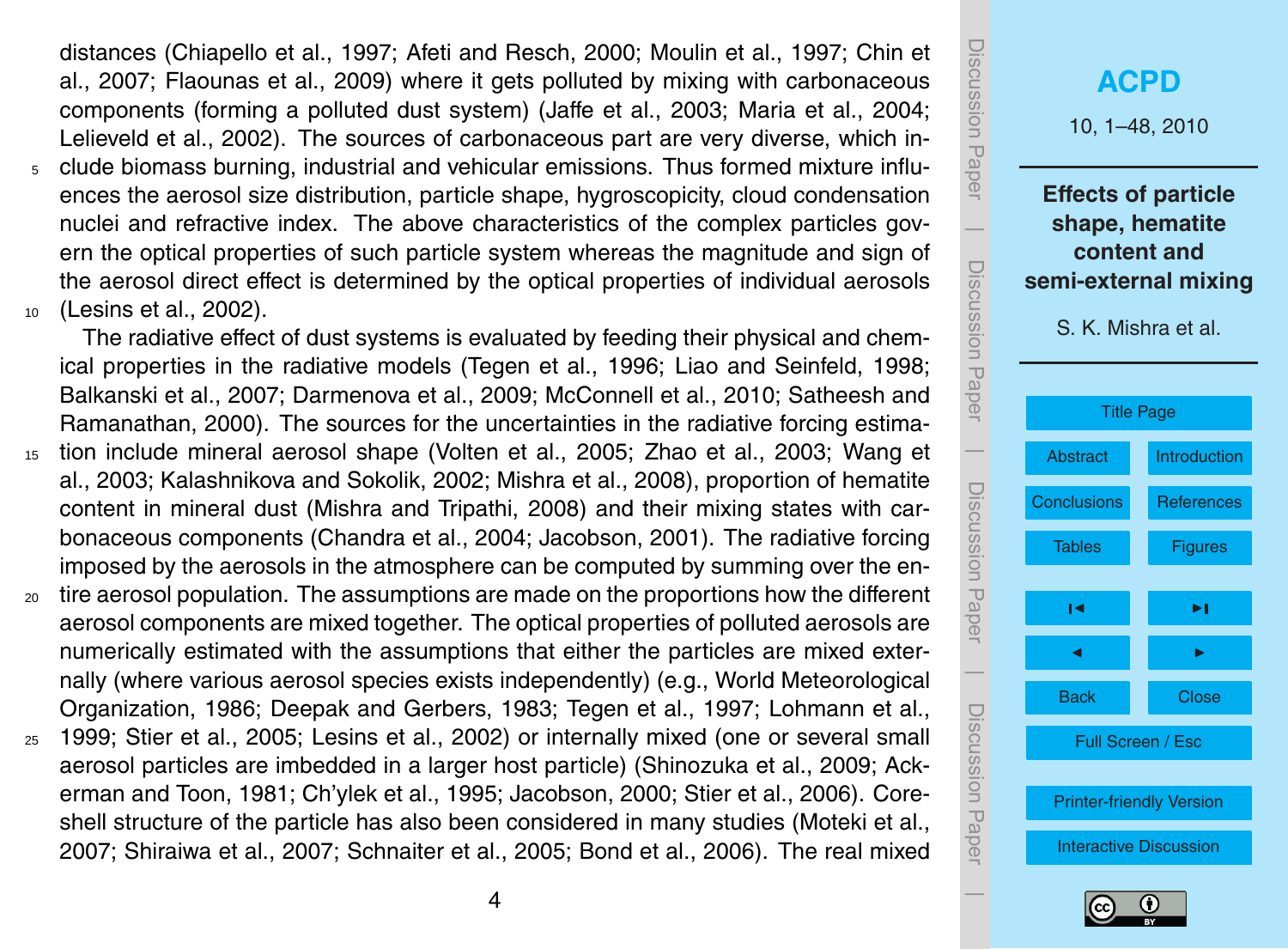distances (Chiapello et al., 1997; Afeti and Resch, 2000; Moulin et al., 1997; Chin et al., 2007; Flaounas et al., 2009) where it gets polluted by mixing with carbonaceous components (forming a polluted dust system) (Jaffe et al., 2003; Maria et al., 2004; Lelieveld et al., 2002). The sources of carbonaceous part are very diverse, which include biomass burning, industrial and vehicular emissions. Thus formed mixture influences the aerosol size distribution, particle shape, hygroscopicity, cloud condensation nuclei and refractive index. The above characteristics of the complex particles govern the optical properties of such particle system whereas the magnitude and sign of the aerosol direct effect is determined by the optical properties of individual aerosols (Lesins et al., 2002).

The radiative effect of dust systems is evaluated by feeding their physical and chemical properties in the radiative models (Tegen et al., 1996; Liao and Seinfeld, 1998; Balkanski et al., 2007; Darmenova et al., 2009; McConnell et al., 2010; Satheesh and Ramanathan, 2000). The sources for the uncertainties in the radiative forcing estimation include mineral aerosol shape (Volten et al., 2005; Zhao et al., 2003; Wang et al., 2003; Kalashnikova and Sokolik, 2002; Mishra et al., 2008), proportion of hematite content in mineral dust (Mishra and Tripathi, 2008) and their mixing states with carbonaceous components (Chandra et al., 2004; Jacobson, 2001). The radiative forcing imposed by the aerosols in the atmosphere can be computed by summing over the entire aerosol population. The assumptions are made on the proportions how the different aerosol components are mixed together. The optical properties of polluted aerosols are numerically estimated with the assumptions that either the particles are mixed externally (where various aerosol species exists independently) (e.g., World Meteorological Organization, 1986; Deepak and Gerbers, 1983; Tegen et al., 1997; Lohmann et al., 1999; Stier et al., 2005; Lesins et al., 2002) or internally mixed (one or several small aerosol particles are imbedded in a larger host particle) (Shinozuka et al., 2009; Ackerman and Toon, 1981; Ch'ylek et al., 1995; Jacobson, 2000; Stier et al., 2006). Core-shell structure of the particle has also been considered in many studies (Moteki et al., 2007; Shiraiwa et al., 2007; Schnaiter et al., 2005; Bond et al., 2006). The real mixed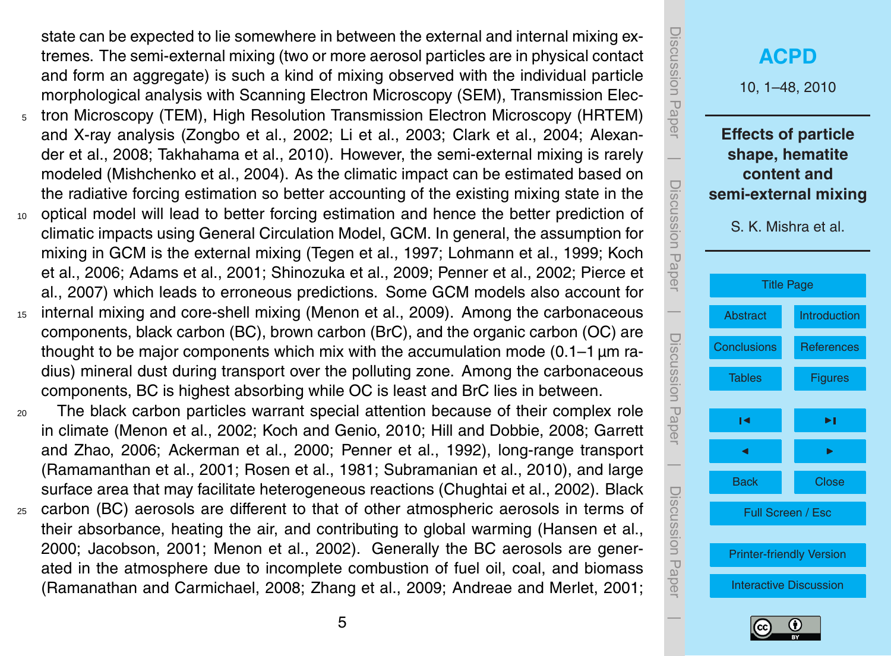state can be expected to lie somewhere in between the external and internal mixing extremes. The semi-external mixing (two or more aerosol particles are in physical contact and form an aggregate) is such a kind of mixing observed with the individual particle morphological analysis with Scanning Electron Microscopy (SEM), Transmission Electron Microscopy (TEM), High Resolution Transmission Electron Microscopy (HRTEM) and X-ray analysis (Zongbo et al., 2002; Li et al., 2003; Clark et al., 2004; Alexander et al., 2008; Takhahama et al., 2010). However, the semi-external mixing is rarely modeled (Mishchenko et al., 2004). As the climatic impact can be estimated based on the radiative forcing estimation so better accounting of the existing mixing state in the optical model will lead to better forcing estimation and hence the better prediction of climatic impacts using General Circulation Model, GCM. In general, the assumption for mixing in GCM is the external mixing (Tegen et al., 1997; Lohmann et al., 1999; Koch et al., 2006; Adams et al., 2001; Shinozuka et al., 2009; Penner et al., 2002; Pierce et al., 2007) which leads to erroneous predictions. Some GCM models also account for internal mixing and core-shell mixing (Menon et al., 2009). Among the carbonaceous components, black carbon (BC), brown carbon (BrC), and the organic carbon (OC) are thought to be major components which mix with the accumulation mode (0.1–1 µm radius) mineral dust during transport over the polluting zone. Among the carbonaceous components, BC is highest absorbing while OC is least and BrC lies in between.

The black carbon particles warrant special attention because of their complex role in climate (Menon et al., 2002; Koch and Genio, 2010; Hill and Dobbie, 2008; Garrett and Zhao, 2006; Ackerman et al., 2000; Penner et al., 1992), long-range transport (Ramamanthan et al., 2001; Rosen et al., 1981; Subramanian et al., 2010), and large surface area that may facilitate heterogeneous reactions (Chughtai et al., 2002). Black carbon (BC) aerosols are different to that of other atmospheric aerosols in terms of their absorbance, heating the air, and contributing to global warming (Hansen et al., 2000; Jacobson, 2001; Menon et al., 2002). Generally the BC aerosols are generated in the atmosphere due to incomplete combustion of fuel oil, coal, and biomass (Ramanathan and Carmichael, 2008; Zhang et al., 2009; Andreae and Merlet, 2001;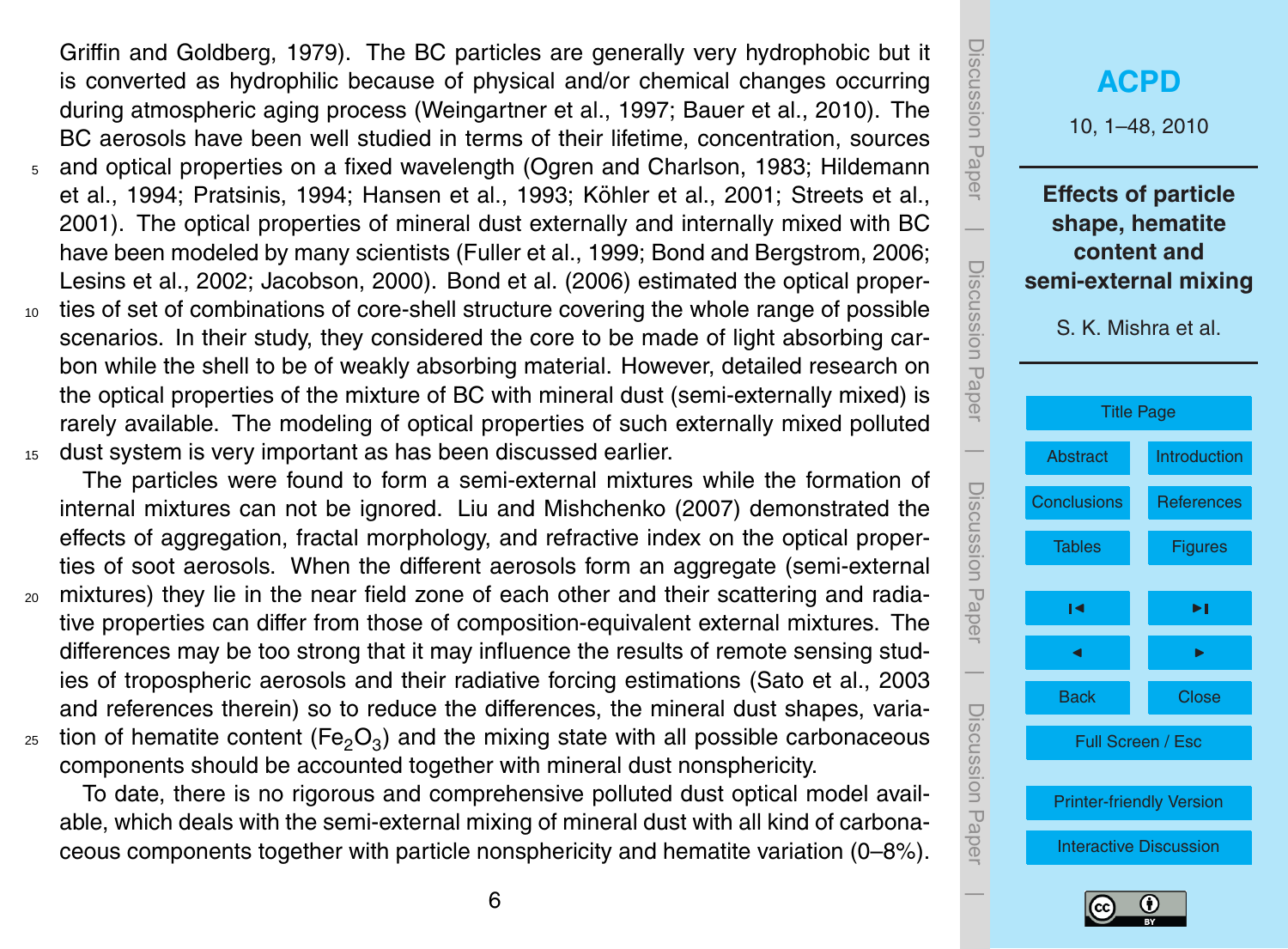Griffin and Goldberg, 1979). The BC particles are generally very hydrophobic but it is converted as hydrophilic because of physical and/or chemical changes occurring during atmospheric aging process (Weingartner et al., 1997; Bauer et al., 2010). The BC aerosols have been well studied in terms of their lifetime, concentration, sources and optical properties on a fixed wavelength (Ogren and Charlson, 1983; Hildemann et al., 1994; Pratsinis, 1994; Hansen et al., 1993; Köhler et al., 2001; Streets et al., 2001). The optical properties of mineral dust externally and internally mixed with BC have been modeled by many scientists (Fuller et al., 1999; Bond and Bergstrom, 2006; Lesins et al., 2002; Jacobson, 2000). Bond et al. (2006) estimated the optical properties of set of combinations of core-shell structure covering the whole range of possible scenarios. In their study, they considered the core to be made of light absorbing carbon while the shell to be of weakly absorbing material. However, detailed research on the optical properties of the mixture of BC with mineral dust (semi-externally mixed) is rarely available. The modeling of optical properties of such externally mixed polluted dust system is very important as has been discussed earlier.

The particles were found to form a semi-external mixtures while the formation of internal mixtures can not be ignored. Liu and Mishchenko (2007) demonstrated the effects of aggregation, fractal morphology, and refractive index on the optical properties of soot aerosols. When the different aerosols form an aggregate (semi-external mixtures) they lie in the near field zone of each other and their scattering and radiative properties can differ from those of composition-equivalent external mixtures. The differences may be too strong that it may influence the results of remote sensing studies of tropospheric aerosols and their radiative forcing estimations (Sato et al., 2003 and references therein) so to reduce the differences, the mineral dust shapes, variation of hematite content ($Fe_2O_3$) and the mixing state with all possible carbonaceous components should be accounted together with mineral dust nonsphericity.

To date, there is no rigorous and comprehensive polluted dust optical model available, which deals with the semi-external mixing of mineral dust with all kind of carbonaceous components together with particle nonsphericity and hematite variation (0–8%).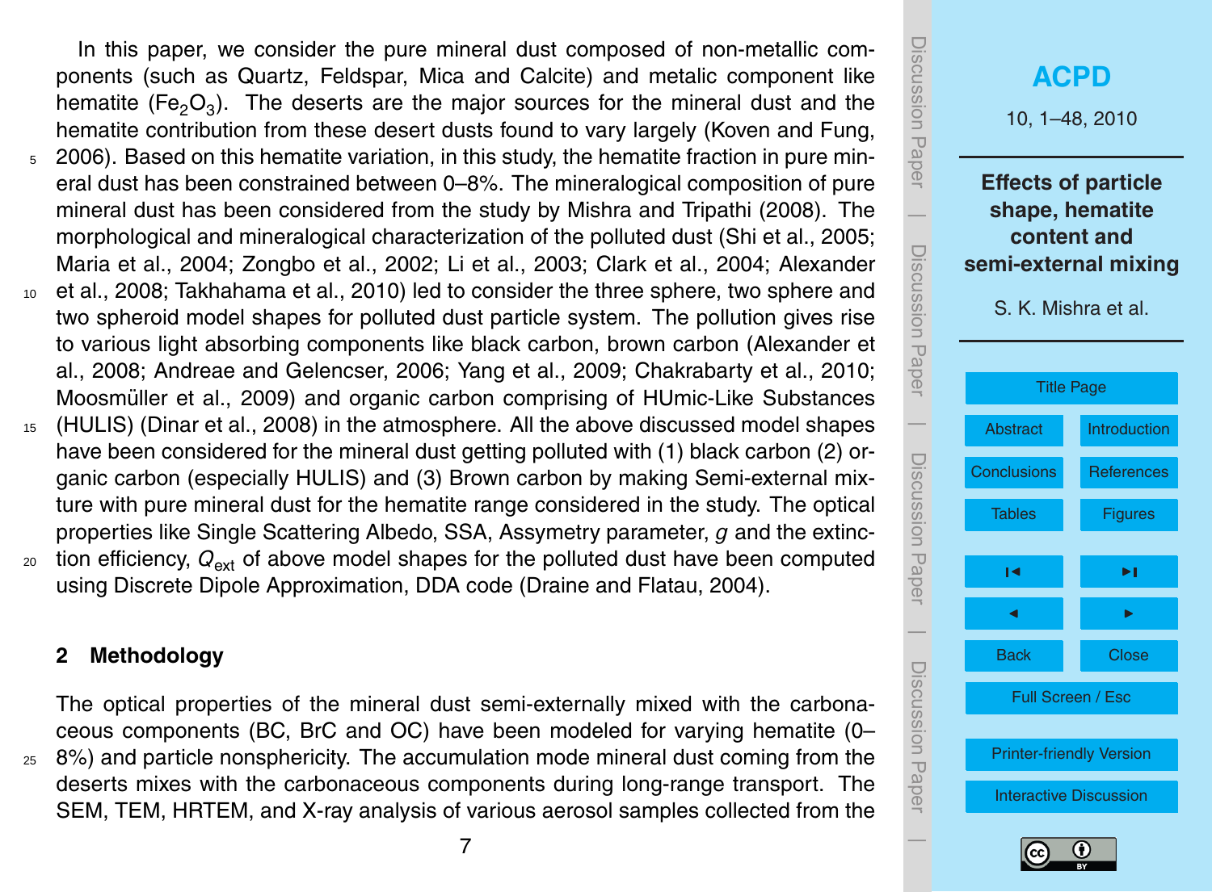In this paper, we consider the pure mineral dust composed of non-metallic components (such as Quartz, Feldspar, Mica and Calcite) and metalic component like hematite ($Fe_2O_3$). The deserts are the major sources for the mineral dust and the hematite contribution from these desert dusts found to vary largely (Koven and Fung, 2006). Based on this hematite variation, in this study, the hematite fraction in pure mineral dust has been constrained between 0–8%. The mineralogical composition of pure mineral dust has been considered from the study by Mishra and Tripathi (2008). The morphological and mineralogical characterization of the polluted dust (Shi et al., 2005; Maria et al., 2004; Zongbo et al., 2002; Li et al., 2003; Clark et al., 2004; Alexander et al., 2008; Takhahama et al., 2010) led to consider the three sphere, two sphere and two spheroid model shapes for polluted dust particle system. The pollution gives rise to various light absorbing components like black carbon, brown carbon (Alexander et al., 2008; Andreae and Gelencser, 2006; Yang et al., 2009; Chakrabarty et al., 2010; Moosmüller et al., 2009) and organic carbon comprising of HUmic-Like Substances (HULIS) (Dinar et al., 2008) in the atmosphere. All the above discussed model shapes have been considered for the mineral dust getting polluted with (1) black carbon (2) organic carbon (especially HULIS) and (3) Brown carbon by making Semi-external mixture with pure mineral dust for the hematite range considered in the study. The optical properties like Single Scattering Albedo, SSA, Assymetry parameter, $g$ and the extinction efficiency, $Q_{ext}$ of above model shapes for the polluted dust have been computed using Discrete Dipole Approximation, DDA code (Draine and Flatau, 2004).

## 2 Methodology

The optical properties of the mineral dust semi-externally mixed with the carbonaceous components (BC, BrC and OC) have been modeled for varying hematite (0–8%) and particle nonsphericity. The accumulation mode mineral dust coming from the deserts mixes with the carbonaceous components during long-range transport. The SEM, TEM, HRTEM, and X-ray analysis of various aerosol samples collected from the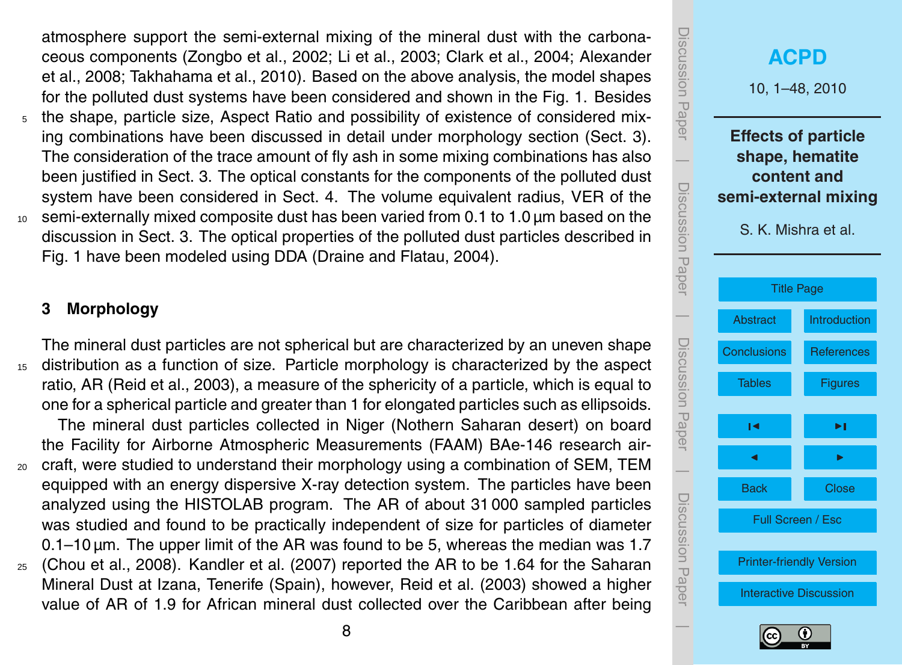atmosphere support the semi-external mixing of the mineral dust with the carbonaceous components (Zongbo et al., 2002; Li et al., 2003; Clark et al., 2004; Alexander et al., 2008; Takhahama et al., 2010). Based on the above analysis, the model shapes for the polluted dust systems have been considered and shown in the Fig. 1. Besides the shape, particle size, Aspect Ratio and possibility of existence of considered mixing combinations have been discussed in detail under morphology section (Sect. 3). The consideration of the trace amount of fly ash in some mixing combinations has also been justified in Sect. 3. The optical constants for the components of the polluted dust system have been considered in Sect. 4. The volume equivalent radius, VER of the semi-externally mixed composite dust has been varied from 0.1 to 1.0 µm based on the discussion in Sect. 3. The optical properties of the polluted dust particles described in Fig. 1 have been modeled using DDA (Draine and Flatau, 2004).

## 3 Morphology

The mineral dust particles are not spherical but are characterized by an uneven shape distribution as a function of size. Particle morphology is characterized by the aspect ratio, AR (Reid et al., 2003), a measure of the sphericity of a particle, which is equal to one for a spherical particle and greater than 1 for elongated particles such as ellipsoids.

The mineral dust particles collected in Niger (Nothern Saharan desert) on board the Facility for Airborne Atmospheric Measurements (FAAM) BAe-146 research aircraft, were studied to understand their morphology using a combination of SEM, TEM equipped with an energy dispersive X-ray detection system. The particles have been analyzed using the HISTOLAB program. The AR of about 31 000 sampled particles was studied and found to be practically independent of size for particles of diameter 0.1–10 µm. The upper limit of the AR was found to be 5, whereas the median was 1.7 (Chou et al., 2008). Kandler et al. (2007) reported the AR to be 1.64 for the Saharan Mineral Dust at Izana, Tenerife (Spain), however, Reid et al. (2003) showed a higher value of AR of 1.9 for African mineral dust collected over the Caribbean after being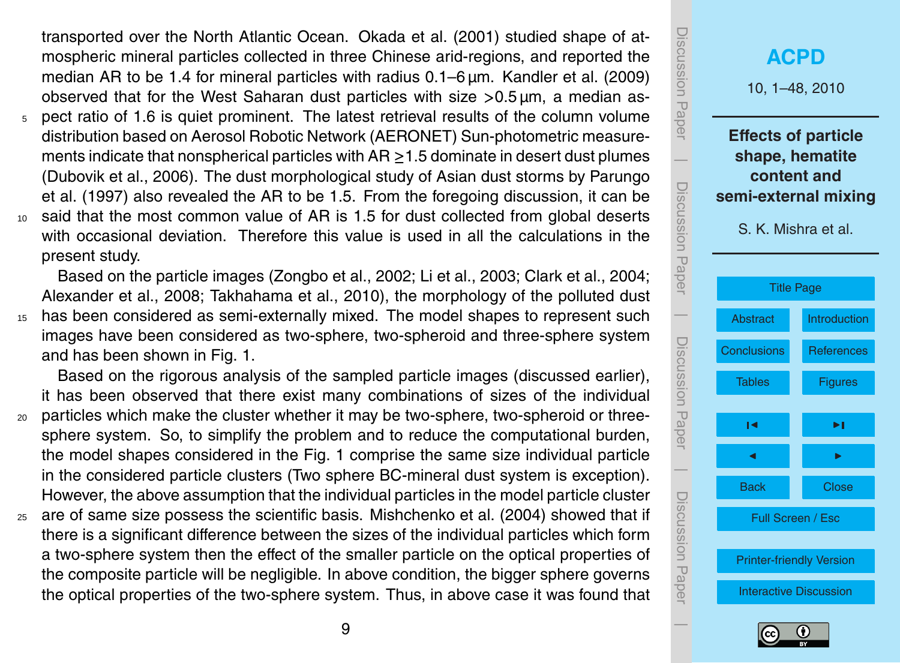transported over the North Atlantic Ocean. Okada et al. (2001) studied shape of atmospheric mineral particles collected in three Chinese arid-regions, and reported the median AR to be 1.4 for mineral particles with radius 0.1–6 µm. Kandler et al. (2009) observed that for the West Saharan dust particles with size >0.5 µm, a median aspect ratio of 1.6 is quiet prominent. The latest retrieval results of the column volume distribution based on Aerosol Robotic Network (AERONET) Sun-photometric measurements indicate that nonspherical particles with AR ≥1.5 dominate in desert dust plumes (Dubovik et al., 2006). The dust morphological study of Asian dust storms by Parungo et al. (1997) also revealed the AR to be 1.5. From the foregoing discussion, it can be said that the most common value of AR is 1.5 for dust collected from global deserts with occasional deviation. Therefore this value is used in all the calculations in the present study.

Based on the particle images (Zongbo et al., 2002; Li et al., 2003; Clark et al., 2004; Alexander et al., 2008; Takhahama et al., 2010), the morphology of the polluted dust has been considered as semi-externally mixed. The model shapes to represent such images have been considered as two-sphere, two-spheroid and three-sphere system and has been shown in Fig. 1.

Based on the rigorous analysis of the sampled particle images (discussed earlier), it has been observed that there exist many combinations of sizes of the individual particles which make the cluster whether it may be two-sphere, two-spheroid or three-sphere system. So, to simplify the problem and to reduce the computational burden, the model shapes considered in the Fig. 1 comprise the same size individual particle in the considered particle clusters (Two sphere BC-mineral dust system is exception). However, the above assumption that the individual particles in the model particle cluster are of same size possess the scientific basis. Mishchenko et al. (2004) showed that if there is a significant difference between the sizes of the individual particles which form a two-sphere system then the effect of the smaller particle on the optical properties of the composite particle will be negligible. In above condition, the bigger sphere governs the optical properties of the two-sphere system. Thus, in above case it was found that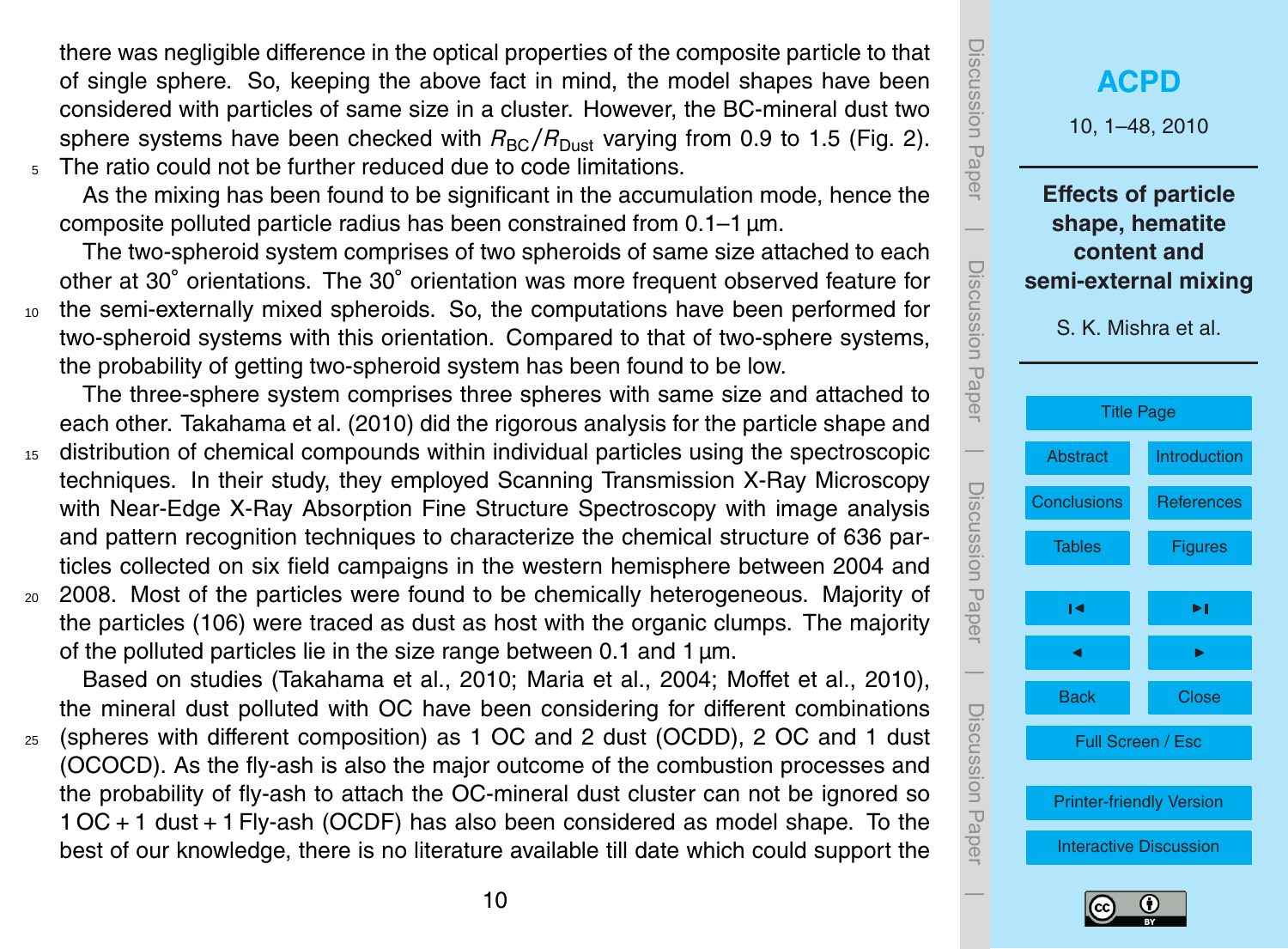there was negligible difference in the optical properties of the composite particle to that of single sphere. So, keeping the above fact in mind, the model shapes have been considered with particles of same size in a cluster. However, the BC-mineral dust two sphere systems have been checked with $R_{BC}/R_{Dust}$ varying from 0.9 to 1.5 (Fig. 2). The ratio could not be further reduced due to code limitations.

As the mixing has been found to be significant in the accumulation mode, hence the composite polluted particle radius has been constrained from 0.1–1 µm.

The two-spheroid system comprises of two spheroids of same size attached to each other at 30° orientations. The 30° orientation was more frequent observed feature for the semi-externally mixed spheroids. So, the computations have been performed for two-spheroid systems with this orientation. Compared to that of two-sphere systems, the probability of getting two-spheroid system has been found to be low.

The three-sphere system comprises three spheres with same size and attached to each other. Takahama et al. (2010) did the rigorous analysis for the particle shape and distribution of chemical compounds within individual particles using the spectroscopic techniques. In their study, they employed Scanning Transmission X-Ray Microscopy with Near-Edge X-Ray Absorption Fine Structure Spectroscopy with image analysis and pattern recognition techniques to characterize the chemical structure of 636 particles collected on six field campaigns in the western hemisphere between 2004 and 2008. Most of the particles were found to be chemically heterogeneous. Majority of the particles (106) were traced as dust as host with the organic clumps. The majority of the polluted particles lie in the size range between 0.1 and 1 µm.

Based on studies (Takahama et al., 2010; Maria et al., 2004; Moffet et al., 2010), the mineral dust polluted with OC have been considering for different combinations (spheres with different composition) as 1 OC and 2 dust (OCDD), 2 OC and 1 dust (OCOCD). As the fly-ash is also the major outcome of the combustion processes and the probability of fly-ash to attach the OC-mineral dust cluster can not be ignored so 1 OC + 1 dust + 1 Fly-ash (OCDF) has also been considered as model shape. To the best of our knowledge, there is no literature available till date which could support the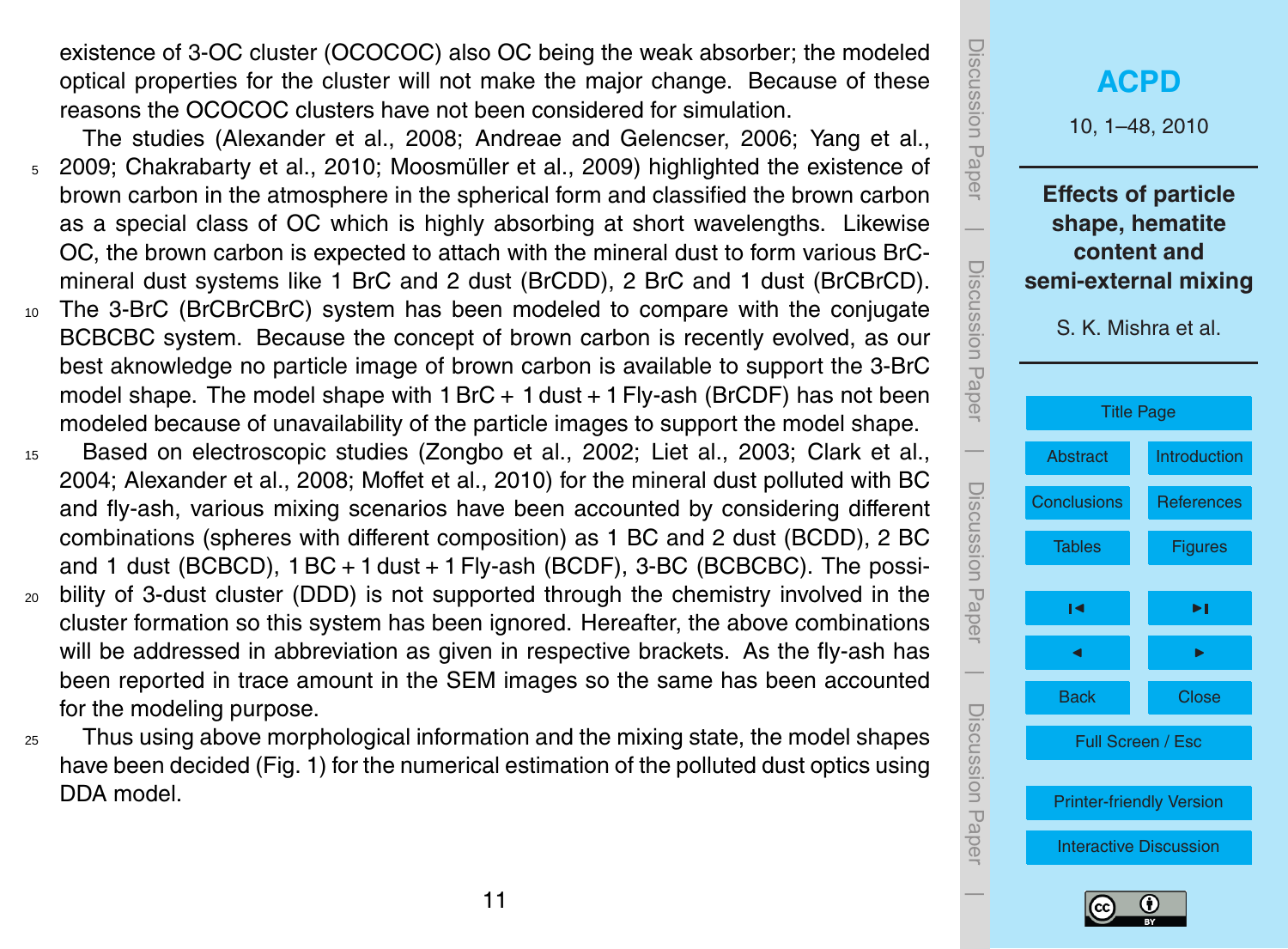existence of 3-OC cluster (OCOCOC) also OC being the weak absorber; the modeled optical properties for the cluster will not make the major change. Because of these reasons the OCOCOC clusters have not been considered for simulation.

The studies (Alexander et al., 2008; Andreae and Gelencser, 2006; Yang et al., 2009; Chakrabarty et al., 2010; Moosmüller et al., 2009) highlighted the existence of brown carbon in the atmosphere in the spherical form and classified the brown carbon as a special class of OC which is highly absorbing at short wavelengths. Likewise OC, the brown carbon is expected to attach with the mineral dust to form various BrC-mineral dust systems like 1 BrC and 2 dust (BrCDD), 2 BrC and 1 dust (BrCBrCD). The 3-BrC (BrCBrCBrC) system has been modeled to compare with the conjugate BCBCBC system. Because the concept of brown carbon is recently evolved, as our best aknowledge no particle image of brown carbon is available to support the 3-BrC model shape. The model shape with 1 BrC + 1 dust + 1 Fly-ash (BrCDF) has not been modeled because of unavailability of the particle images to support the model shape.

Based on electroscopic studies (Zongbo et al., 2002; Liet al., 2003; Clark et al., 2004; Alexander et al., 2008; Moffet et al., 2010) for the mineral dust polluted with BC and fly-ash, various mixing scenarios have been accounted by considering different combinations (spheres with different composition) as 1 BC and 2 dust (BCDD), 2 BC and 1 dust (BCBCD), 1 BC + 1 dust + 1 Fly-ash (BCDF), 3-BC (BCBCBC). The possibility of 3-dust cluster (DDD) is not supported through the chemistry involved in the cluster formation so this system has been ignored. Hereafter, the above combinations will be addressed in abbreviation as given in respective brackets. As the fly-ash has been reported in trace amount in the SEM images so the same has been accounted for the modeling purpose.

Thus using above morphological information and the mixing state, the model shapes have been decided (Fig. 1) for the numerical estimation of the polluted dust optics using DDA model.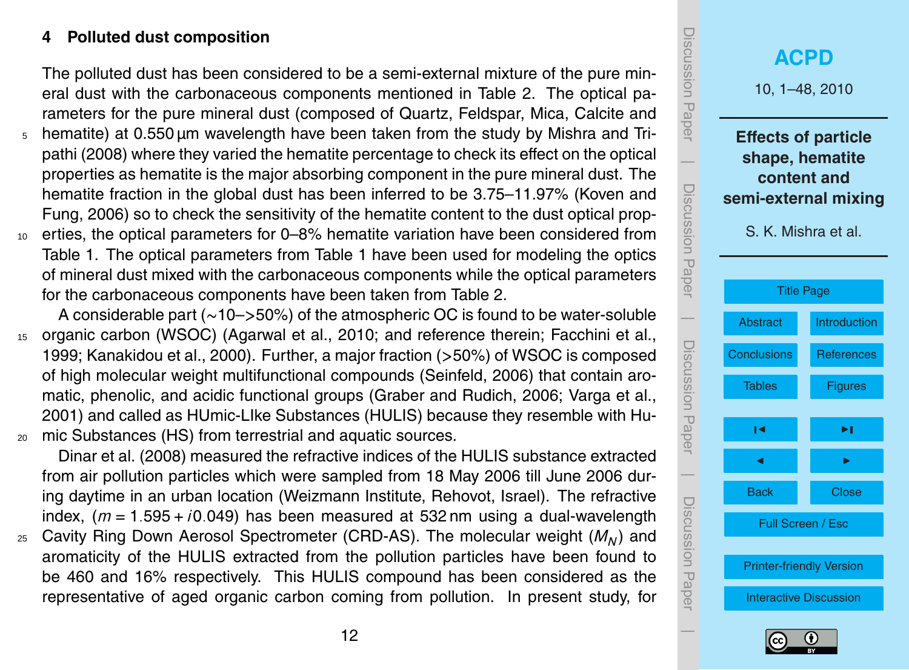## 4 Polluted dust composition

The polluted dust has been considered to be a semi-external mixture of the pure mineral dust with the carbonaceous components mentioned in Table 2. The optical parameters for the pure mineral dust (composed of Quartz, Feldspar, Mica, Calcite and hematite) at 0.550 µm wavelength have been taken from the study by Mishra and Tripathi (2008) where they varied the hematite percentage to check its effect on the optical properties as hematite is the major absorbing component in the pure mineral dust. The hematite fraction in the global dust has been inferred to be 3.75–11.97% (Koven and Fung, 2006) so to check the sensitivity of the hematite content to the dust optical properties, the optical parameters for 0–8% hematite variation have been considered from Table 1. The optical parameters from Table 1 have been used for modeling the optics of mineral dust mixed with the carbonaceous components while the optical parameters for the carbonaceous components have been taken from Table 2.

A considerable part (∼10–>50%) of the atmospheric OC is found to be water-soluble organic carbon (WSOC) (Agarwal et al., 2010; and reference therein; Facchini et al., 1999; Kanakidou et al., 2000). Further, a major fraction (>50%) of WSOC is composed of high molecular weight multifunctional compounds (Seinfeld, 2006) that contain aromatic, phenolic, and acidic functional groups (Graber and Rudich, 2006; Varga et al., 2001) and called as HUmic-LIke Substances (HULIS) because they resemble with Humic Substances (HS) from terrestrial and aquatic sources.

Dinar et al. (2008) measured the refractive indices of the HULIS substance extracted from air pollution particles which were sampled from 18 May 2006 till June 2006 during daytime in an urban location (Weizmann Institute, Rehovot, Israel). The refractive index, ($m = 1.595 + i0.049$) has been measured at 532 nm using a dual-wavelength Cavity Ring Down Aerosol Spectrometer (CRD-AS). The molecular weight ($M_N$) and aromaticity of the HULIS extracted from the pollution particles have been found to be 460 and 16% respectively. This HULIS compound has been considered as the representative of aged organic carbon coming from pollution. In present study, for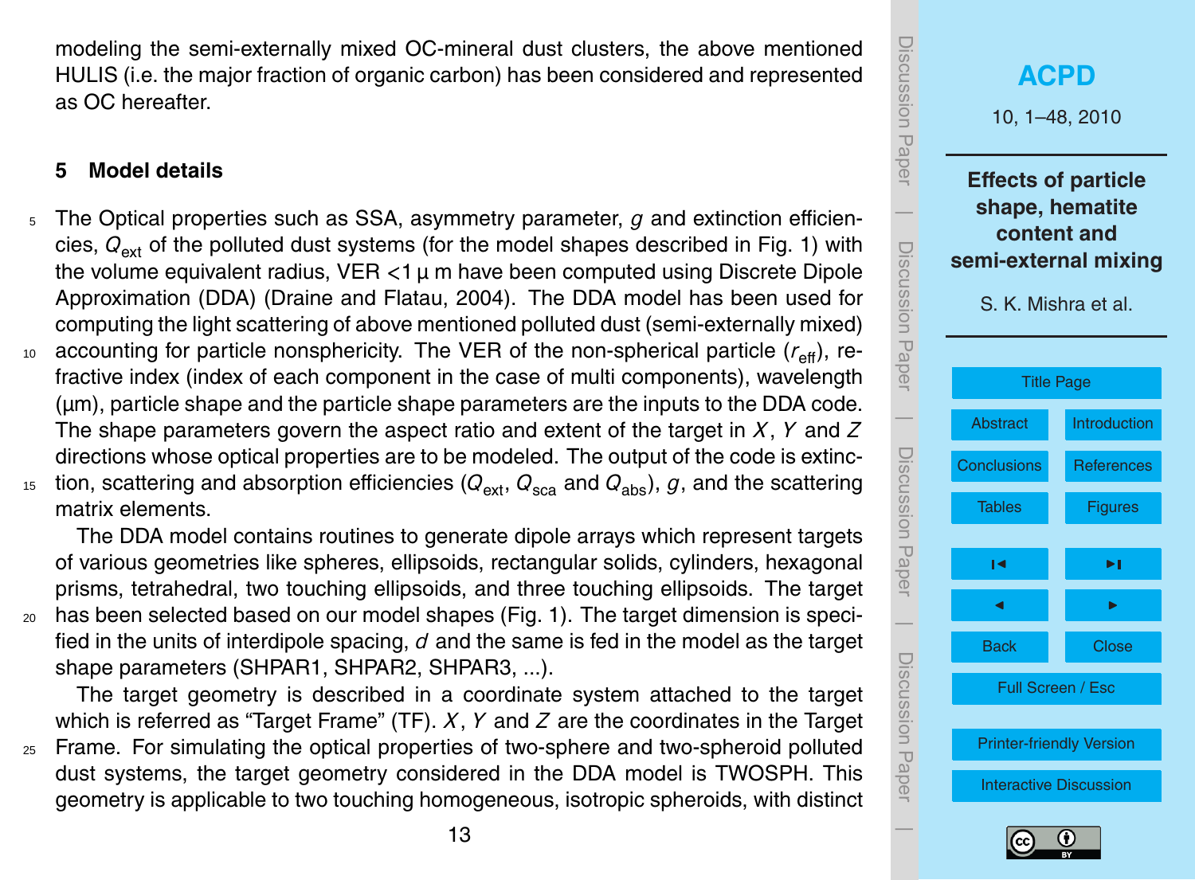modeling the semi-externally mixed OC-mineral dust clusters, the above mentioned HULIS (i.e. the major fraction of organic carbon) has been considered and represented as OC hereafter.

## 5 Model details

The Optical properties such as SSA, asymmetry parameter, $g$ and extinction efficiencies, $Q_{ext}$ of the polluted dust systems (for the model shapes described in Fig. 1) with the volume equivalent radius, VER <1 µ m have been computed using Discrete Dipole Approximation (DDA) (Draine and Flatau, 2004). The DDA model has been used for computing the light scattering of above mentioned polluted dust (semi-externally mixed) accounting for particle nonsphericity. The VER of the non-spherical particle ($r_{eff}$), refractive index (index of each component in the case of multi components), wavelength (µm), particle shape and the particle shape parameters are the inputs to the DDA code. The shape parameters govern the aspect ratio and extent of the target in $X$, $Y$ and $Z$ directions whose optical properties are to be modeled. The output of the code is extinction, scattering and absorption efficiencies ($Q_{ext}$, $Q_{sca}$ and $Q_{abs}$), $g$, and the scattering matrix elements.

The DDA model contains routines to generate dipole arrays which represent targets of various geometries like spheres, ellipsoids, rectangular solids, cylinders, hexagonal prisms, tetrahedral, two touching ellipsoids, and three touching ellipsoids. The target has been selected based on our model shapes (Fig. 1). The target dimension is specified in the units of interdipole spacing, $d$ and the same is fed in the model as the target shape parameters (SHPAR1, SHPAR2, SHPAR3, ...).

The target geometry is described in a coordinate system attached to the target which is referred as "Target Frame" (TF). $X$, $Y$ and $Z$ are the coordinates in the Target Frame. For simulating the optical properties of two-sphere and two-spheroid polluted dust systems, the target geometry considered in the DDA model is TWOSPH. This geometry is applicable to two touching homogeneous, isotropic spheroids, with distinct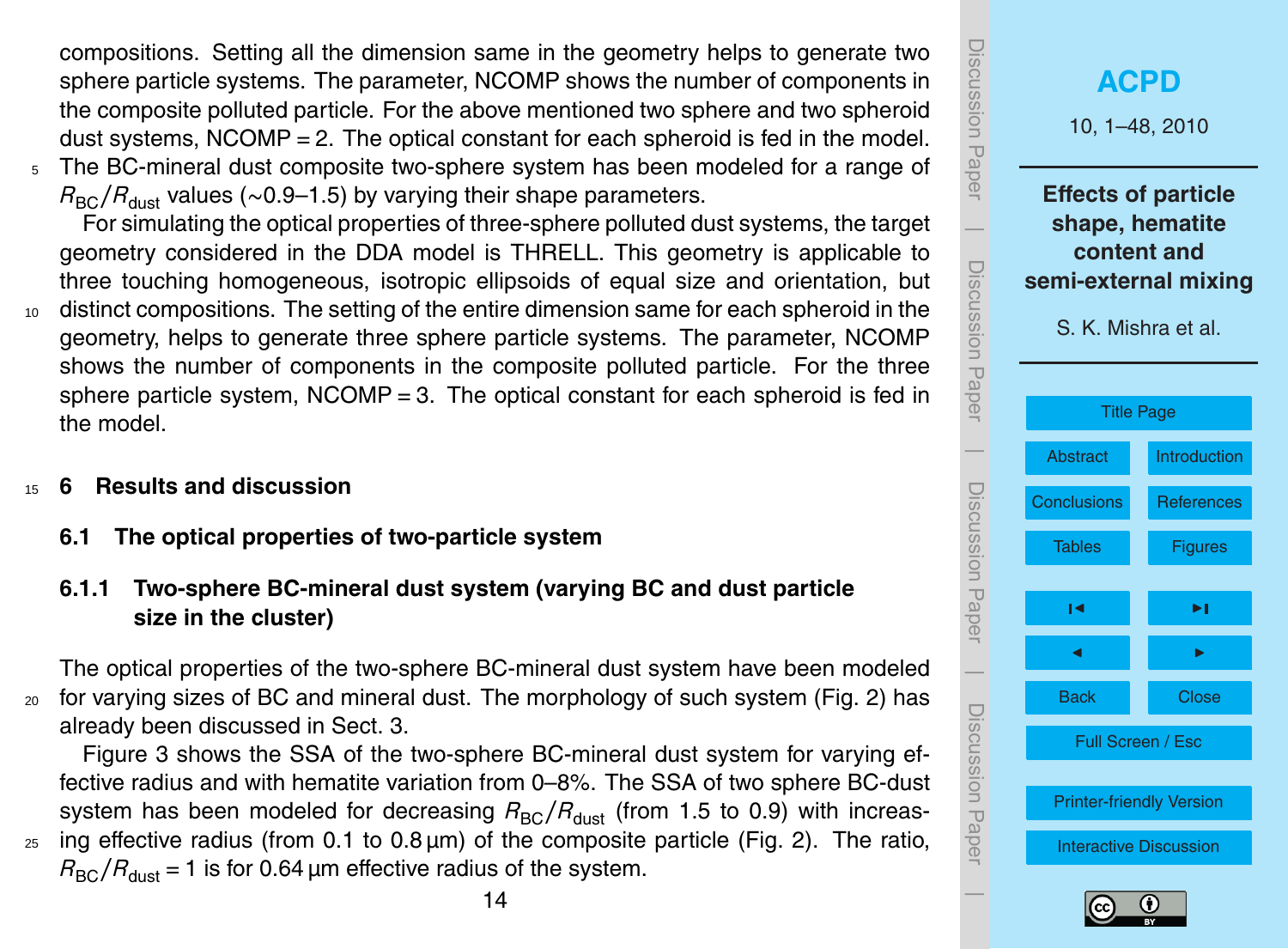compositions. Setting all the dimension same in the geometry helps to generate two sphere particle systems. The parameter, NCOMP shows the number of components in the composite polluted particle. For the above mentioned two sphere and two spheroid dust systems, NCOMP = 2. The optical constant for each spheroid is fed in the model. The BC-mineral dust composite two-sphere system has been modeled for a range of $R_{BC}/R_{dust}$ values (~0.9–1.5) by varying their shape parameters.

For simulating the optical properties of three-sphere polluted dust systems, the target geometry considered in the DDA model is THRELL. This geometry is applicable to three touching homogeneous, isotropic ellipsoids of equal size and orientation, but distinct compositions. The setting of the entire dimension same for each spheroid in the geometry, helps to generate three sphere particle systems. The parameter, NCOMP shows the number of components in the composite polluted particle. For the three sphere particle system, NCOMP = 3. The optical constant for each spheroid is fed in the model.

# 6 Results and discussion

## 6.1 The optical properties of two-particle system

### 6.1.1 Two-sphere BC-mineral dust system (varying BC and dust particle size in the cluster)

The optical properties of the two-sphere BC-mineral dust system have been modeled for varying sizes of BC and mineral dust. The morphology of such system (Fig. 2) has already been discussed in Sect. 3.

Figure 3 shows the SSA of the two-sphere BC-mineral dust system for varying effective radius and with hematite variation from 0–8%. The SSA of two sphere BC-dust system has been modeled for decreasing $R_{BC}/R_{dust}$ (from 1.5 to 0.9) with increasing effective radius (from 0.1 to 0.8 µm) of the composite particle (Fig. 2). The ratio, $R_{BC}/R_{dust} = 1$ is for 0.64 µm effective radius of the system.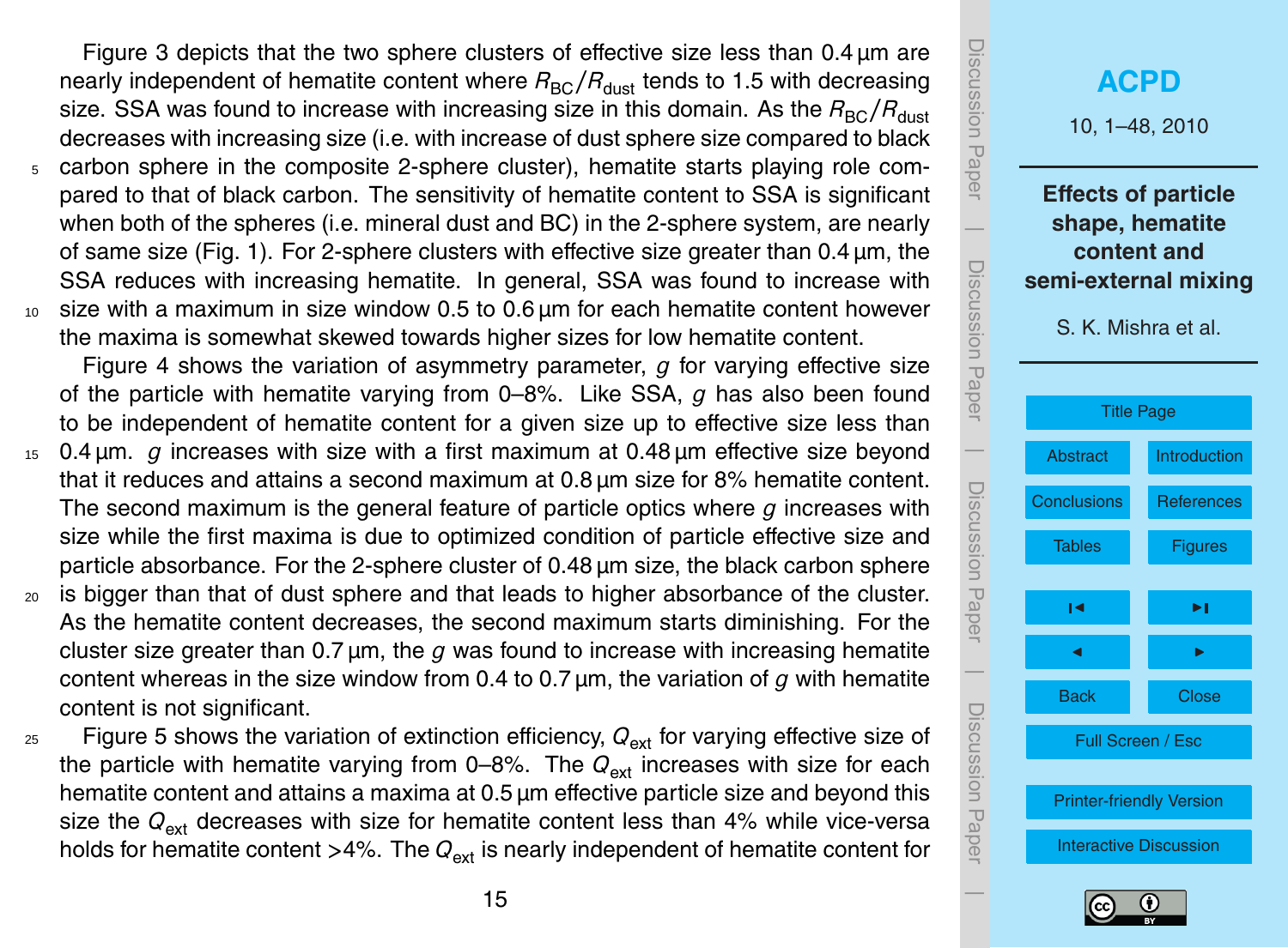Figure 3 depicts that the two sphere clusters of effective size less than 0.4 µm are nearly independent of hematite content where $R_{BC}/R_{dust}$ tends to 1.5 with decreasing size. SSA was found to increase with increasing size in this domain. As the $R_{BC}/R_{dust}$ decreases with increasing size (i.e. with increase of dust sphere size compared to black carbon sphere in the composite 2-sphere cluster), hematite starts playing role compared to that of black carbon. The sensitivity of hematite content to SSA is significant when both of the spheres (i.e. mineral dust and BC) in the 2-sphere system, are nearly of same size (Fig. 1). For 2-sphere clusters with effective size greater than 0.4 µm, the SSA reduces with increasing hematite. In general, SSA was found to increase with size with a maximum in size window 0.5 to 0.6 µm for each hematite content however the maxima is somewhat skewed towards higher sizes for low hematite content.

Figure 4 shows the variation of asymmetry parameter, $g$ for varying effective size of the particle with hematite varying from 0–8%. Like SSA, $g$ has also been found to be independent of hematite content for a given size up to effective size less than 0.4 µm. $g$ increases with size with a first maximum at 0.48 µm effective size beyond that it reduces and attains a second maximum at 0.8 µm size for 8% hematite content. The second maximum is the general feature of particle optics where $g$ increases with size while the first maxima is due to optimized condition of particle effective size and particle absorbance. For the 2-sphere cluster of 0.48 µm size, the black carbon sphere is bigger than that of dust sphere and that leads to higher absorbance of the cluster. As the hematite content decreases, the second maximum starts diminishing. For the cluster size greater than 0.7 µm, the $g$ was found to increase with increasing hematite content whereas in the size window from 0.4 to 0.7 µm, the variation of $g$ with hematite content is not significant.

Figure 5 shows the variation of extinction efficiency, $Q_{ext}$ for varying effective size of the particle with hematite varying from 0–8%. The $Q_{ext}$ increases with size for each hematite content and attains a maxima at 0.5 µm effective particle size and beyond this size the $Q_{ext}$ decreases with size for hematite content less than 4% while vice-versa holds for hematite content >4%. The $Q_{ext}$ is nearly independent of hematite content for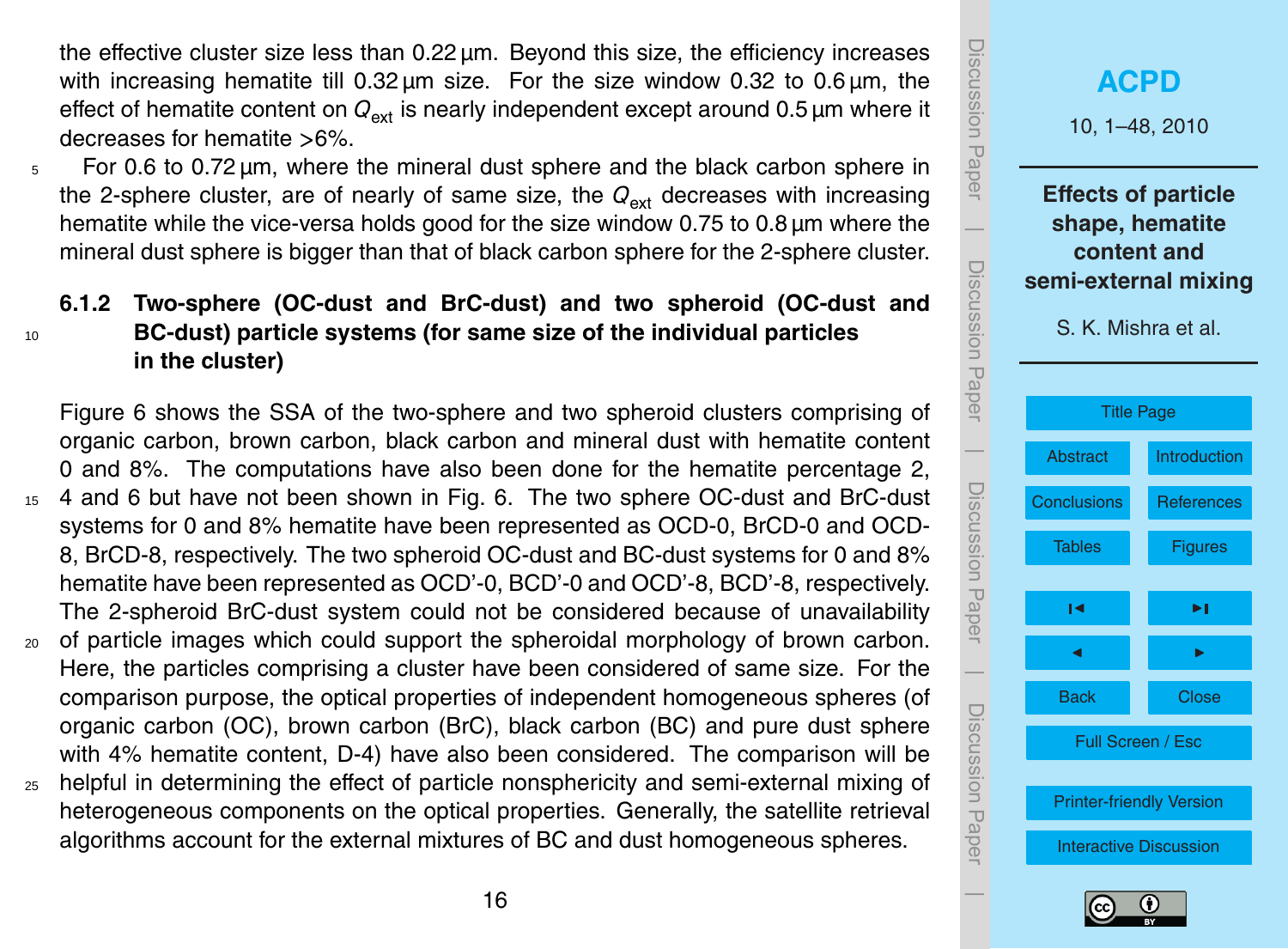the effective cluster size less than 0.22 µm. Beyond this size, the efficiency increases with increasing hematite till 0.32 µm size. For the size window 0.32 to 0.6 µm, the effect of hematite content on $Q_{ext}$ is nearly independent except around 0.5 µm where it decreases for hematite >6%.

For 0.6 to 0.72 µm, where the mineral dust sphere and the black carbon sphere in the 2-sphere cluster, are of nearly of same size, the $Q_{ext}$ decreases with increasing hematite while the vice-versa holds good for the size window 0.75 to 0.8 µm where the mineral dust sphere is bigger than that of black carbon sphere for the 2-sphere cluster.

#### 6.1.2 Two-sphere (OC-dust and BrC-dust) and two spheroid (OC-dust and BC-dust) particle systems (for same size of the individual particles in the cluster)

Figure 6 shows the SSA of the two-sphere and two spheroid clusters comprising of organic carbon, brown carbon, black carbon and mineral dust with hematite content 0 and 8%. The computations have also been done for the hematite percentage 2, 4 and 6 but have not been shown in Fig. 6. The two sphere OC-dust and BrC-dust systems for 0 and 8% hematite have been represented as OCD-0, BrCD-0 and OCD-8, BrCD-8, respectively. The two spheroid OC-dust and BC-dust systems for 0 and 8% hematite have been represented as OCD'-0, BCD'-0 and OCD'-8, BCD'-8, respectively. The 2-spheroid BrC-dust system could not be considered because of unavailability of particle images which could support the spheroidal morphology of brown carbon. Here, the particles comprising a cluster have been considered of same size. For the comparison purpose, the optical properties of independent homogeneous spheres (of organic carbon (OC), brown carbon (BrC), black carbon (BC) and pure dust sphere with 4% hematite content, D-4) have also been considered. The comparison will be helpful in determining the effect of particle nonsphericity and semi-external mixing of heterogeneous components on the optical properties. Generally, the satellite retrieval algorithms account for the external mixtures of BC and dust homogeneous spheres.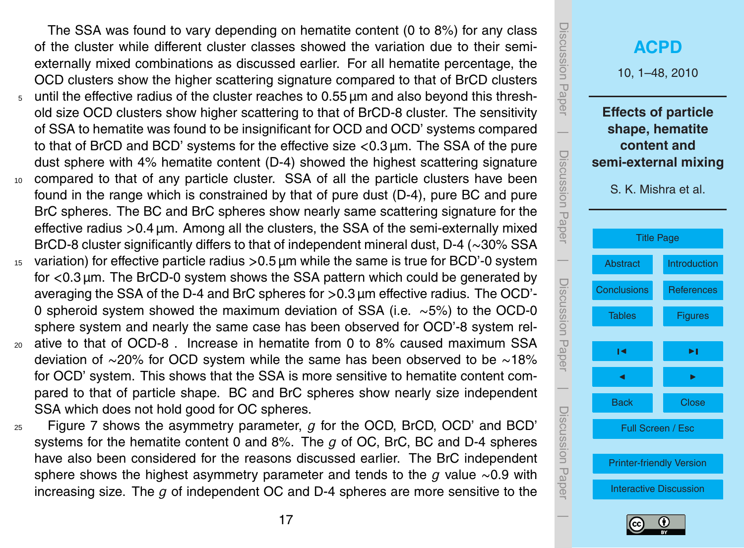The SSA was found to vary depending on hematite content (0 to 8%) for any class of the cluster while different cluster classes showed the variation due to their semi-externally mixed combinations as discussed earlier. For all hematite percentage, the OCD clusters show the higher scattering signature compared to that of BrCD clusters until the effective radius of the cluster reaches to 0.55 µm and also beyond this threshold size OCD clusters show higher scattering to that of BrCD-8 cluster. The sensitivity of SSA to hematite was found to be insignificant for OCD and OCD' systems compared to that of BrCD and BCD' systems for the effective size <0.3 µm. The SSA of the pure dust sphere with 4% hematite content (D-4) showed the highest scattering signature compared to that of any particle cluster. SSA of all the particle clusters have been found in the range which is constrained by that of pure dust (D-4), pure BC and pure BrC spheres. The BC and BrC spheres show nearly same scattering signature for the effective radius >0.4 µm. Among all the clusters, the SSA of the semi-externally mixed BrCD-8 cluster significantly differs to that of independent mineral dust, D-4 (∼30% SSA variation) for effective particle radius >0.5 µm while the same is true for BCD'-0 system for <0.3 µm. The BrCD-0 system shows the SSA pattern which could be generated by averaging the SSA of the D-4 and BrC spheres for >0.3 µm effective radius. The OCD'-0 spheroid system showed the maximum deviation of SSA (i.e. ∼5%) to the OCD-0 sphere system and nearly the same case has been observed for OCD'-8 system relative to that of OCD-8 . Increase in hematite from 0 to 8% caused maximum SSA deviation of ∼20% for OCD system while the same has been observed to be ∼18% for OCD' system. This shows that the SSA is more sensitive to hematite content compared to that of particle shape. BC and BrC spheres show nearly size independent SSA which does not hold good for OC spheres.

Figure 7 shows the asymmetry parameter, $g$ for the OCD, BrCD, OCD' and BCD' systems for the hematite content 0 and 8%. The $g$ of OC, BrC, BC and D-4 spheres have also been considered for the reasons discussed earlier. The BrC independent sphere shows the highest asymmetry parameter and tends to the $g$ value ∼0.9 with increasing size. The $g$ of independent OC and D-4 spheres are more sensitive to the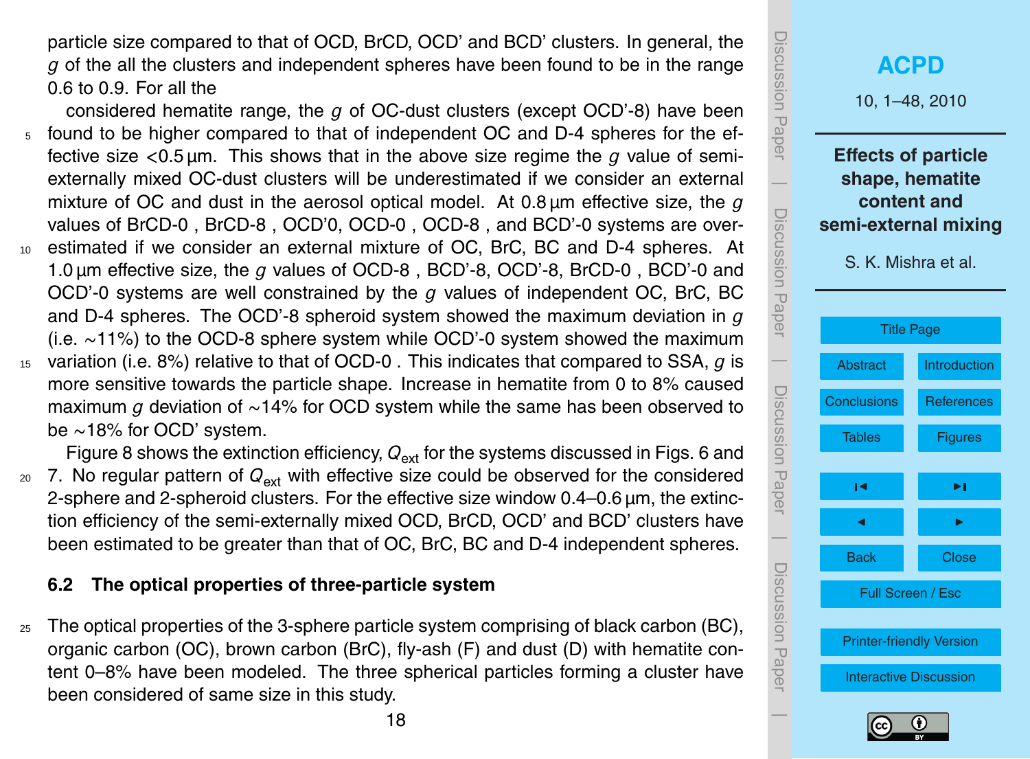particle size compared to that of OCD, BrCD, OCD' and BCD' clusters. In general, the $g$ of the all the clusters and independent spheres have been found to be in the range 0.6 to 0.9. For all the

considered hematite range, the $g$ of OC-dust clusters (except OCD'-8) have been found to be higher compared to that of independent OC and D-4 spheres for the effective size <0.5 µm. This shows that in the above size regime the $g$ value of semi-externally mixed OC-dust clusters will be underestimated if we consider an external mixture of OC and dust in the aerosol optical model. At 0.8 µm effective size, the $g$ values of BrCD-0 , BrCD-8 , OCD'0, OCD-0 , OCD-8 , and BCD'-0 systems are overestimated if we consider an external mixture of OC, BrC, BC and D-4 spheres. At 1.0 µm effective size, the $g$ values of OCD-8 , BCD'-8, OCD'-8, BrCD-0 , BCD'-0 and OCD'-0 systems are well constrained by the $g$ values of independent OC, BrC, BC and D-4 spheres. The OCD'-8 spheroid system showed the maximum deviation in $g$ (i.e. ∼11%) to the OCD-8 sphere system while OCD'-0 system showed the maximum variation (i.e. 8%) relative to that of OCD-0 . This indicates that compared to SSA, $g$ is more sensitive towards the particle shape. Increase in hematite from 0 to 8% caused maximum $g$ deviation of ∼14% for OCD system while the same has been observed to be ∼18% for OCD' system.

Figure 8 shows the extinction efficiency, $Q_{ext}$ for the systems discussed in Figs. 6 and 7. No regular pattern of $Q_{ext}$ with effective size could be observed for the considered 2-sphere and 2-spheroid clusters. For the effective size window 0.4–0.6 µm, the extinction efficiency of the semi-externally mixed OCD, BrCD, OCD' and BCD' clusters have been estimated to be greater than that of OC, BrC, BC and D-4 independent spheres.

### 6.2 The optical properties of three-particle system

The optical properties of the 3-sphere particle system comprising of black carbon (BC), organic carbon (OC), brown carbon (BrC), fly-ash (F) and dust (D) with hematite content 0–8% have been modeled. The three spherical particles forming a cluster have been considered of same size in this study.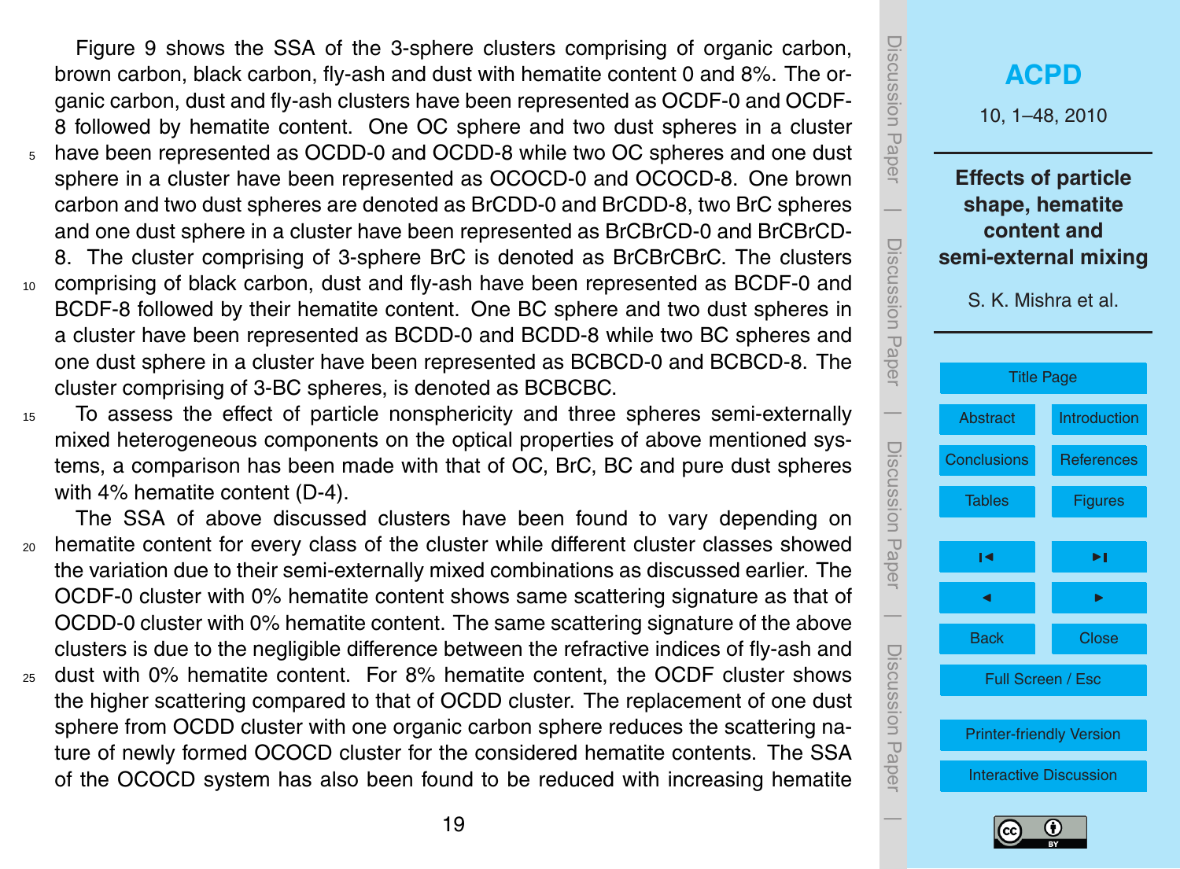Figure 9 shows the SSA of the 3-sphere clusters comprising of organic carbon, brown carbon, black carbon, fly-ash and dust with hematite content 0 and 8%. The organic carbon, dust and fly-ash clusters have been represented as OCDF-0 and OCDF-8 followed by hematite content. One OC sphere and two dust spheres in a cluster have been represented as OCDD-0 and OCDD-8 while two OC spheres and one dust sphere in a cluster have been represented as OCOCD-0 and OCOCD-8. One brown carbon and two dust spheres are denoted as BrCDD-0 and BrCDD-8, two BrC spheres and one dust sphere in a cluster have been represented as BrCBrCD-0 and BrCBrCD-8. The cluster comprising of 3-sphere BrC is denoted as BrCBrCBrC. The clusters comprising of black carbon, dust and fly-ash have been represented as BCDF-0 and BCDF-8 followed by their hematite content. One BC sphere and two dust spheres in a cluster have been represented as BCDD-0 and BCDD-8 while two BC spheres and one dust sphere in a cluster have been represented as BCBCD-0 and BCBCD-8. The cluster comprising of 3-BC spheres, is denoted as BCBCBC.

To assess the effect of particle nonsphericity and three spheres semi-externally mixed heterogeneous components on the optical properties of above mentioned systems, a comparison has been made with that of OC, BrC, BC and pure dust spheres with 4% hematite content (D-4).

The SSA of above discussed clusters have been found to vary depending on hematite content for every class of the cluster while different cluster classes showed the variation due to their semi-externally mixed combinations as discussed earlier. The OCDF-0 cluster with 0% hematite content shows same scattering signature as that of OCDD-0 cluster with 0% hematite content. The same scattering signature of the above clusters is due to the negligible difference between the refractive indices of fly-ash and dust with 0% hematite content. For 8% hematite content, the OCDF cluster shows the higher scattering compared to that of OCDD cluster. The replacement of one dust sphere from OCDD cluster with one organic carbon sphere reduces the scattering nature of newly formed OCOCD cluster for the considered hematite contents. The SSA of the OCOCD system has also been found to be reduced with increasing hematite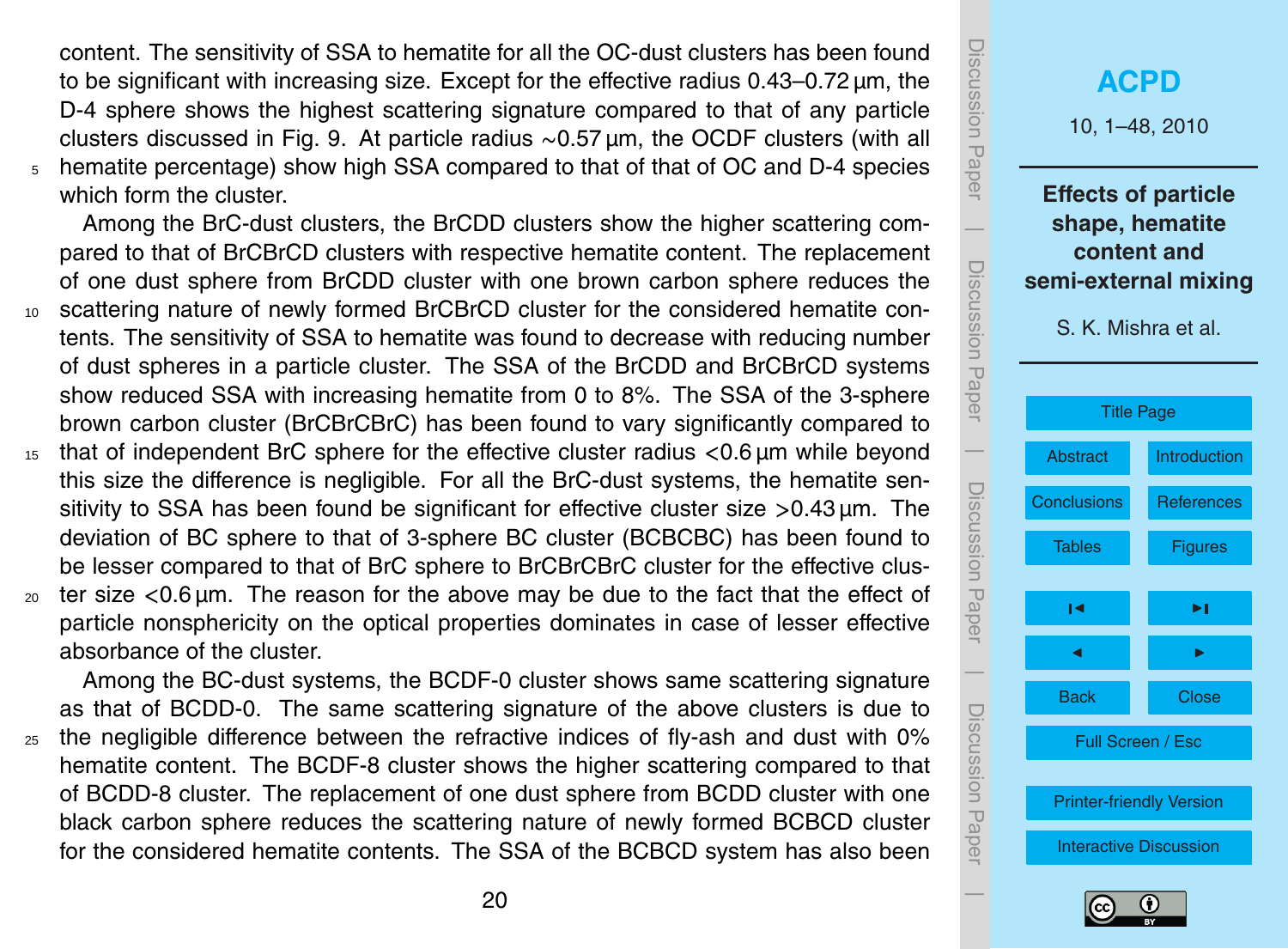content. The sensitivity of SSA to hematite for all the OC-dust clusters has been found to be significant with increasing size. Except for the effective radius 0.43–0.72 µm, the D-4 sphere shows the highest scattering signature compared to that of any particle clusters discussed in Fig. 9. At particle radius ∼0.57 µm, the OCDF clusters (with all hematite percentage) show high SSA compared to that of that of OC and D-4 species which form the cluster.

Among the BrC-dust clusters, the BrCDD clusters show the higher scattering compared to that of BrCBrCD clusters with respective hematite content. The replacement of one dust sphere from BrCDD cluster with one brown carbon sphere reduces the scattering nature of newly formed BrCBrCD cluster for the considered hematite contents. The sensitivity of SSA to hematite was found to decrease with reducing number of dust spheres in a particle cluster. The SSA of the BrCDD and BrCBrCD systems show reduced SSA with increasing hematite from 0 to 8%. The SSA of the 3-sphere brown carbon cluster (BrCBrCBrC) has been found to vary significantly compared to that of independent BrC sphere for the effective cluster radius <0.6 µm while beyond this size the difference is negligible. For all the BrC-dust systems, the hematite sensitivity to SSA has been found be significant for effective cluster size >0.43 µm. The deviation of BC sphere to that of 3-sphere BC cluster (BCBCBC) has been found to be lesser compared to that of BrC sphere to BrCBrCBrC cluster for the effective cluster size <0.6 µm. The reason for the above may be due to the fact that the effect of particle nonsphericity on the optical properties dominates in case of lesser effective absorbance of the cluster.

Among the BC-dust systems, the BCDF-0 cluster shows same scattering signature as that of BCDD-0. The same scattering signature of the above clusters is due to the negligible difference between the refractive indices of fly-ash and dust with 0% hematite content. The BCDF-8 cluster shows the higher scattering compared to that of BCDD-8 cluster. The replacement of one dust sphere from BCDD cluster with one black carbon sphere reduces the scattering nature of newly formed BCBCD cluster for the considered hematite contents. The SSA of the BCBCD system has also been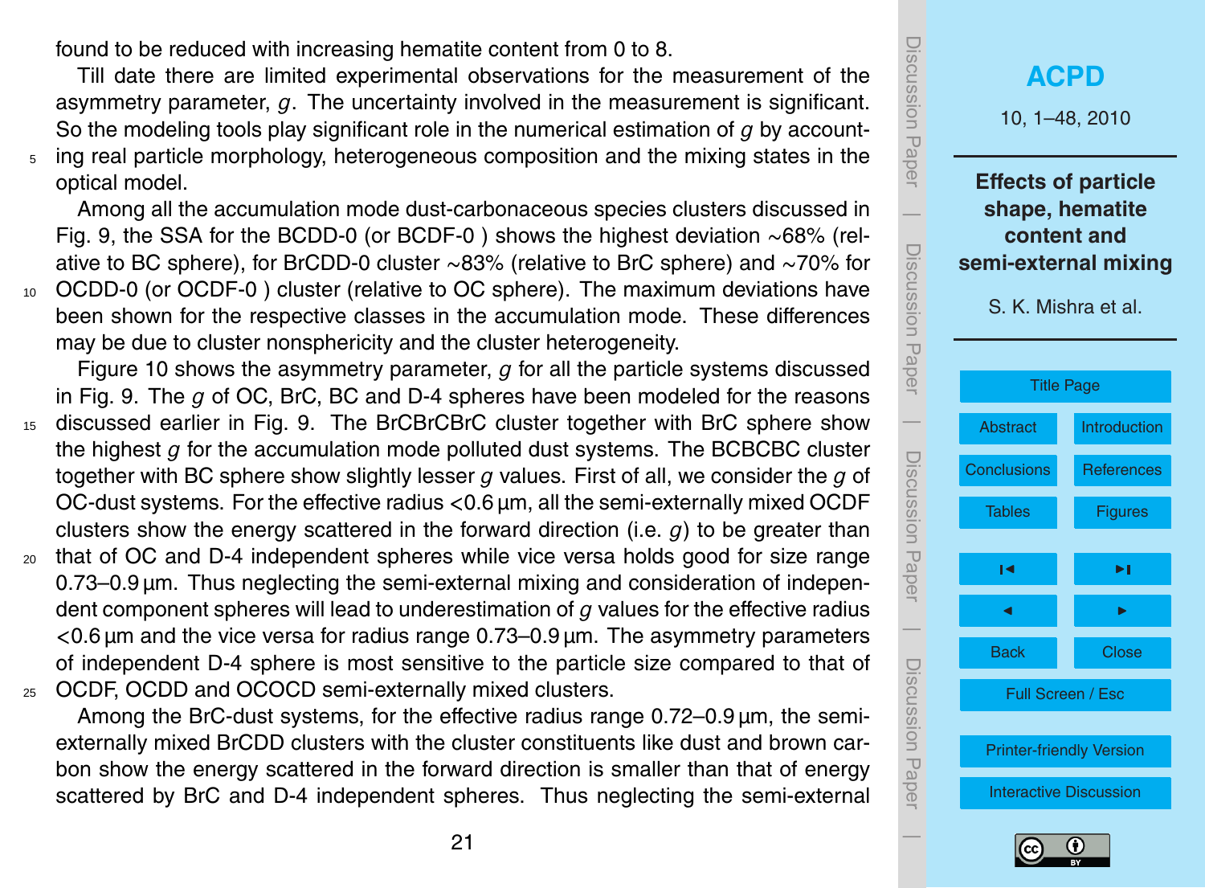found to be reduced with increasing hematite content from 0 to 8.

Till date there are limited experimental observations for the measurement of the asymmetry parameter, $g$. The uncertainty involved in the measurement is significant. So the modeling tools play significant role in the numerical estimation of $g$ by accounting real particle morphology, heterogeneous composition and the mixing states in the optical model.

Among all the accumulation mode dust-carbonaceous species clusters discussed in Fig. 9, the SSA for the BCDD-0 (or BCDF-0 ) shows the highest deviation ~68% (relative to BC sphere), for BrCDD-0 cluster ~83% (relative to BrC sphere) and ~70% for OCDD-0 (or OCDF-0 ) cluster (relative to OC sphere). The maximum deviations have been shown for the respective classes in the accumulation mode. These differences may be due to cluster nonsphericity and the cluster heterogeneity.

Figure 10 shows the asymmetry parameter, $g$ for all the particle systems discussed in Fig. 9. The $g$ of OC, BrC, BC and D-4 spheres have been modeled for the reasons discussed earlier in Fig. 9. The BrCBrCBrC cluster together with BrC sphere show the highest $g$ for the accumulation mode polluted dust systems. The BCBCBC cluster together with BC sphere show slightly lesser $g$ values. First of all, we consider the $g$ of OC-dust systems. For the effective radius <0.6 µm, all the semi-externally mixed OCDF clusters show the energy scattered in the forward direction (i.e. $g$) to be greater than that of OC and D-4 independent spheres while vice versa holds good for size range 0.73–0.9 µm. Thus neglecting the semi-external mixing and consideration of independent component spheres will lead to underestimation of $g$ values for the effective radius <0.6 µm and the vice versa for radius range 0.73–0.9 µm. The asymmetry parameters of independent D-4 sphere is most sensitive to the particle size compared to that of OCDF, OCDD and OCOCD semi-externally mixed clusters.

Among the BrC-dust systems, for the effective radius range 0.72–0.9 µm, the semi-externally mixed BrCDD clusters with the cluster constituents like dust and brown carbon show the energy scattered in the forward direction is smaller than that of energy scattered by BrC and D-4 independent spheres. Thus neglecting the semi-external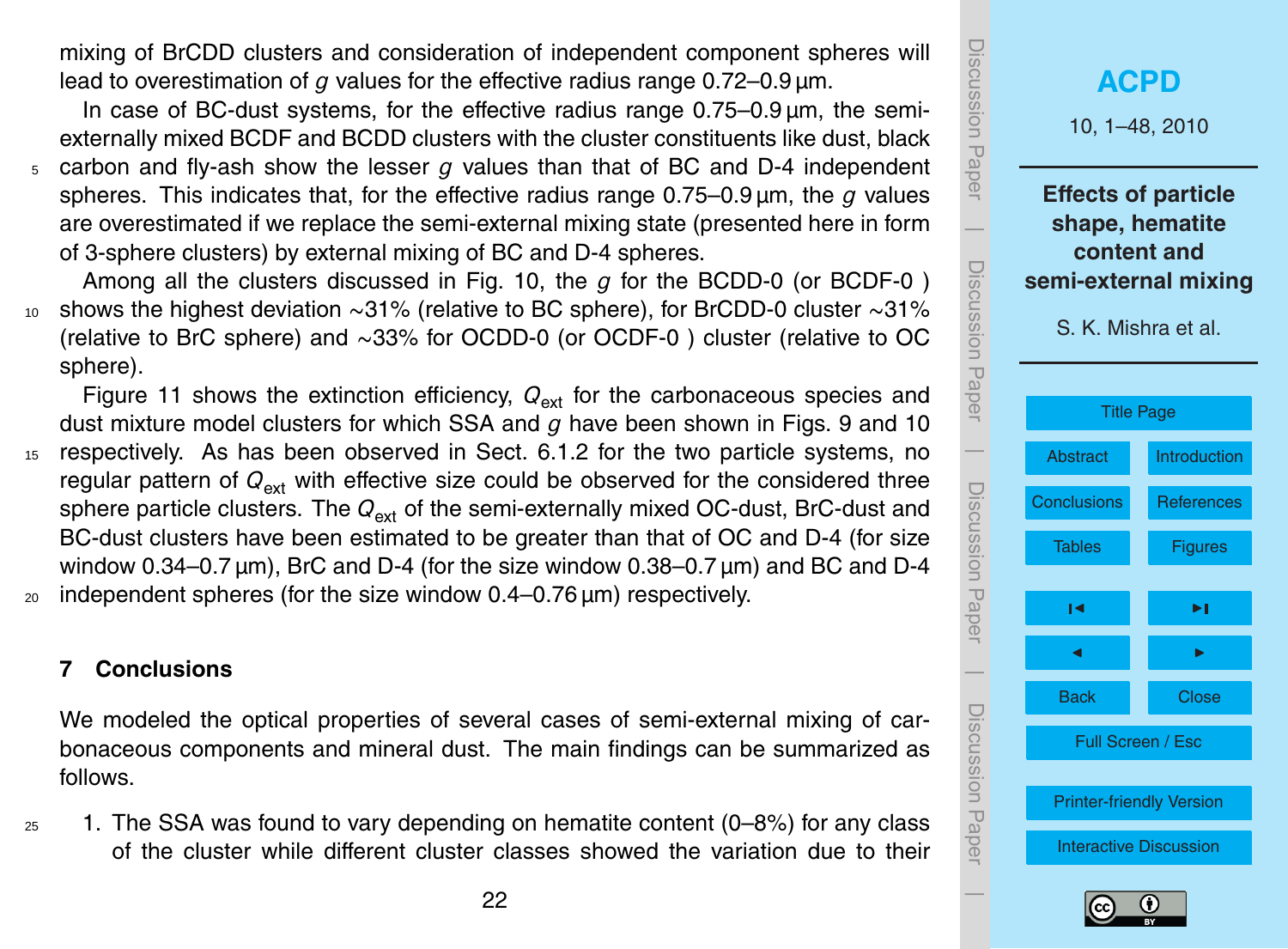mixing of BrCDD clusters and consideration of independent component spheres will lead to overestimation of $g$ values for the effective radius range 0.72–0.9 µm.

In case of BC-dust systems, for the effective radius range 0.75–0.9 µm, the semi-externally mixed BCDF and BCDD clusters with the cluster constituents like dust, black carbon and fly-ash show the lesser $g$ values than that of BC and D-4 independent spheres. This indicates that, for the effective radius range 0.75–0.9 µm, the $g$ values are overestimated if we replace the semi-external mixing state (presented here in form of 3-sphere clusters) by external mixing of BC and D-4 spheres.

Among all the clusters discussed in Fig. 10, the $g$ for the BCDD-0 (or BCDF-0 ) shows the highest deviation ∼31% (relative to BC sphere), for BrCDD-0 cluster ∼31% (relative to BrC sphere) and ∼33% for OCDD-0 (or OCDF-0 ) cluster (relative to OC sphere).

Figure 11 shows the extinction efficiency, $Q_{ext}$ for the carbonaceous species and dust mixture model clusters for which SSA and $g$ have been shown in Figs. 9 and 10 respectively. As has been observed in Sect. 6.1.2 for the two particle systems, no regular pattern of $Q_{ext}$ with effective size could be observed for the considered three sphere particle clusters. The $Q_{ext}$ of the semi-externally mixed OC-dust, BrC-dust and BC-dust clusters have been estimated to be greater than that of OC and D-4 (for size window 0.34–0.7 µm), BrC and D-4 (for the size window 0.38–0.7 µm) and BC and D-4 independent spheres (for the size window 0.4–0.76 µm) respectively.

## 7 Conclusions

We modeled the optical properties of several cases of semi-external mixing of carbonaceous components and mineral dust. The main findings can be summarized as follows.

1. The SSA was found to vary depending on hematite content (0–8%) for any class of the cluster while different cluster classes showed the variation due to their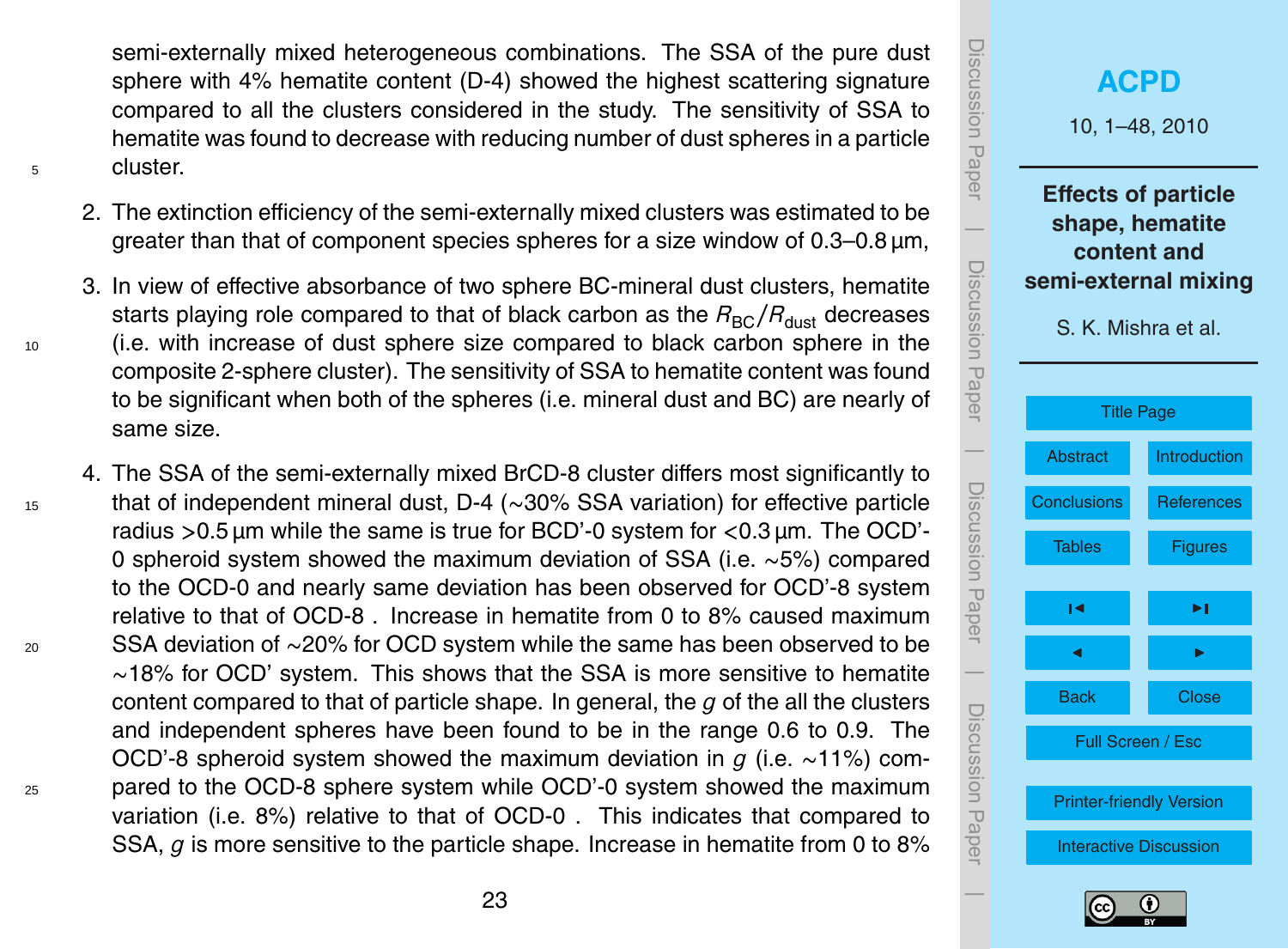semi-externally mixed heterogeneous combinations. The SSA of the pure dust sphere with 4% hematite content (D-4) showed the highest scattering signature compared to all the clusters considered in the study. The sensitivity of SSA to hematite was found to decrease with reducing number of dust spheres in a particle cluster.

2. The extinction efficiency of the semi-externally mixed clusters was estimated to be greater than that of component species spheres for a size window of 0.3–0.8 µm,

3. In view of effective absorbance of two sphere BC-mineral dust clusters, hematite starts playing role compared to that of black carbon as the $R_{BC}/R_{dust}$ decreases (i.e. with increase of dust sphere size compared to black carbon sphere in the composite 2-sphere cluster). The sensitivity of SSA to hematite content was found to be significant when both of the spheres (i.e. mineral dust and BC) are nearly of same size.

4. The SSA of the semi-externally mixed BrCD-8 cluster differs most significantly to that of independent mineral dust, D-4 (∼30% SSA variation) for effective particle radius >0.5 µm while the same is true for BCD'-0 system for <0.3 µm. The OCD'-0 spheroid system showed the maximum deviation of SSA (i.e. ∼5%) compared to the OCD-0 and nearly same deviation has been observed for OCD'-8 system relative to that of OCD-8 . Increase in hematite from 0 to 8% caused maximum SSA deviation of ∼20% for OCD system while the same has been observed to be ∼18% for OCD' system. This shows that the SSA is more sensitive to hematite content compared to that of particle shape. In general, the $g$ of the all the clusters and independent spheres have been found to be in the range 0.6 to 0.9. The OCD'-8 spheroid system showed the maximum deviation in $g$ (i.e. ∼11%) compared to the OCD-8 sphere system while OCD'-0 system showed the maximum variation (i.e. 8%) relative to that of OCD-0 . This indicates that compared to SSA, $g$ is more sensitive to the particle shape. Increase in hematite from 0 to 8%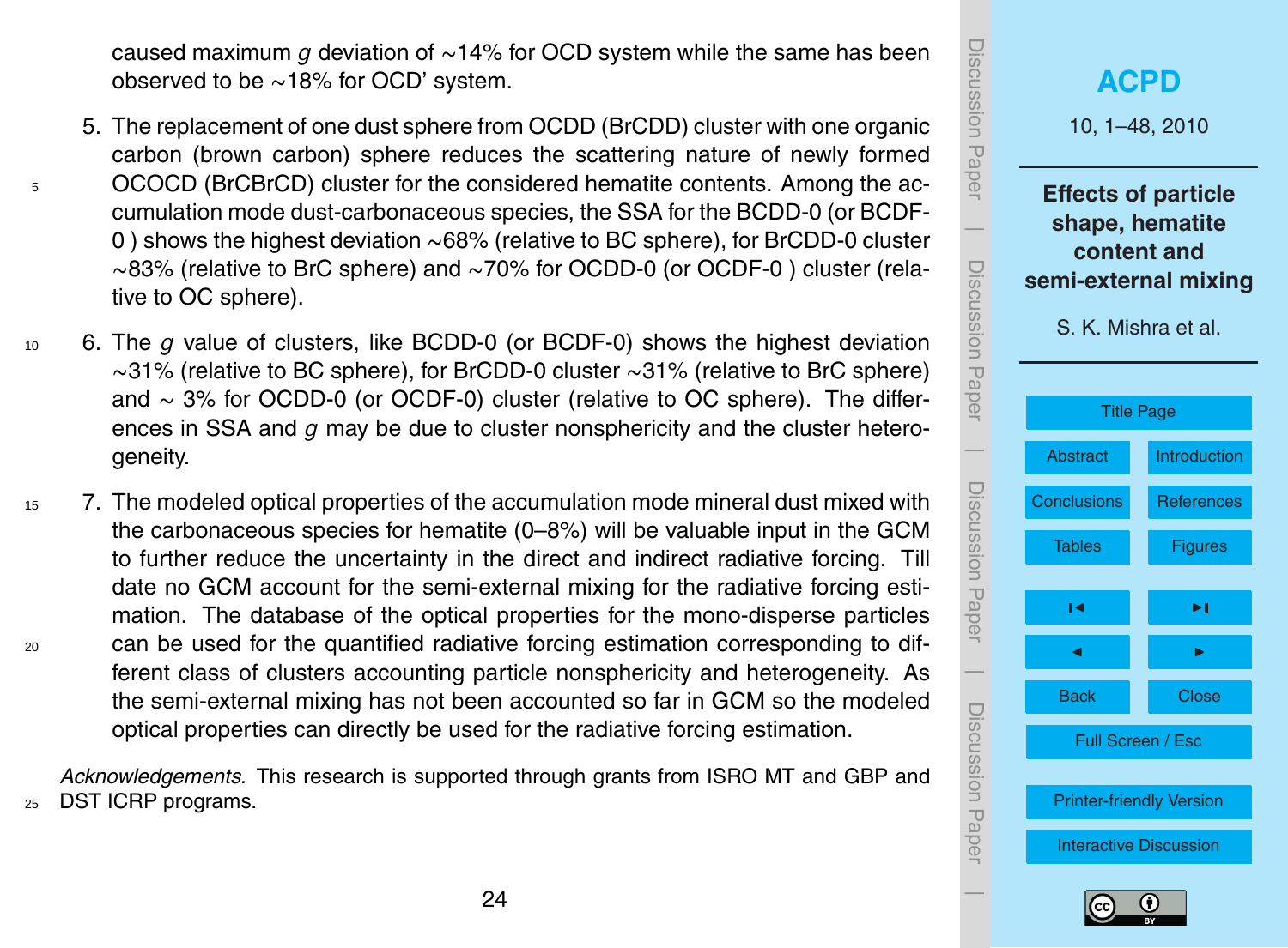caused maximum $g$ deviation of ~14% for OCD system while the same has been observed to be ~18% for OCD' system.

5. The replacement of one dust sphere from OCDD (BrCDD) cluster with one organic carbon (brown carbon) sphere reduces the scattering nature of newly formed OCOCD (BrCBrCD) cluster for the considered hematite contents. Among the accumulation mode dust-carbonaceous species, the SSA for the BCDD-0 (or BCDF-0 ) shows the highest deviation ~68% (relative to BC sphere), for BrCDD-0 cluster ~83% (relative to BrC sphere) and ~70% for OCDD-0 (or OCDF-0 ) cluster (relative to OC sphere).

6. The $g$ value of clusters, like BCDD-0 (or BCDF-0) shows the highest deviation ~31% (relative to BC sphere), for BrCDD-0 cluster ~31% (relative to BrC sphere) and ~ 3% for OCDD-0 (or OCDF-0) cluster (relative to OC sphere). The differences in SSA and $g$ may be due to cluster nonsphericity and the cluster heterogeneity.

7. The modeled optical properties of the accumulation mode mineral dust mixed with the carbonaceous species for hematite (0–8%) will be valuable input in the GCM to further reduce the uncertainty in the direct and indirect radiative forcing. Till date no GCM account for the semi-external mixing for the radiative forcing estimation. The database of the optical properties for the mono-disperse particles can be used for the quantified radiative forcing estimation corresponding to different class of clusters accounting particle nonsphericity and heterogeneity. As the semi-external mixing has not been accounted so far in GCM so the modeled optical properties can directly be used for the radiative forcing estimation.

*Acknowledgements.* This research is supported through grants from ISRO MT and GBP and DST ICRP programs.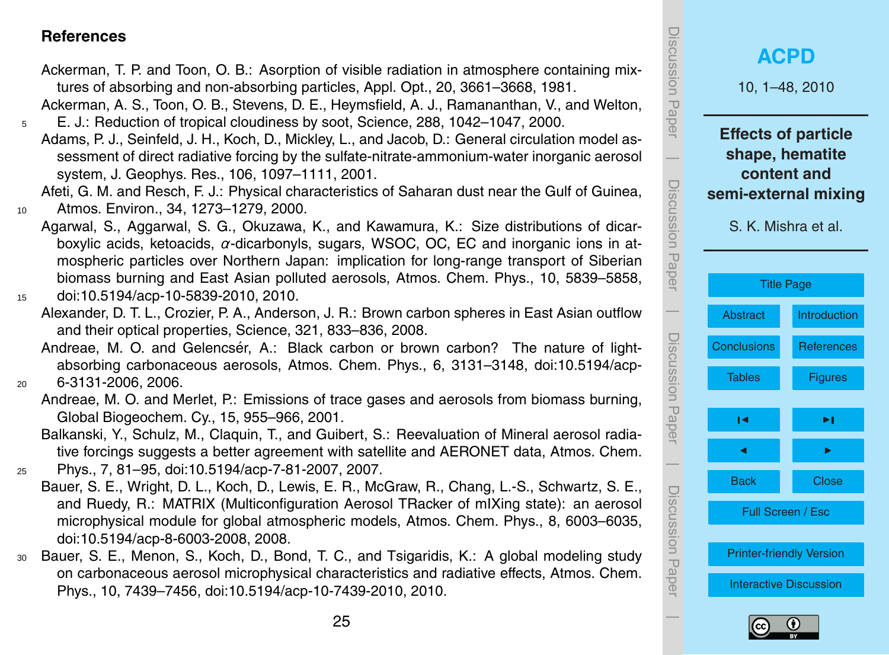## References

Ackerman, T. P. and Toon, O. B.: Asorption of visible radiation in atmosphere containing mixtures of absorbing and non-absorbing particles, Appl. Opt., 20, 3661–3668, 1981.

Ackerman, A. S., Toon, O. B., Stevens, D. E., Heymsfield, A. J., Ramananthan, V., and Welton, E. J.: Reduction of tropical cloudiness by soot, Science, 288, 1042–1047, 2000.

Adams, P. J., Seinfeld, J. H., Koch, D., Mickley, L., and Jacob, D.: General circulation model assessment of direct radiative forcing by the sulfate-nitrate-ammonium-water inorganic aerosol system, J. Geophys. Res., 106, 1097–1111, 2001.

Afeti, G. M. and Resch, F. J.: Physical characteristics of Saharan dust near the Gulf of Guinea, Atmos. Environ., 34, 1273–1279, 2000.

Agarwal, S., Aggarwal, S. G., Okuzawa, K., and Kawamura, K.: Size distributions of dicarboxylic acids, ketoacids, $\alpha$-dicarbonyls, sugars, WSOC, OC, EC and inorganic ions in atmospheric particles over Northern Japan: implication for long-range transport of Siberian biomass burning and East Asian polluted aerosols, Atmos. Chem. Phys., 10, 5839–5858, doi:10.5194/acp-10-5839-2010, 2010.

Alexander, D. T. L., Crozier, P. A., Anderson, J. R.: Brown carbon spheres in East Asian outflow and their optical properties, Science, 321, 833–836, 2008.

Andreae, M. O. and Gelencsér, A.: Black carbon or brown carbon? The nature of light-absorbing carbonaceous aerosols, Atmos. Chem. Phys., 6, 3131–3148, doi:10.5194/acp-6-3131-2006, 2006.

Andreae, M. O. and Merlet, P.: Emissions of trace gases and aerosols from biomass burning, Global Biogeochem. Cy., 15, 955–966, 2001.

Balkanski, Y., Schulz, M., Claquin, T., and Guibert, S.: Reevaluation of Mineral aerosol radiative forcings suggests a better agreement with satellite and AERONET data, Atmos. Chem. Phys., 7, 81–95, doi:10.5194/acp-7-81-2007, 2007.

Bauer, S. E., Wright, D. L., Koch, D., Lewis, E. R., McGraw, R., Chang, L.-S., Schwartz, S. E., and Ruedy, R.: MATRIX (Multiconfiguration Aerosol TRacker of mIXing state): an aerosol microphysical module for global atmospheric models, Atmos. Chem. Phys., 8, 6003–6035, doi:10.5194/acp-8-6003-2008, 2008.

Bauer, S. E., Menon, S., Koch, D., Bond, T. C., and Tsigaridis, K.: A global modeling study on carbonaceous aerosol microphysical characteristics and radiative effects, Atmos. Chem. Phys., 10, 7439–7456, doi:10.5194/acp-10-7439-2010, 2010.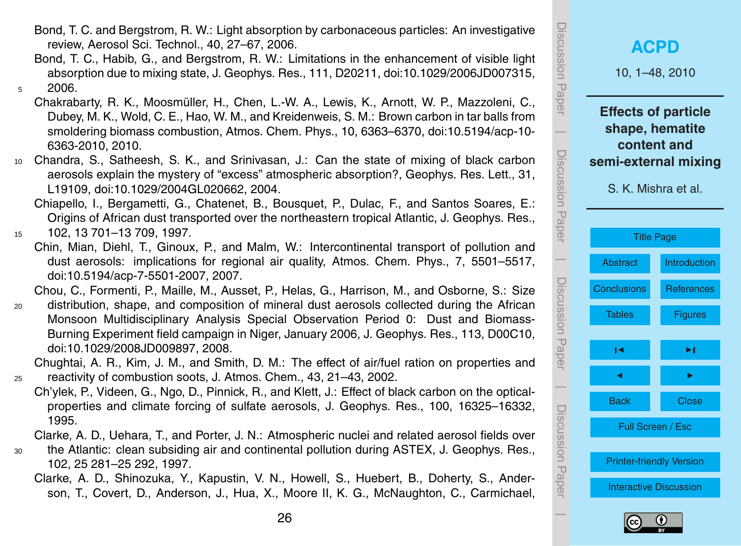Bond, T. C. and Bergstrom, R. W.: Light absorption by carbonaceous particles: An investigative review, Aerosol Sci. Technol., 40, 27–67, 2006.

Bond, T. C., Habib, G., and Bergstrom, R. W.: Limitations in the enhancement of visible light absorption due to mixing state, J. Geophys. Res., 111, D20211, doi:10.1029/2006JD007315, 2006.

Chakrabarty, R. K., Moosmüller, H., Chen, L.-W. A., Lewis, K., Arnott, W. P., Mazzoleni, C., Dubey, M. K., Wold, C. E., Hao, W. M., and Kreidenweis, S. M.: Brown carbon in tar balls from smoldering biomass combustion, Atmos. Chem. Phys., 10, 6363–6370, doi:10.5194/acp-10-6363-2010, 2010.

Chandra, S., Satheesh, S. K., and Srinivasan, J.: Can the state of mixing of black carbon aerosols explain the mystery of "excess" atmospheric absorption?, Geophys. Res. Lett., 31, L19109, doi:10.1029/2004GL020662, 2004.

Chiapello, I., Bergametti, G., Chatenet, B., Bousquet, P., Dulac, F., and Santos Soares, E.: Origins of African dust transported over the northeastern tropical Atlantic, J. Geophys. Res., 102, 13 701–13 709, 1997.

Chin, Mian, Diehl, T., Ginoux, P., and Malm, W.: Intercontinental transport of pollution and dust aerosols: implications for regional air quality, Atmos. Chem. Phys., 7, 5501–5517, doi:10.5194/acp-7-5501-2007, 2007.

Chou, C., Formenti, P., Maille, M., Ausset, P., Helas, G., Harrison, M., and Osborne, S.: Size distribution, shape, and composition of mineral dust aerosols collected during the African Monsoon Multidisciplinary Analysis Special Observation Period 0: Dust and Biomass-Burning Experiment field campaign in Niger, January 2006, J. Geophys. Res., 113, D00C10, doi:10.1029/2008JD009897, 2008.

Chughtai, A. R., Kim, J. M., and Smith, D. M.: The effect of air/fuel ration on properties and reactivity of combustion soots, J. Atmos. Chem., 43, 21–43, 2002.

Ch'ylek, P., Videen, G., Ngo, D., Pinnick, R., and Klett, J.: Effect of black carbon on the optical-properties and climate forcing of sulfate aerosols, J. Geophys. Res., 100, 16325–16332, 1995.

Clarke, A. D., Uehara, T., and Porter, J. N.: Atmospheric nuclei and related aerosol fields over the Atlantic: clean subsiding air and continental pollution during ASTEX, J. Geophys. Res., 102, 25 281–25 292, 1997.

Clarke, A. D., Shinozuka, Y., Kapustin, V. N., Howell, S., Huebert, B., Doherty, S., Anderson, T., Covert, D., Anderson, J., Hua, X., Moore II, K. G., McNaughton, C., Carmichael,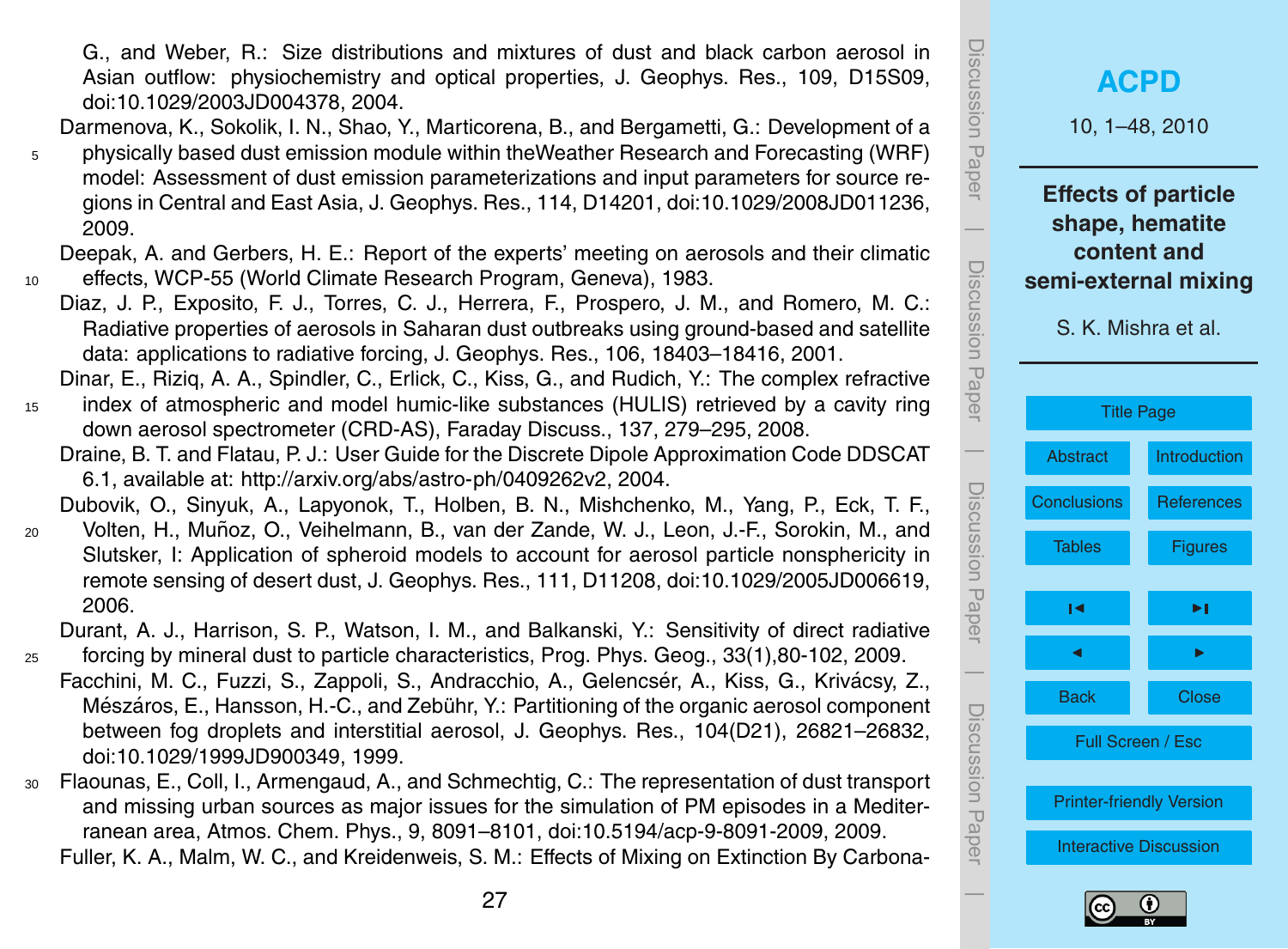G., and Weber, R.: Size distributions and mixtures of dust and black carbon aerosol in Asian outflow: physiochemistry and optical properties, J. Geophys. Res., 109, D15S09, doi:10.1029/2003JD004378, 2004.

Darmenova, K., Sokolik, I. N., Shao, Y., Marticorena, B., and Bergametti, G.: Development of a physically based dust emission module within theWeather Research and Forecasting (WRF) model: Assessment of dust emission parameterizations and input parameters for source regions in Central and East Asia, J. Geophys. Res., 114, D14201, doi:10.1029/2008JD011236, 2009.

Deepak, A. and Gerbers, H. E.: Report of the experts' meeting on aerosols and their climatic effects, WCP-55 (World Climate Research Program, Geneva), 1983.

Diaz, J. P., Exposito, F. J., Torres, C. J., Herrera, F., Prospero, J. M., and Romero, M. C.: Radiative properties of aerosols in Saharan dust outbreaks using ground-based and satellite data: applications to radiative forcing, J. Geophys. Res., 106, 18403–18416, 2001.

Dinar, E., Riziq, A. A., Spindler, C., Erlick, C., Kiss, G., and Rudich, Y.: The complex refractive index of atmospheric and model humic-like substances (HULIS) retrieved by a cavity ring down aerosol spectrometer (CRD-AS), Faraday Discuss., 137, 279–295, 2008.

Draine, B. T. and Flatau, P. J.: User Guide for the Discrete Dipole Approximation Code DDSCAT 6.1, available at: http://arxiv.org/abs/astro-ph/0409262v2, 2004.

Dubovik, O., Sinyuk, A., Lapyonok, T., Holben, B. N., Mishchenko, M., Yang, P., Eck, T. F., Volten, H., Muñoz, O., Veihelmann, B., van der Zande, W. J., Leon, J.-F., Sorokin, M., and Slutsker, I: Application of spheroid models to account for aerosol particle nonsphericity in remote sensing of desert dust, J. Geophys. Res., 111, D11208, doi:10.1029/2005JD006619, 2006.

Durant, A. J., Harrison, S. P., Watson, I. M., and Balkanski, Y.: Sensitivity of direct radiative forcing by mineral dust to particle characteristics, Prog. Phys. Geog., 33(1),80-102, 2009.

Facchini, M. C., Fuzzi, S., Zappoli, S., Andracchio, A., Gelencsér, A., Kiss, G., Krivácsy, Z., Mészáros, E., Hansson, H.-C., and Zebühr, Y.: Partitioning of the organic aerosol component between fog droplets and interstitial aerosol, J. Geophys. Res., 104(D21), 26821–26832, doi:10.1029/1999JD900349, 1999.

Flaounas, E., Coll, I., Armengaud, A., and Schmechtig, C.: The representation of dust transport and missing urban sources as major issues for the simulation of PM episodes in a Mediterranean area, Atmos. Chem. Phys., 9, 8091–8101, doi:10.5194/acp-9-8091-2009, 2009.

Fuller, K. A., Malm, W. C., and Kreidenweis, S. M.: Effects of Mixing on Extinction By Carbona-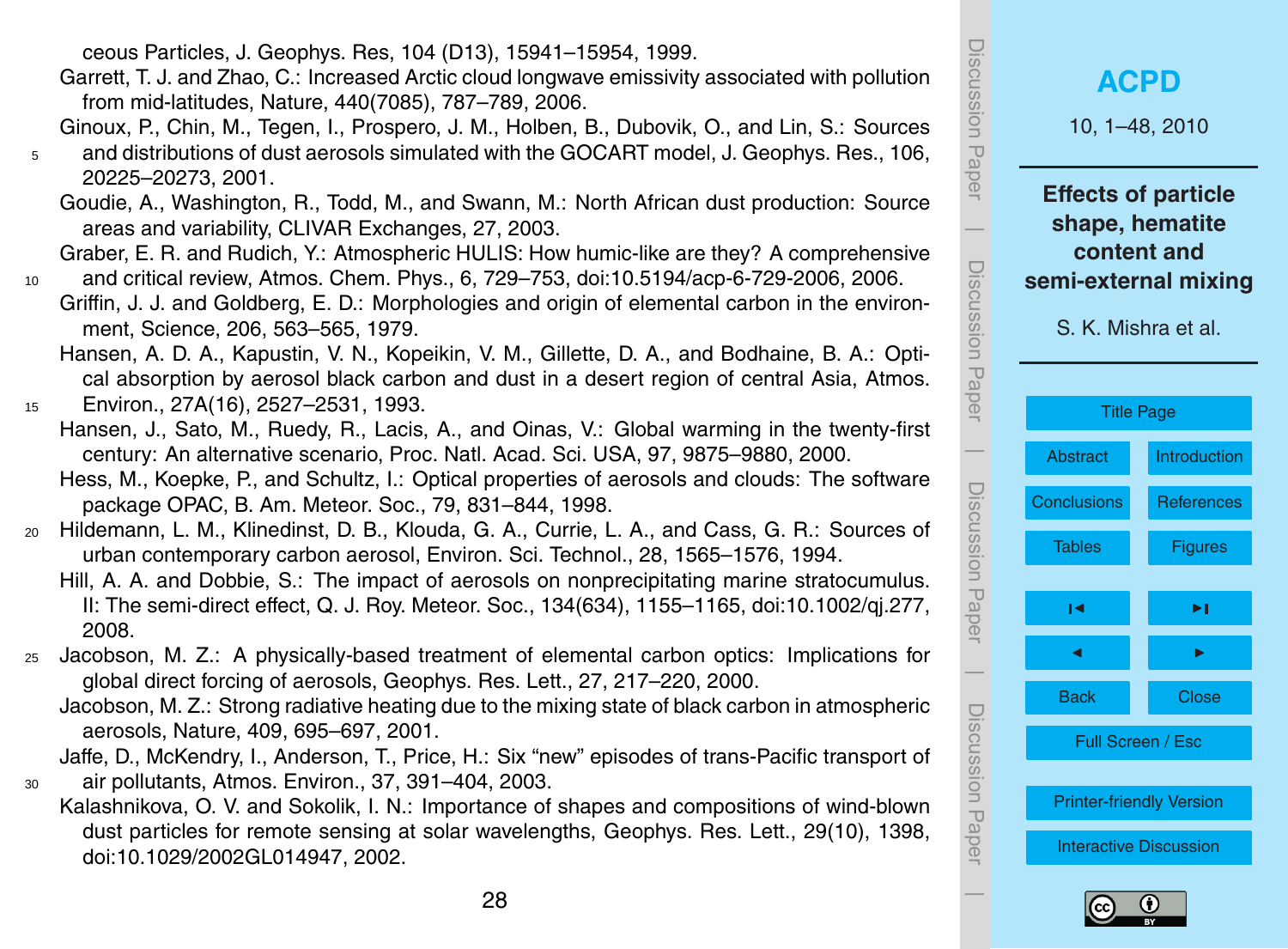ceous Particles, J. Geophys. Res, 104 (D13), 15941–15954, 1999.

Garrett, T. J. and Zhao, C.: Increased Arctic cloud longwave emissivity associated with pollution from mid-latitudes, Nature, 440(7085), 787–789, 2006.

Ginoux, P., Chin, M., Tegen, I., Prospero, J. M., Holben, B., Dubovik, O., and Lin, S.: Sources and distributions of dust aerosols simulated with the GOCART model, J. Geophys. Res., 106, 20225–20273, 2001.

Goudie, A., Washington, R., Todd, M., and Swann, M.: North African dust production: Source areas and variability, CLIVAR Exchanges, 27, 2003.

Graber, E. R. and Rudich, Y.: Atmospheric HULIS: How humic-like are they? A comprehensive and critical review, Atmos. Chem. Phys., 6, 729–753, doi:10.5194/acp-6-729-2006, 2006.

Griffin, J. J. and Goldberg, E. D.: Morphologies and origin of elemental carbon in the environment, Science, 206, 563–565, 1979.

Hansen, A. D. A., Kapustin, V. N., Kopeikin, V. M., Gillette, D. A., and Bodhaine, B. A.: Optical absorption by aerosol black carbon and dust in a desert region of central Asia, Atmos. Environ., 27A(16), 2527–2531, 1993.

Hansen, J., Sato, M., Ruedy, R., Lacis, A., and Oinas, V.: Global warming in the twenty-first century: An alternative scenario, Proc. Natl. Acad. Sci. USA, 97, 9875–9880, 2000.

Hess, M., Koepke, P., and Schultz, I.: Optical properties of aerosols and clouds: The software package OPAC, B. Am. Meteor. Soc., 79, 831–844, 1998.

Hildemann, L. M., Klinedinst, D. B., Klouda, G. A., Currie, L. A., and Cass, G. R.: Sources of urban contemporary carbon aerosol, Environ. Sci. Technol., 28, 1565–1576, 1994.

Hill, A. A. and Dobbie, S.: The impact of aerosols on nonprecipitating marine stratocumulus. II: The semi-direct effect, Q. J. Roy. Meteor. Soc., 134(634), 1155–1165, doi:10.1002/qj.277, 2008.

Jacobson, M. Z.: A physically-based treatment of elemental carbon optics: Implications for global direct forcing of aerosols, Geophys. Res. Lett., 27, 217–220, 2000.

Jacobson, M. Z.: Strong radiative heating due to the mixing state of black carbon in atmospheric aerosols, Nature, 409, 695–697, 2001.

Jaffe, D., McKendry, I., Anderson, T., Price, H.: Six "new" episodes of trans-Pacific transport of air pollutants, Atmos. Environ., 37, 391–404, 2003.

Kalashnikova, O. V. and Sokolik, I. N.: Importance of shapes and compositions of wind-blown dust particles for remote sensing at solar wavelengths, Geophys. Res. Lett., 29(10), 1398, doi:10.1029/2002GL014947, 2002.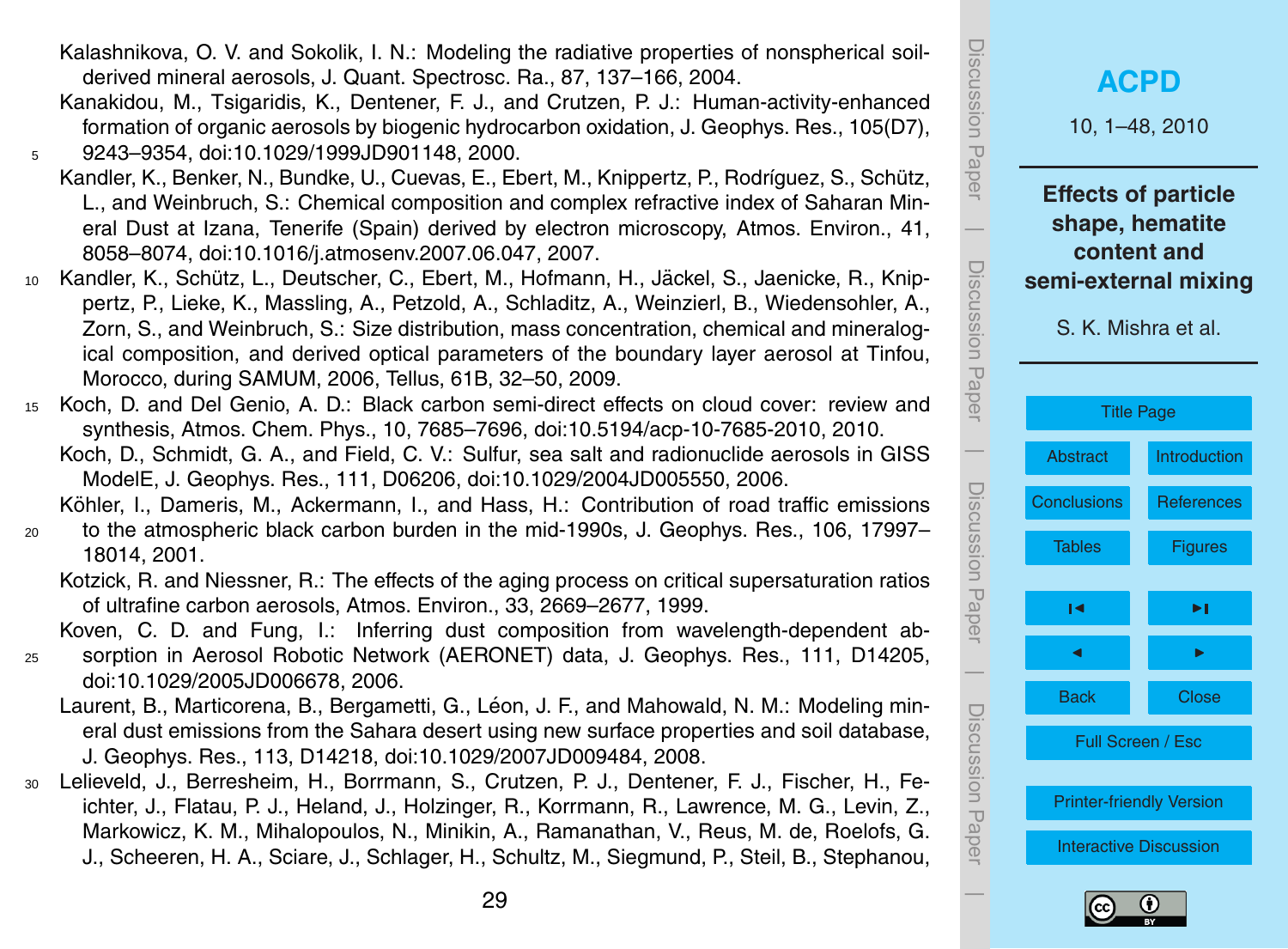Kalashnikova, O. V. and Sokolik, I. N.: Modeling the radiative properties of nonspherical soil-derived mineral aerosols, J. Quant. Spectrosc. Ra., 87, 137–166, 2004.

Kanakidou, M., Tsigaridis, K., Dentener, F. J., and Crutzen, P. J.: Human-activity-enhanced formation of organic aerosols by biogenic hydrocarbon oxidation, J. Geophys. Res., 105(D7), 9243–9354, doi:10.1029/1999JD901148, 2000.

Kandler, K., Benker, N., Bundke, U., Cuevas, E., Ebert, M., Knippertz, P., Rodríguez, S., Schütz, L., and Weinbruch, S.: Chemical composition and complex refractive index of Saharan Mineral Dust at Izana, Tenerife (Spain) derived by electron microscopy, Atmos. Environ., 41, 8058–8074, doi:10.1016/j.atmosenv.2007.06.047, 2007.

Kandler, K., Schütz, L., Deutscher, C., Ebert, M., Hofmann, H., Jäckel, S., Jaenicke, R., Knippertz, P., Lieke, K., Massling, A., Petzold, A., Schladitz, A., Weinzierl, B., Wiedensohler, A., Zorn, S., and Weinbruch, S.: Size distribution, mass concentration, chemical and mineralogical composition, and derived optical parameters of the boundary layer aerosol at Tinfou, Morocco, during SAMUM, 2006, Tellus, 61B, 32–50, 2009.

Koch, D. and Del Genio, A. D.: Black carbon semi-direct effects on cloud cover: review and synthesis, Atmos. Chem. Phys., 10, 7685–7696, doi:10.5194/acp-10-7685-2010, 2010.

Koch, D., Schmidt, G. A., and Field, C. V.: Sulfur, sea salt and radionuclide aerosols in GISS ModelE, J. Geophys. Res., 111, D06206, doi:10.1029/2004JD005550, 2006.

Köhler, I., Dameris, M., Ackermann, I., and Hass, H.: Contribution of road traffic emissions to the atmospheric black carbon burden in the mid-1990s, J. Geophys. Res., 106, 17997–18014, 2001.

Kotzick, R. and Niessner, R.: The effects of the aging process on critical supersaturation ratios of ultrafine carbon aerosols, Atmos. Environ., 33, 2669–2677, 1999.

Koven, C. D. and Fung, I.: Inferring dust composition from wavelength-dependent absorption in Aerosol Robotic Network (AERONET) data, J. Geophys. Res., 111, D14205, doi:10.1029/2005JD006678, 2006.

Laurent, B., Marticorena, B., Bergametti, G., Léon, J. F., and Mahowald, N. M.: Modeling mineral dust emissions from the Sahara desert using new surface properties and soil database, J. Geophys. Res., 113, D14218, doi:10.1029/2007JD009484, 2008.

Lelieveld, J., Berresheim, H., Borrmann, S., Crutzen, P. J., Dentener, F. J., Fischer, H., Feichter, J., Flatau, P. J., Heland, J., Holzinger, R., Korrmann, R., Lawrence, M. G., Levin, Z., Markowicz, K. M., Mihalopoulos, N., Minikin, A., Ramanathan, V., Reus, M. de, Roelofs, G. J., Scheeren, H. A., Sciare, J., Schlager, H., Schultz, M., Siegmund, P., Steil, B., Stephanou,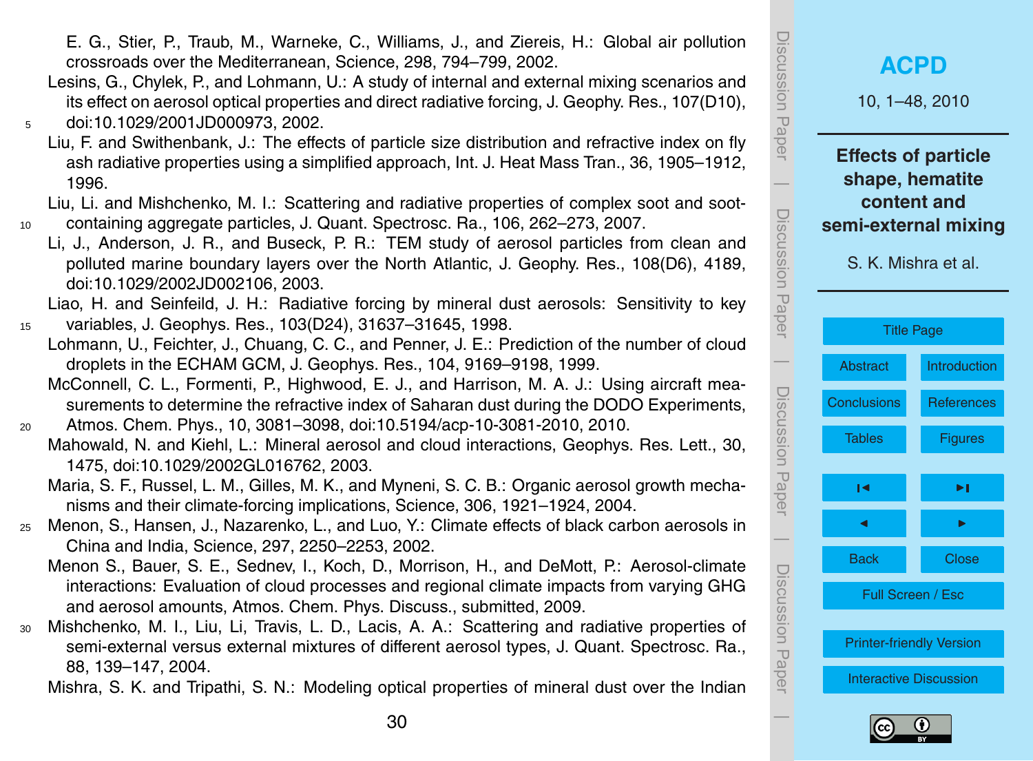E. G., Stier, P., Traub, M., Warneke, C., Williams, J., and Ziereis, H.: Global air pollution crossroads over the Mediterranean, Science, 298, 794–799, 2002.

Lesins, G., Chylek, P., and Lohmann, U.: A study of internal and external mixing scenarios and its effect on aerosol optical properties and direct radiative forcing, J. Geophy. Res., 107(D10), doi:10.1029/2001JD000973, 2002.

Liu, F. and Swithenbank, J.: The effects of particle size distribution and refractive index on fly ash radiative properties using a simplified approach, Int. J. Heat Mass Tran., 36, 1905–1912, 1996.

Liu, Li. and Mishchenko, M. I.: Scattering and radiative properties of complex soot and soot-containing aggregate particles, J. Quant. Spectrosc. Ra., 106, 262–273, 2007.

Li, J., Anderson, J. R., and Buseck, P. R.: TEM study of aerosol particles from clean and polluted marine boundary layers over the North Atlantic, J. Geophy. Res., 108(D6), 4189, doi:10.1029/2002JD002106, 2003.

Liao, H. and Seinfeild, J. H.: Radiative forcing by mineral dust aerosols: Sensitivity to key variables, J. Geophys. Res., 103(D24), 31637–31645, 1998.

Lohmann, U., Feichter, J., Chuang, C. C., and Penner, J. E.: Prediction of the number of cloud droplets in the ECHAM GCM, J. Geophys. Res., 104, 9169–9198, 1999.

McConnell, C. L., Formenti, P., Highwood, E. J., and Harrison, M. A. J.: Using aircraft measurements to determine the refractive index of Saharan dust during the DODO Experiments, Atmos. Chem. Phys., 10, 3081–3098, doi:10.5194/acp-10-3081-2010, 2010.

Mahowald, N. and Kiehl, L.: Mineral aerosol and cloud interactions, Geophys. Res. Lett., 30, 1475, doi:10.1029/2002GL016762, 2003.

Maria, S. F., Russel, L. M., Gilles, M. K., and Myneni, S. C. B.: Organic aerosol growth mechanisms and their climate-forcing implications, Science, 306, 1921–1924, 2004.

Menon, S., Hansen, J., Nazarenko, L., and Luo, Y.: Climate effects of black carbon aerosols in China and India, Science, 297, 2250–2253, 2002.

Menon S., Bauer, S. E., Sednev, I., Koch, D., Morrison, H., and DeMott, P.: Aerosol-climate interactions: Evaluation of cloud processes and regional climate impacts from varying GHG and aerosol amounts, Atmos. Chem. Phys. Discuss., submitted, 2009.

Mishchenko, M. I., Liu, Li, Travis, L. D., Lacis, A. A.: Scattering and radiative properties of semi-external versus external mixtures of different aerosol types, J. Quant. Spectrosc. Ra., 88, 139–147, 2004.

Mishra, S. K. and Tripathi, S. N.: Modeling optical properties of mineral dust over the Indian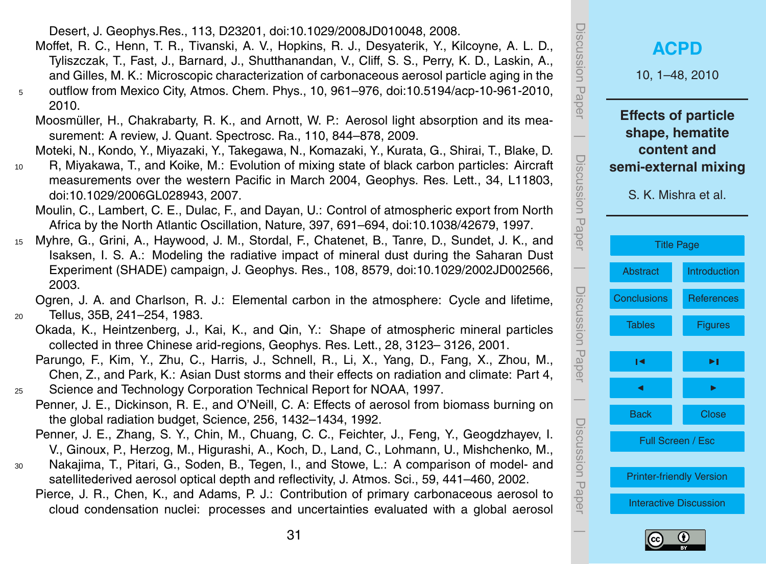Desert, J. Geophys.Res., 113, D23201, doi:10.1029/2008JD010048, 2008.

Moffet, R. C., Henn, T. R., Tivanski, A. V., Hopkins, R. J., Desyaterik, Y., Kilcoyne, A. L. D., Tyliszczak, T., Fast, J., Barnard, J., Shutthanandan, V., Cliff, S. S., Perry, K. D., Laskin, A., and Gilles, M. K.: Microscopic characterization of carbonaceous aerosol particle aging in the outflow from Mexico City, Atmos. Chem. Phys., 10, 961–976, doi:10.5194/acp-10-961-2010, 2010.

Moosmüller, H., Chakrabarty, R. K., and Arnott, W. P.: Aerosol light absorption and its measurement: A review, J. Quant. Spectrosc. Ra., 110, 844–878, 2009.

Moteki, N., Kondo, Y., Miyazaki, Y., Takegawa, N., Komazaki, Y., Kurata, G., Shirai, T., Blake, D. R, Miyakawa, T., and Koike, M.: Evolution of mixing state of black carbon particles: Aircraft measurements over the western Pacific in March 2004, Geophys. Res. Lett., 34, L11803, doi:10.1029/2006GL028943, 2007.

Moulin, C., Lambert, C. E., Dulac, F., and Dayan, U.: Control of atmospheric export from North Africa by the North Atlantic Oscillation, Nature, 397, 691–694, doi:10.1038/42679, 1997.

Myhre, G., Grini, A., Haywood, J. M., Stordal, F., Chatenet, B., Tanre, D., Sundet, J. K., and Isaksen, I. S. A.: Modeling the radiative impact of mineral dust during the Saharan Dust Experiment (SHADE) campaign, J. Geophys. Res., 108, 8579, doi:10.1029/2002JD002566, 2003.

Ogren, J. A. and Charlson, R. J.: Elemental carbon in the atmosphere: Cycle and lifetime, Tellus, 35B, 241–254, 1983.

Okada, K., Heintzenberg, J., Kai, K., and Qin, Y.: Shape of atmospheric mineral particles collected in three Chinese arid-regions, Geophys. Res. Lett., 28, 3123– 3126, 2001.

Parungo, F., Kim, Y., Zhu, C., Harris, J., Schnell, R., Li, X., Yang, D., Fang, X., Zhou, M., Chen, Z., and Park, K.: Asian Dust storms and their effects on radiation and climate: Part 4, Science and Technology Corporation Technical Report for NOAA, 1997.

Penner, J. E., Dickinson, R. E., and O'Neill, C. A: Effects of aerosol from biomass burning on the global radiation budget, Science, 256, 1432–1434, 1992.

Penner, J. E., Zhang, S. Y., Chin, M., Chuang, C. C., Feichter, J., Feng, Y., Geogdzhayev, I. V., Ginoux, P., Herzog, M., Higurashi, A., Koch, D., Land, C., Lohmann, U., Mishchenko, M., Nakajima, T., Pitari, G., Soden, B., Tegen, I., and Stowe, L.: A comparison of model- and satellitederived aerosol optical depth and reflectivity, J. Atmos. Sci., 59, 441–460, 2002.

Pierce, J. R., Chen, K., and Adams, P. J.: Contribution of primary carbonaceous aerosol to cloud condensation nuclei: processes and uncertainties evaluated with a global aerosol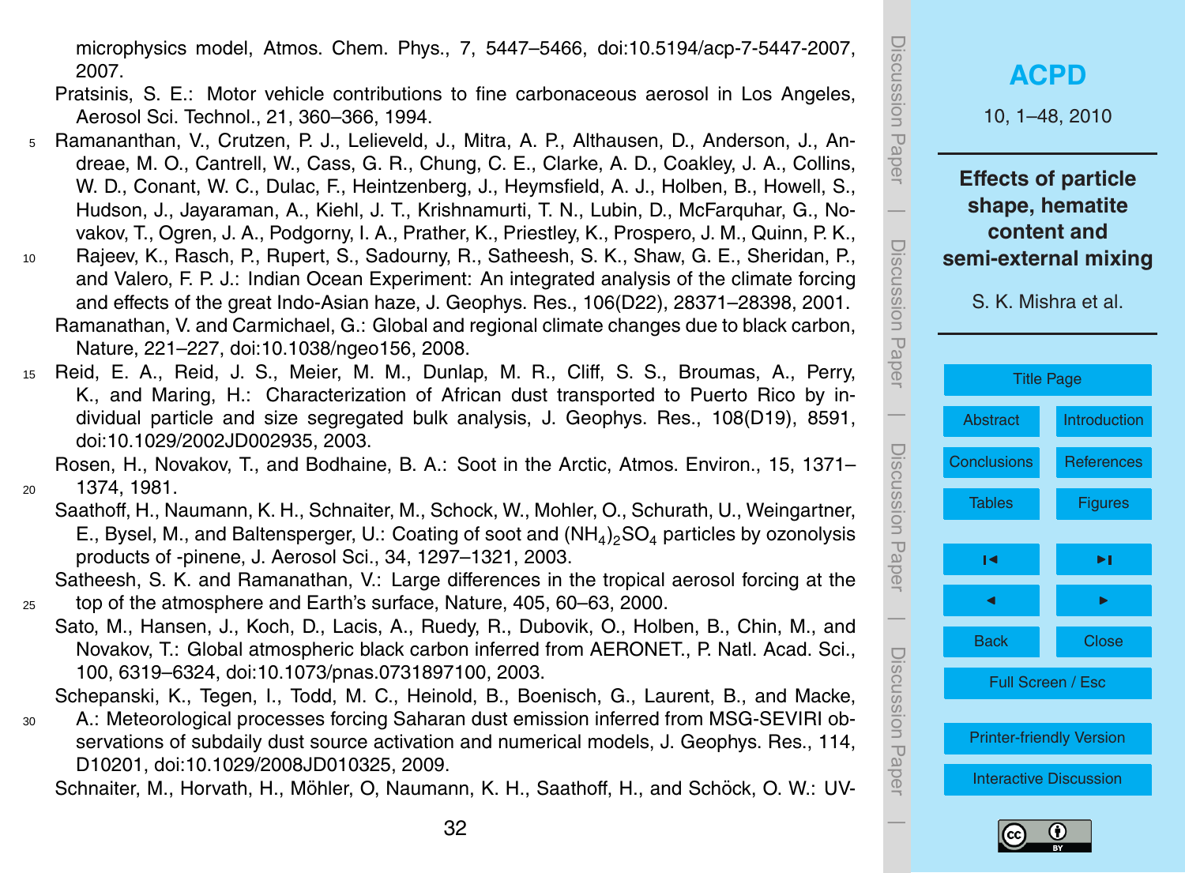microphysics model, Atmos. Chem. Phys., 7, 5447–5466, doi:10.5194/acp-7-5447-2007, 2007.

Pratsinis, S. E.: Motor vehicle contributions to fine carbonaceous aerosol in Los Angeles, Aerosol Sci. Technol., 21, 360–366, 1994.

Ramananthan, V., Crutzen, P. J., Lelieveld, J., Mitra, A. P., Althausen, D., Anderson, J., Andreae, M. O., Cantrell, W., Cass, G. R., Chung, C. E., Clarke, A. D., Coakley, J. A., Collins, W. D., Conant, W. C., Dulac, F., Heintzenberg, J., Heymsfield, A. J., Holben, B., Howell, S., Hudson, J., Jayaraman, A., Kiehl, J. T., Krishnamurti, T. N., Lubin, D., McFarquhar, G., Novakov, T., Ogren, J. A., Podgorny, I. A., Prather, K., Priestley, K., Prospero, J. M., Quinn, P. K., Rajeev, K., Rasch, P., Rupert, S., Sadourny, R., Satheesh, S. K., Shaw, G. E., Sheridan, P., and Valero, F. P. J.: Indian Ocean Experiment: An integrated analysis of the climate forcing and effects of the great Indo-Asian haze, J. Geophys. Res., 106(D22), 28371–28398, 2001.

Ramanathan, V. and Carmichael, G.: Global and regional climate changes due to black carbon, Nature, 221–227, doi:10.1038/ngeo156, 2008.

Reid, E. A., Reid, J. S., Meier, M. M., Dunlap, M. R., Cliff, S. S., Broumas, A., Perry, K., and Maring, H.: Characterization of African dust transported to Puerto Rico by individual particle and size segregated bulk analysis, J. Geophys. Res., 108(D19), 8591, doi:10.1029/2002JD002935, 2003.

Rosen, H., Novakov, T., and Bodhaine, B. A.: Soot in the Arctic, Atmos. Environ., 15, 1371–1374, 1981.

Saathoff, H., Naumann, K. H., Schnaiter, M., Schock, W., Mohler, O., Schurath, U., Weingartner, E., Bysel, M., and Baltensperger, U.: Coating of soot and $(NH_4)_2SO_4$ particles by ozonolysis products of -pinene, J. Aerosol Sci., 34, 1297–1321, 2003.

Satheesh, S. K. and Ramanathan, V.: Large differences in the tropical aerosol forcing at the top of the atmosphere and Earth's surface, Nature, 405, 60–63, 2000.

Sato, M., Hansen, J., Koch, D., Lacis, A., Ruedy, R., Dubovik, O., Holben, B., Chin, M., and Novakov, T.: Global atmospheric black carbon inferred from AERONET., P. Natl. Acad. Sci., 100, 6319–6324, doi:10.1073/pnas.0731897100, 2003.

Schepanski, K., Tegen, I., Todd, M. C., Heinold, B., Boenisch, G., Laurent, B., and Macke, A.: Meteorological processes forcing Saharan dust emission inferred from MSG-SEVIRI observations of subdaily dust source activation and numerical models, J. Geophys. Res., 114, D10201, doi:10.1029/2008JD010325, 2009.

Schnaiter, M., Horvath, H., Möhler, O, Naumann, K. H., Saathoff, H., and Schöck, O. W.: UV-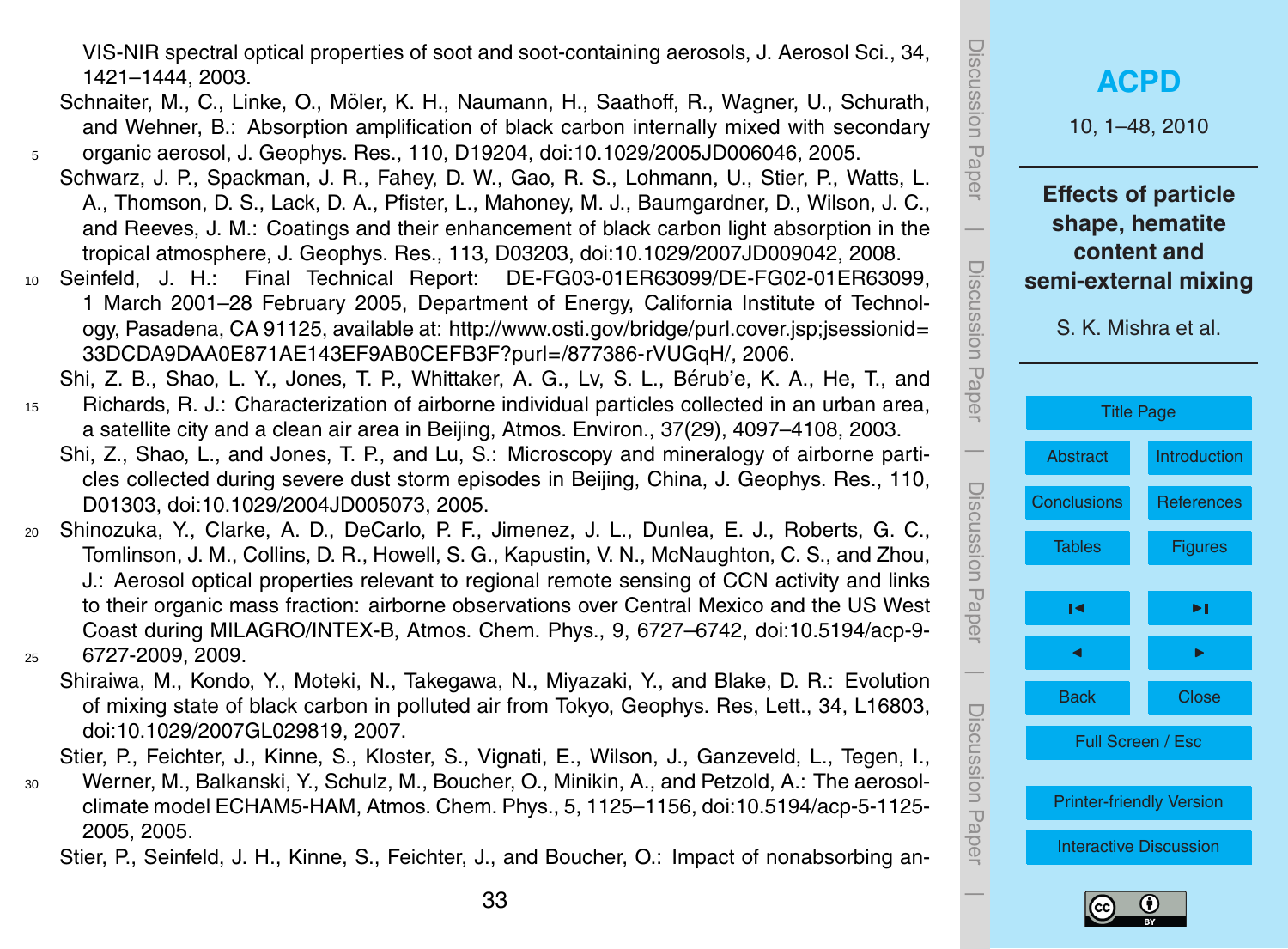VIS-NIR spectral optical properties of soot and soot-containing aerosols, J. Aerosol Sci., 34, 1421–1444, 2003.

Schnaiter, M., C., Linke, O., Möler, K. H., Naumann, H., Saathoff, R., Wagner, U., Schurath, and Wehner, B.: Absorption amplification of black carbon internally mixed with secondary organic aerosol, J. Geophys. Res., 110, D19204, doi:10.1029/2005JD006046, 2005.

Schwarz, J. P., Spackman, J. R., Fahey, D. W., Gao, R. S., Lohmann, U., Stier, P., Watts, L. A., Thomson, D. S., Lack, D. A., Pfister, L., Mahoney, M. J., Baumgardner, D., Wilson, J. C., and Reeves, J. M.: Coatings and their enhancement of black carbon light absorption in the tropical atmosphere, J. Geophys. Res., 113, D03203, doi:10.1029/2007JD009042, 2008.

Seinfeld, J. H.: Final Technical Report: DE-FG03-01ER63099/DE-FG02-01ER63099, 1 March 2001–28 February 2005, Department of Energy, California Institute of Technology, Pasadena, CA 91125, available at: http://www.osti.gov/bridge/purl.cover.jsp;jsessionid=33DCDA9DAA0E871AE143EF9AB0CEFB3F?purl=/877386-rVUGqH/, 2006.

Shi, Z. B., Shao, L. Y., Jones, T. P., Whittaker, A. G., Lv, S. L., Bérub'e, K. A., He, T., and Richards, R. J.: Characterization of airborne individual particles collected in an urban area, a satellite city and a clean air area in Beijing, Atmos. Environ., 37(29), 4097–4108, 2003.

Shi, Z., Shao, L., and Jones, T. P., and Lu, S.: Microscopy and mineralogy of airborne particles collected during severe dust storm episodes in Beijing, China, J. Geophys. Res., 110, D01303, doi:10.1029/2004JD005073, 2005.

Shinozuka, Y., Clarke, A. D., DeCarlo, P. F., Jimenez, J. L., Dunlea, E. J., Roberts, G. C., Tomlinson, J. M., Collins, D. R., Howell, S. G., Kapustin, V. N., McNaughton, C. S., and Zhou, J.: Aerosol optical properties relevant to regional remote sensing of CCN activity and links to their organic mass fraction: airborne observations over Central Mexico and the US West Coast during MILAGRO/INTEX-B, Atmos. Chem. Phys., 9, 6727–6742, doi:10.5194/acp-9-6727-2009, 2009.

Shiraiwa, M., Kondo, Y., Moteki, N., Takegawa, N., Miyazaki, Y., and Blake, D. R.: Evolution of mixing state of black carbon in polluted air from Tokyo, Geophys. Res, Lett., 34, L16803, doi:10.1029/2007GL029819, 2007.

Stier, P., Feichter, J., Kinne, S., Kloster, S., Vignati, E., Wilson, J., Ganzeveld, L., Tegen, I., Werner, M., Balkanski, Y., Schulz, M., Boucher, O., Minikin, A., and Petzold, A.: The aerosol-climate model ECHAM5-HAM, Atmos. Chem. Phys., 5, 1125–1156, doi:10.5194/acp-5-1125-2005, 2005.

Stier, P., Seinfeld, J. H., Kinne, S., Feichter, J., and Boucher, O.: Impact of nonabsorbing an-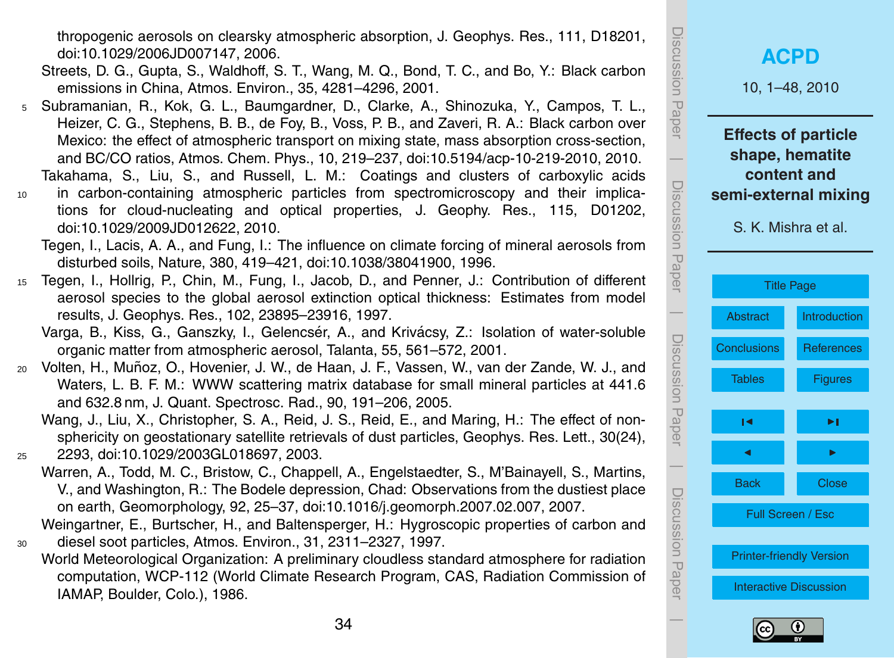thropogenic aerosols on clearsky atmospheric absorption, J. Geophys. Res., 111, D18201, doi:10.1029/2006JD007147, 2006.

Streets, D. G., Gupta, S., Waldhoff, S. T., Wang, M. Q., Bond, T. C., and Bo, Y.: Black carbon emissions in China, Atmos. Environ., 35, 4281–4296, 2001.

Subramanian, R., Kok, G. L., Baumgardner, D., Clarke, A., Shinozuka, Y., Campos, T. L., Heizer, C. G., Stephens, B. B., de Foy, B., Voss, P. B., and Zaveri, R. A.: Black carbon over Mexico: the effect of atmospheric transport on mixing state, mass absorption cross-section, and BC/CO ratios, Atmos. Chem. Phys., 10, 219–237, doi:10.5194/acp-10-219-2010, 2010.

Takahama, S., Liu, S., and Russell, L. M.: Coatings and clusters of carboxylic acids in carbon-containing atmospheric particles from spectromicroscopy and their implications for cloud-nucleating and optical properties, J. Geophy. Res., 115, D01202, doi:10.1029/2009JD012622, 2010.

Tegen, I., Lacis, A. A., and Fung, I.: The influence on climate forcing of mineral aerosols from disturbed soils, Nature, 380, 419–421, doi:10.1038/38041900, 1996.

Tegen, I., Hollrig, P., Chin, M., Fung, I., Jacob, D., and Penner, J.: Contribution of different aerosol species to the global aerosol extinction optical thickness: Estimates from model results, J. Geophys. Res., 102, 23895–23916, 1997.

Varga, B., Kiss, G., Ganszky, I., Gelencsér, A., and Krivácsy, Z.: Isolation of water-soluble organic matter from atmospheric aerosol, Talanta, 55, 561–572, 2001.

Volten, H., Muñoz, O., Hovenier, J. W., de Haan, J. F., Vassen, W., van der Zande, W. J., and Waters, L. B. F. M.: WWW scattering matrix database for small mineral particles at 441.6 and 632.8 nm, J. Quant. Spectrosc. Rad., 90, 191–206, 2005.

Wang, J., Liu, X., Christopher, S. A., Reid, J. S., Reid, E., and Maring, H.: The effect of non-sphericity on geostationary satellite retrievals of dust particles, Geophys. Res. Lett., 30(24), 2293, doi:10.1029/2003GL018697, 2003.

Warren, A., Todd, M. C., Bristow, C., Chappell, A., Engelstaedter, S., M'Bainayell, S., Martins, V., and Washington, R.: The Bodele depression, Chad: Observations from the dustiest place on earth, Geomorphology, 92, 25–37, doi:10.1016/j.geomorph.2007.02.007, 2007.

Weingartner, E., Burtscher, H., and Baltensperger, H.: Hygroscopic properties of carbon and diesel soot particles, Atmos. Environ., 31, 2311–2327, 1997.

World Meteorological Organization: A preliminary cloudless standard atmosphere for radiation computation, WCP-112 (World Climate Research Program, CAS, Radiation Commission of IAMAP, Boulder, Colo.), 1986.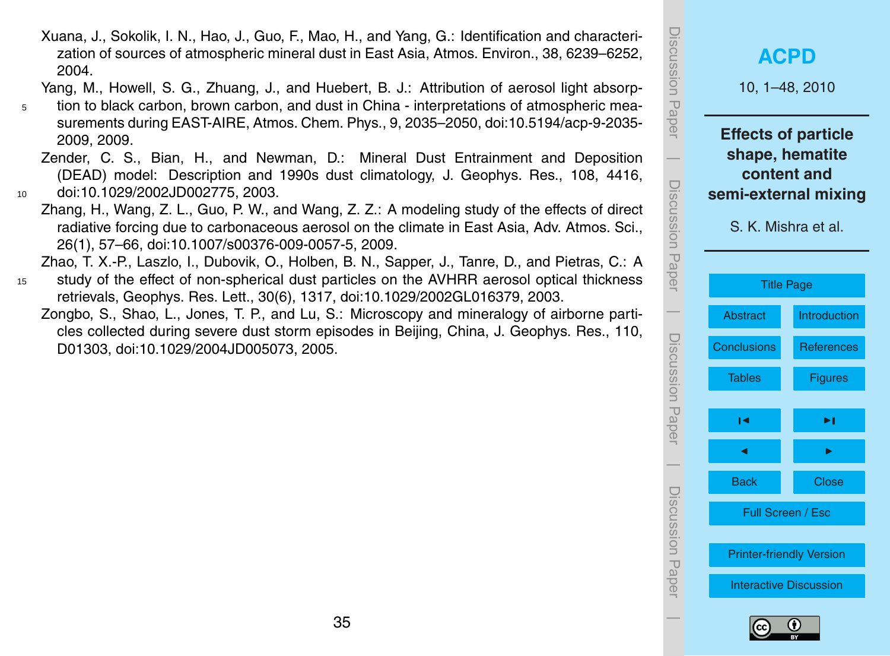Xuana, J., Sokolik, I. N., Hao, J., Guo, F., Mao, H., and Yang, G.: Identification and characterization of sources of atmospheric mineral dust in East Asia, Atmos. Environ., 38, 6239–6252, 2004.

Yang, M., Howell, S. G., Zhuang, J., and Huebert, B. J.: Attribution of aerosol light absorption to black carbon, brown carbon, and dust in China - interpretations of atmospheric measurements during EAST-AIRE, Atmos. Chem. Phys., 9, 2035–2050, doi:10.5194/acp-9-2035-2009, 2009.

Zender, C. S., Bian, H., and Newman, D.: Mineral Dust Entrainment and Deposition (DEAD) model: Description and 1990s dust climatology, J. Geophys. Res., 108, 4416, doi:10.1029/2002JD002775, 2003.

Zhang, H., Wang, Z. L., Guo, P. W., and Wang, Z. Z.: A modeling study of the effects of direct radiative forcing due to carbonaceous aerosol on the climate in East Asia, Adv. Atmos. Sci., 26(1), 57–66, doi:10.1007/s00376-009-0057-5, 2009.

Zhao, T. X.-P., Laszlo, I., Dubovik, O., Holben, B. N., Sapper, J., Tanre, D., and Pietras, C.: A study of the effect of non-spherical dust particles on the AVHRR aerosol optical thickness retrievals, Geophys. Res. Lett., 30(6), 1317, doi:10.1029/2002GL016379, 2003.

Zongbo, S., Shao, L., Jones, T. P., and Lu, S.: Microscopy and mineralogy of airborne particles collected during severe dust storm episodes in Beijing, China, J. Geophys. Res., 110, D01303, doi:10.1029/2004JD005073, 2005.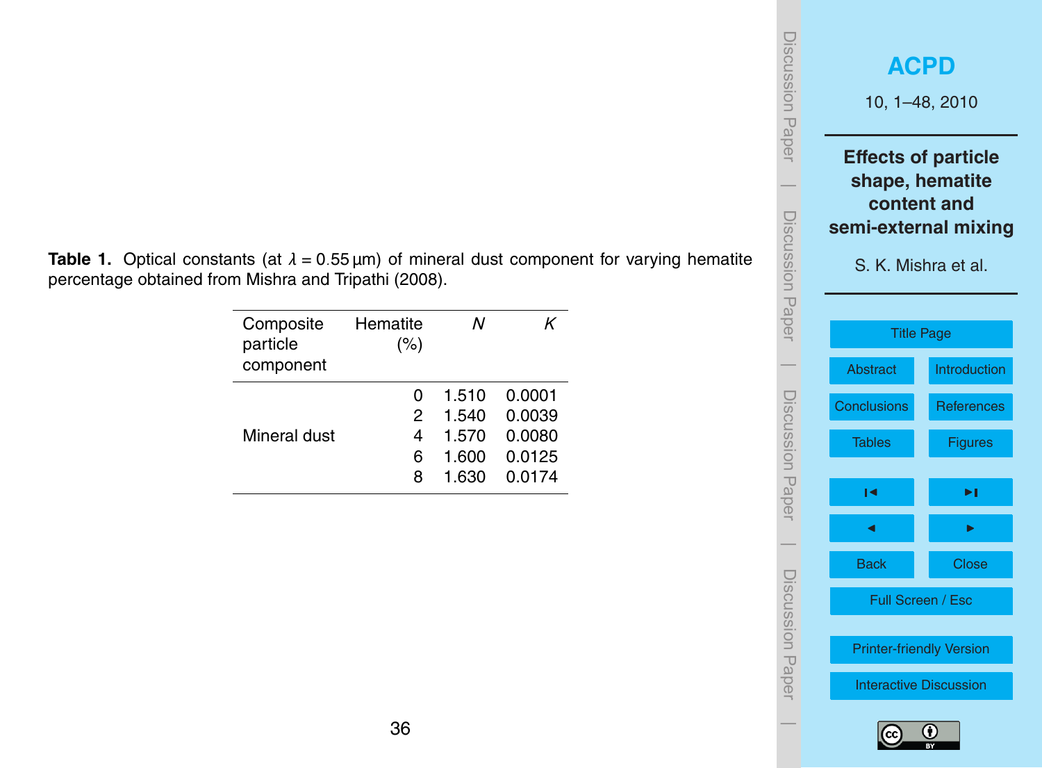**Table 1.** Optical constants (at $\lambda = 0.55\,\mu m$) of mineral dust component for varying hematite percentage obtained from Mishra and Tripathi (2008).

| Composite particle component | Hematite (%) | $N$ | $K$ |
|---|---|---|---|
| Mineral dust | 0 | 1.510 | 0.0001 |
| | 2 | 1.540 | 0.0039 |
| | 4 | 1.570 | 0.0080 |
| | 6 | 1.600 | 0.0125 |
| | 8 | 1.630 | 0.0174 |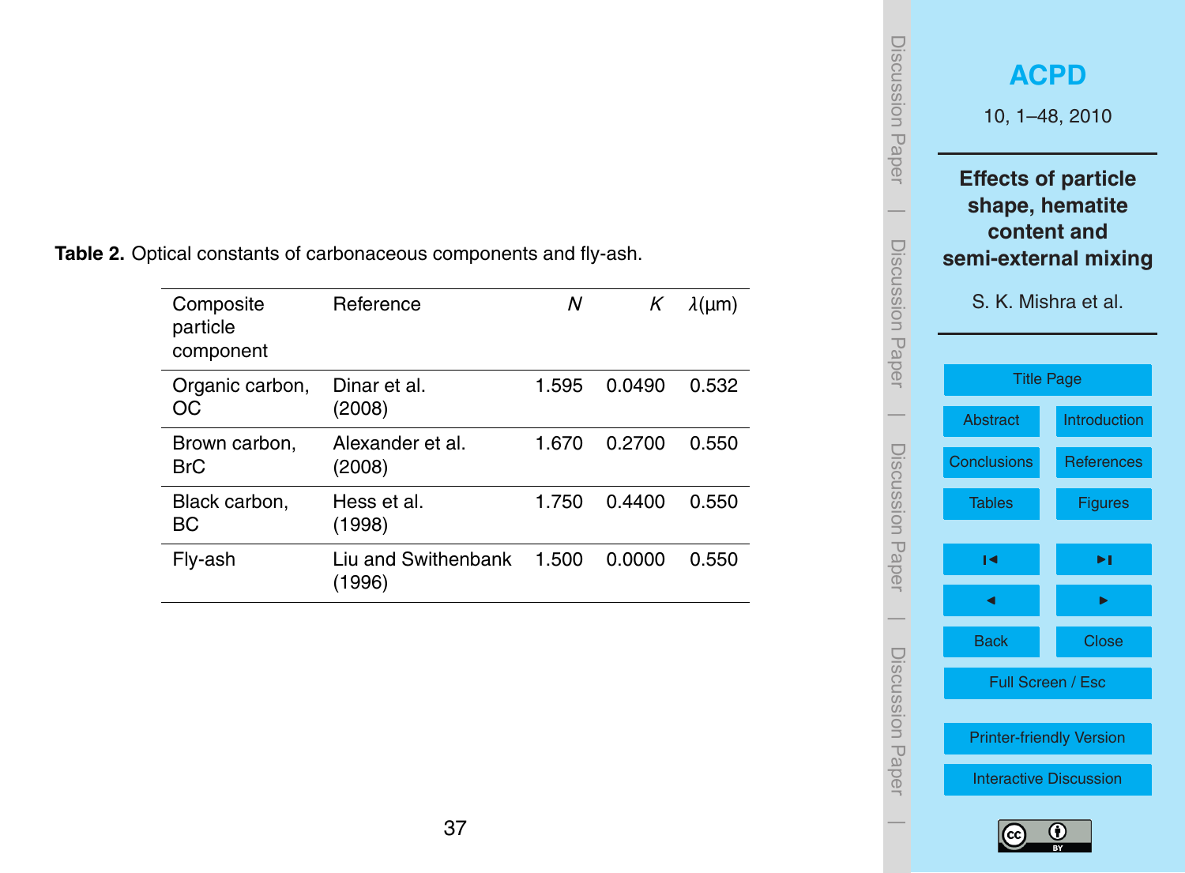**Table 2.** Optical constants of carbonaceous components and fly-ash.

| Composite particle component | Reference | $N$ | $K$ | $\lambda$(µm) |
|---|---|---|---|---|
| Organic carbon, OC | Dinar et al. (2008) | 1.595 | 0.0490 | 0.532 |
| Brown carbon, BrC | Alexander et al. (2008) | 1.670 | 0.2700 | 0.550 |
| Black carbon, BC | Hess et al. (1998) | 1.750 | 0.4400 | 0.550 |
| Fly-ash | Liu and Swithenbank (1996) | 1.500 | 0.0000 | 0.550 |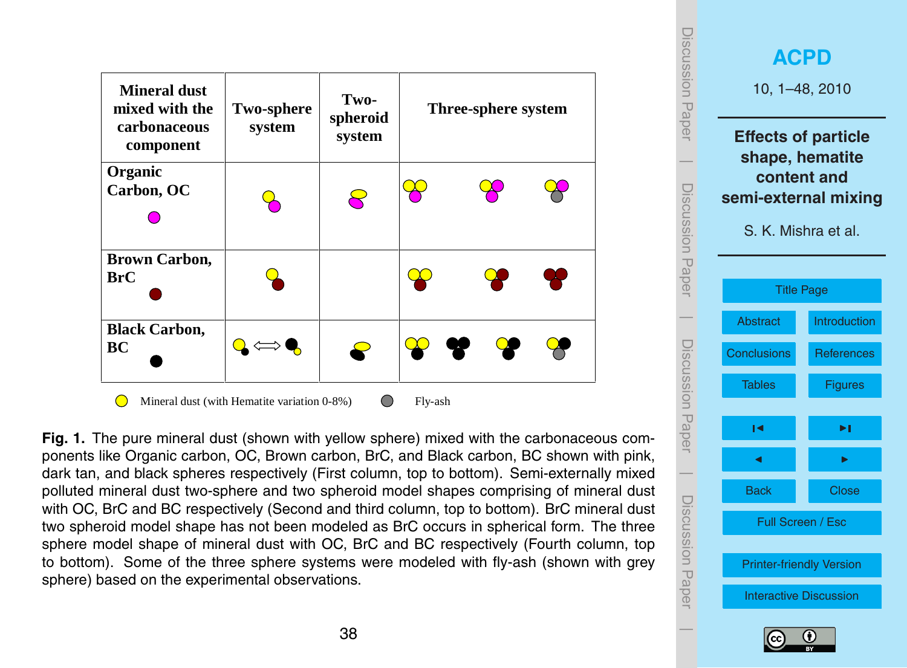| Mineral dust mixed with the carbonaceous component | Two-sphere system | Two-spheroid system | Three-sphere system |
|---|---|---|---|
| Organic Carbon, OC | | | |
| Brown Carbon, BrC | | | |
| Black Carbon, BC | | | |

Mineral dust (with Hematite variation 0-8%)

Fly-ash

**Fig. 1.** The pure mineral dust (shown with yellow sphere) mixed with the carbonaceous components like Organic carbon, OC, Brown carbon, BrC, and Black carbon, BC shown with pink, dark tan, and black spheres respectively (First column, top to bottom). Semi-externally mixed polluted mineral dust two-sphere and two spheroid model shapes comprising of mineral dust with OC, BrC and BC respectively (Second and third column, top to bottom). BrC mineral dust two spheroid model shape has not been modeled as BrC occurs in spherical form. The three sphere model shape of mineral dust with OC, BrC and BC respectively (Fourth column, top to bottom). Some of the three sphere systems were modeled with fly-ash (shown with grey sphere) based on the experimental observations.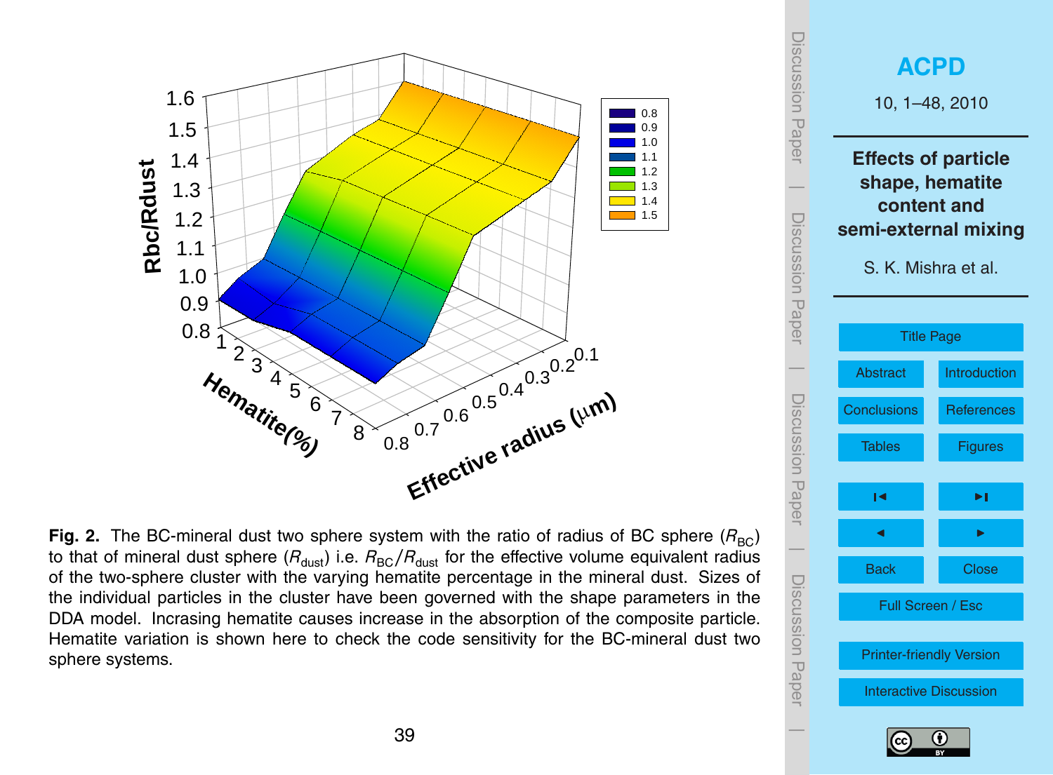Rbc/Rdust

1.6
1.5
1.4
1.3
1.2
1.1
1.0
0.9
0.8

Hematite(%)

1 2 3 4 5 6 7 8

Effective radius (μm)

0.8 0.7 0.6 0.5 0.4 0.3 0.2 0.1

0.8
0.9
1.0
1.1
1.2
1.3
1.4
1.5

**Fig. 2.** The BC-mineral dust two sphere system with the ratio of radius of BC sphere ($R_{BC}$) to that of mineral dust sphere ($R_{dust}$) i.e. $R_{BC}/R_{dust}$ for the effective volume equivalent radius of the two-sphere cluster with the varying hematite percentage in the mineral dust. Sizes of the individual particles in the cluster have been governed with the shape parameters in the DDA model. Incrasing hematite causes increase in the absorption of the composite particle. Hematite variation is shown here to check the code sensitivity for the BC-mineral dust two sphere systems.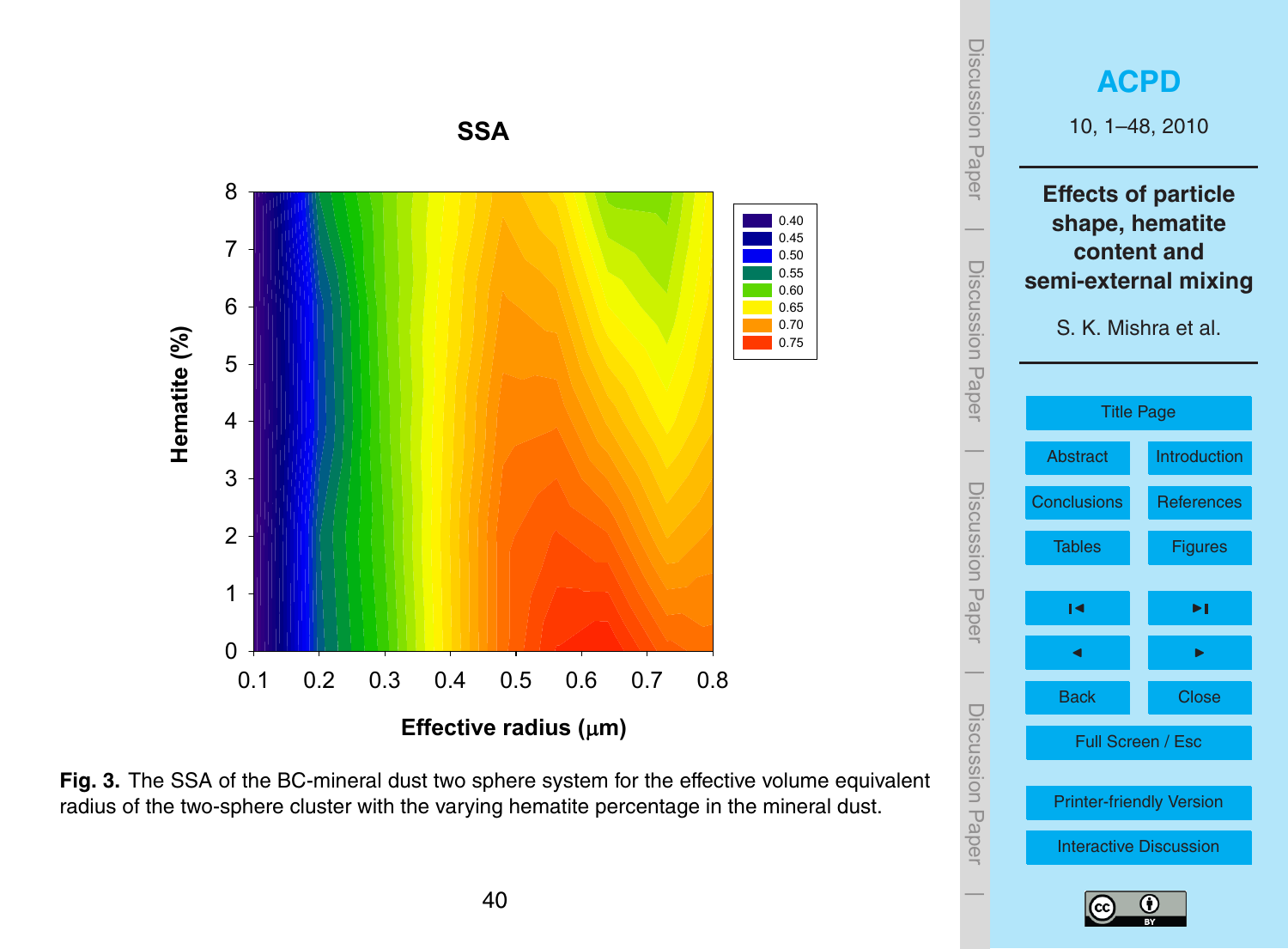**Fig. 3.** The SSA of the BC-mineral dust two sphere system for the effective volume equivalent radius of the two-sphere cluster with the varying hematite percentage in the mineral dust.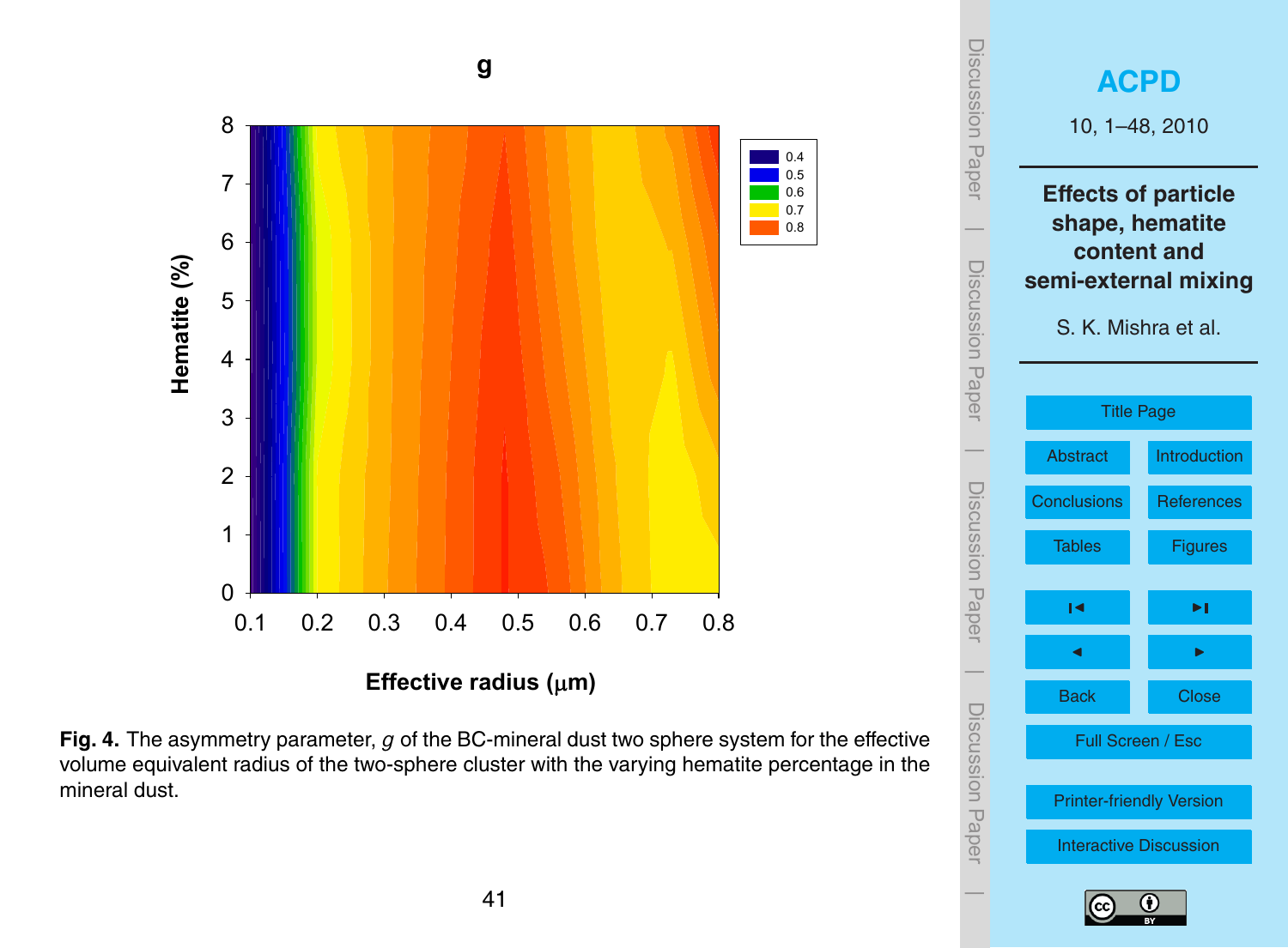g

8
7
6
5
4
3
2
1
0

Hematite (%)

0.1 0.2 0.3 0.4 0.5 0.6 0.7 0.8

Effective radius (μm)

0.4
0.5
0.6
0.7
0.8

**Fig. 4.** The asymmetry parameter, *g* of the BC-mineral dust two sphere system for the effective volume equivalent radius of the two-sphere cluster with the varying hematite percentage in the mineral dust.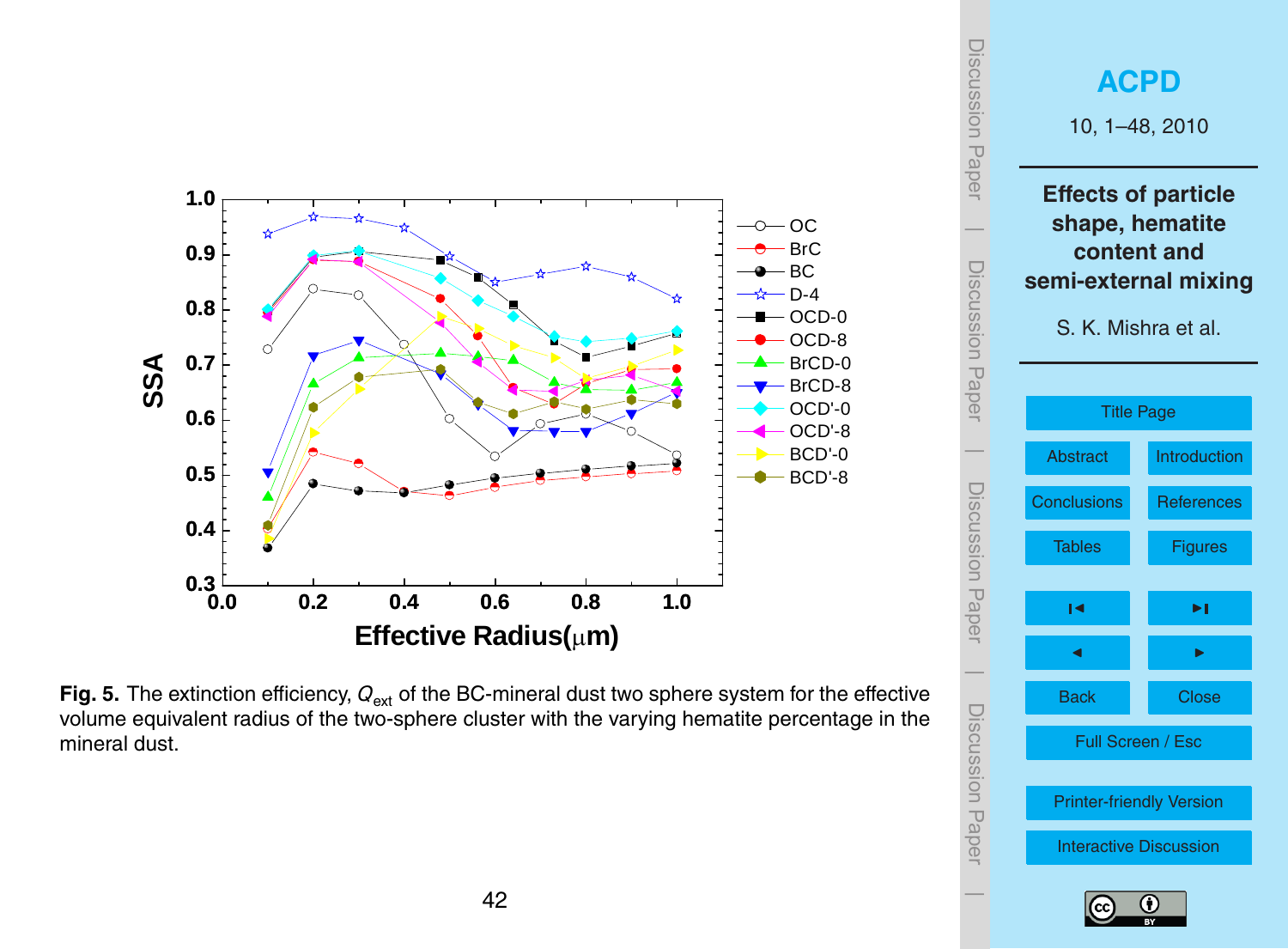SSA

1.0
0.9
0.8
0.7
0.6
0.5
0.4
0.3

0.0 0.2 0.4 0.6 0.8 1.0

Effective Radius(μm)

OC
BrC
BC
D-4
OCD-0
OCD-8
BrCD-0
BrCD-8
OCD'-0
OCD'-8
BCD'-0
BCD'-8

**Fig. 5.** The extinction efficiency, $Q_{ext}$ of the BC-mineral dust two sphere system for the effective volume equivalent radius of the two-sphere cluster with the varying hematite percentage in the mineral dust.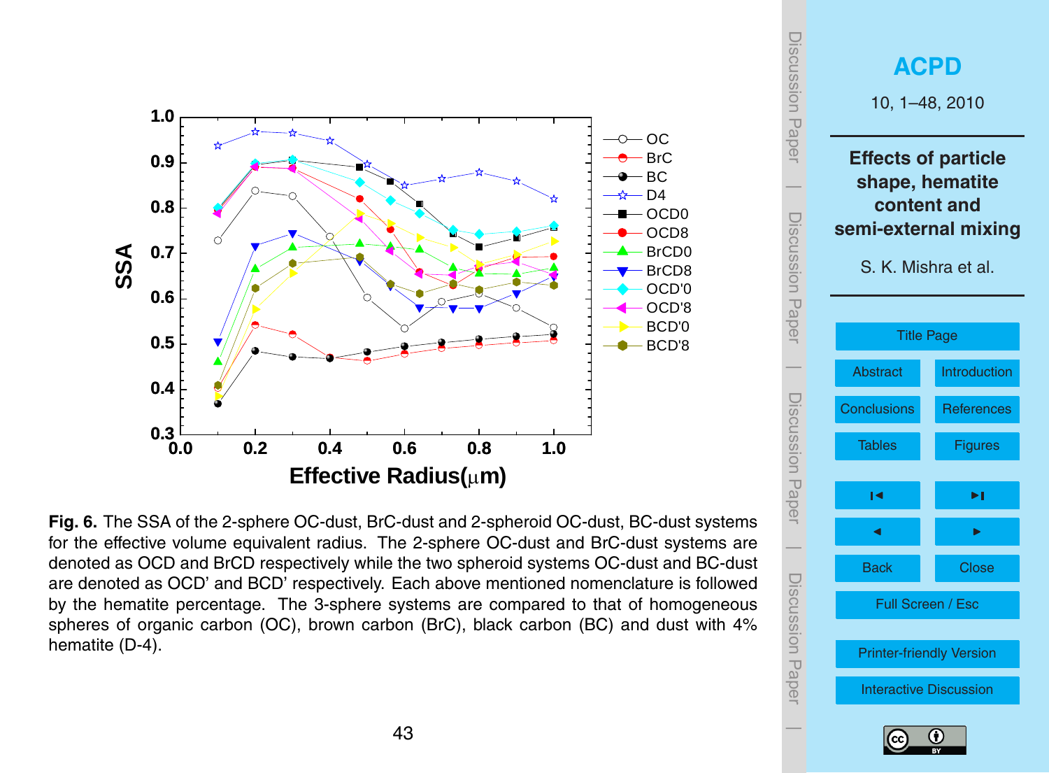SSA

1.0

0.9

0.8

0.7

0.6

0.5

0.4

0.3

0.0 0.2 0.4 0.6 0.8 1.0

Effective Radius(μm)

OC
BrC
BC
D4
OCD0
OCD8
BrCD0
BrCD8
OCD'0
OCD'8
BCD'0
BCD'8

**Fig. 6.** The SSA of the 2-sphere OC-dust, BrC-dust and 2-spheroid OC-dust, BC-dust systems for the effective volume equivalent radius. The 2-sphere OC-dust and BrC-dust systems are denoted as OCD and BrCD respectively while the two spheroid systems OC-dust and BC-dust are denoted as OCD' and BCD' respectively. Each above mentioned nomenclature is followed by the hematite percentage. The 3-sphere systems are compared to that of homogeneous spheres of organic carbon (OC), brown carbon (BrC), black carbon (BC) and dust with 4% hematite (D-4).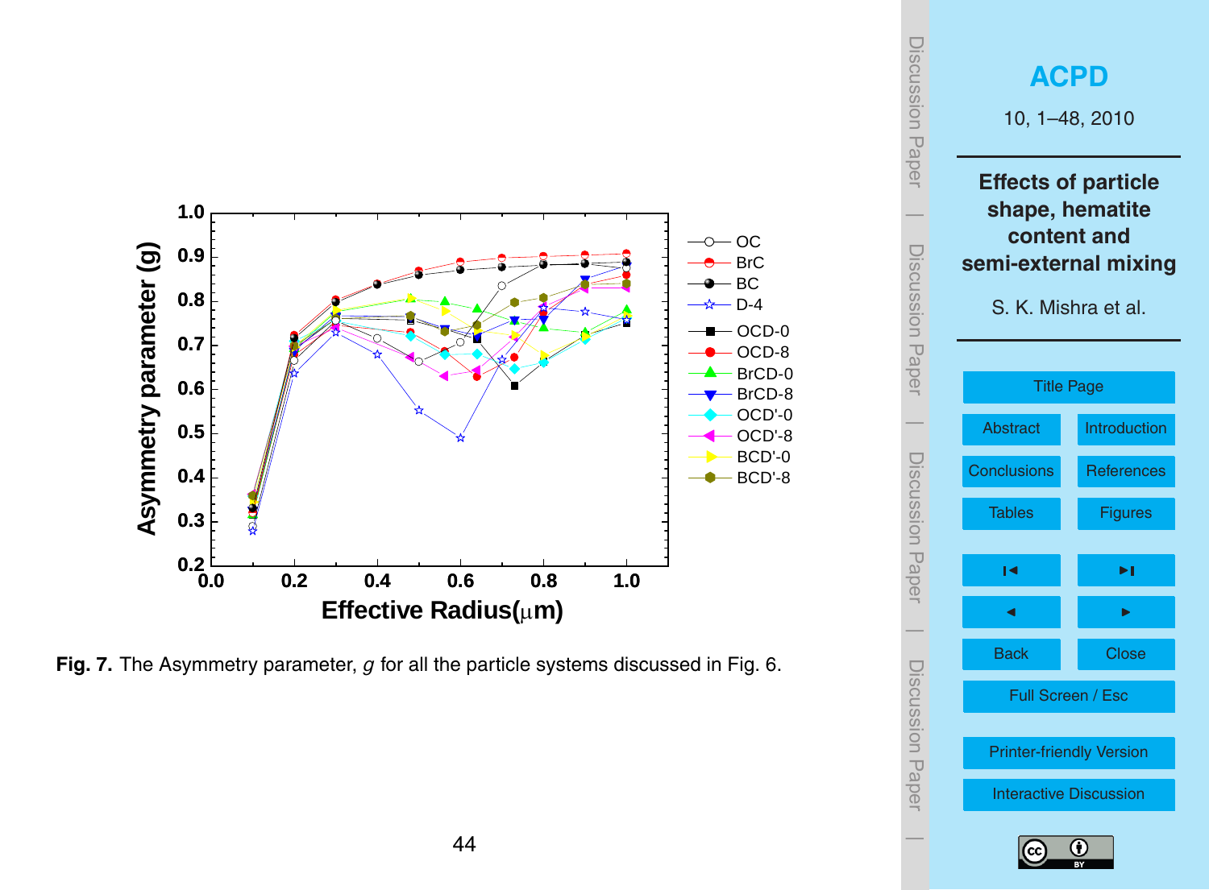Asymmetry parameter (g)

1.0
0.9
0.8
0.7
0.6
0.5
0.4
0.3
0.2

0.0 0.2 0.4 0.6 0.8 1.0

Effective Radius(μm)

OC
BrC
BC
D-4
OCD-0
OCD-8
BrCD-0
BrCD-8
OCD'-0
OCD'-8
BCD'-0
BCD'-8

**Fig. 7.** The Asymmetry parameter, $g$ for all the particle systems discussed in Fig. 6.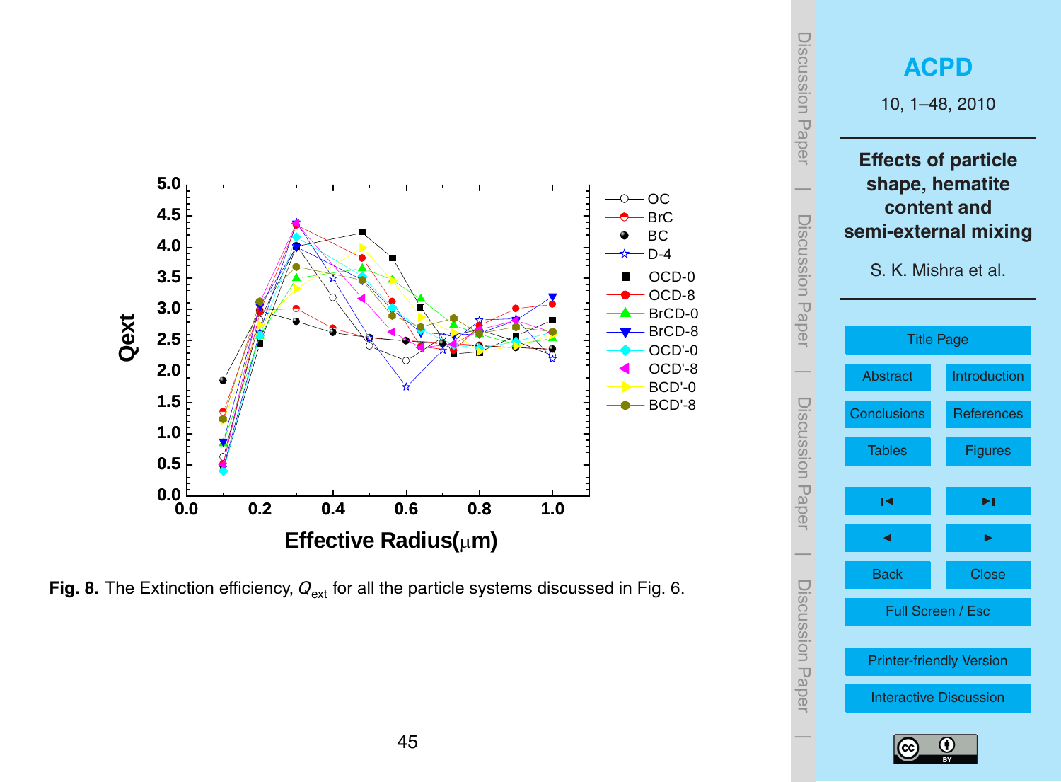Qext

5.0
4.5
4.0
3.5
3.0
2.5
2.0
1.5
1.0
0.5
0.0

0.0 0.2 0.4 0.6 0.8 1.0

Effective Radius(μm)

OC
BrC
BC
D-4
OCD-0
OCD-8
BrCD-0
BrCD-8
OCD'-0
OCD'-8
BCD'-0
BCD'-8

**Fig. 8.** The Extinction efficiency, $Q_{ext}$ for all the particle systems discussed in Fig. 6.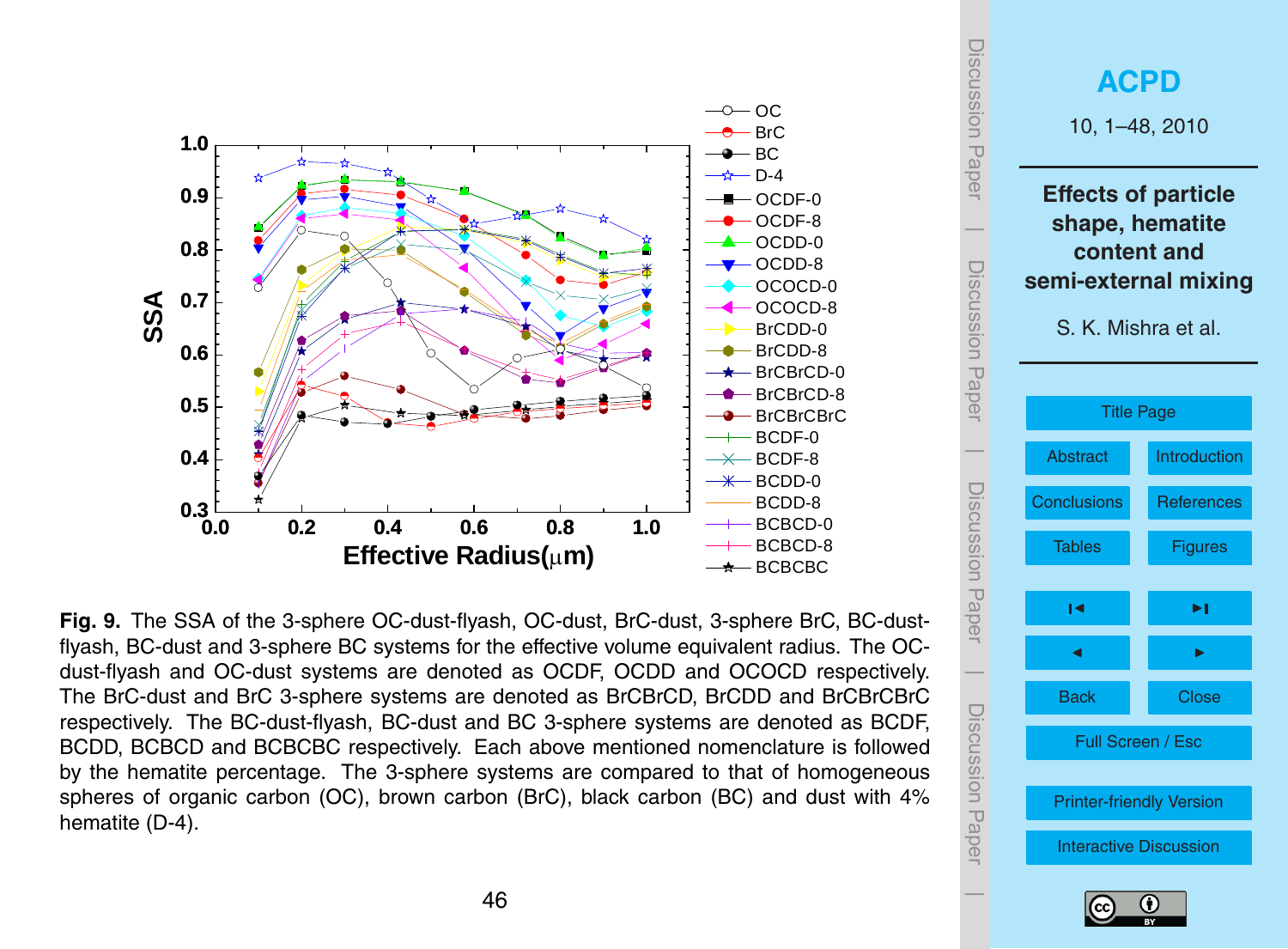SSA

1.0

0.9

0.8

0.7

0.6

0.5

0.4

0.3

0.0

0.2

0.4

0.6

0.8

1.0

Effective Radius(μm)

OC
BrC
BC
D-4
OCDF-0
OCDF-8
OCDD-0
OCDD-8
OCOCD-0
OCOCD-8
BrCDD-0
BrCDD-8
BrCBrCD-0
BrCBrCD-8
BrCBrCBrC
BCDF-0
BCDF-8
BCDD-0
BCDD-8
BCBCD-0
BCBCD-8
BCBCBC

**Fig. 9.** The SSA of the 3-sphere OC-dust-flyash, OC-dust, BrC-dust, 3-sphere BrC, BC-dust-flyash, BC-dust and 3-sphere BC systems for the effective volume equivalent radius. The OC-dust-flyash and OC-dust systems are denoted as OCDF, OCDD and OCOCD respectively. The BrC-dust and BrC 3-sphere systems are denoted as BrCBrCD, BrCDD and BrCBrCBrC respectively. The BC-dust-flyash, BC-dust and BC 3-sphere systems are denoted as BCDF, BCDD, BCBCD and BCBCBC respectively. Each above mentioned nomenclature is followed by the hematite percentage. The 3-sphere systems are compared to that of homogeneous spheres of organic carbon (OC), brown carbon (BrC), black carbon (BC) and dust with 4% hematite (D-4).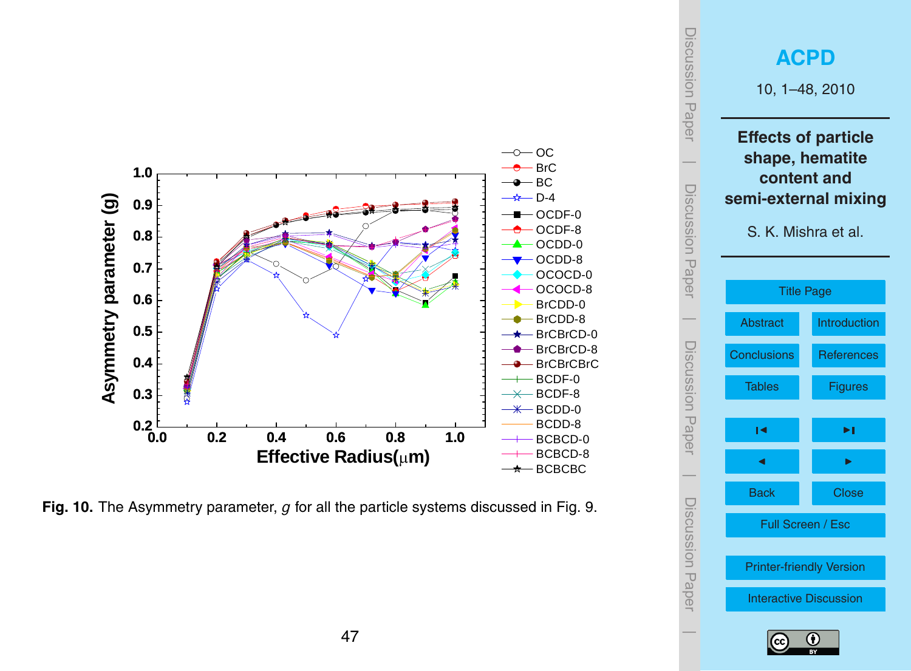Asymmetry parameter (g)

1.0
0.9
0.8
0.7
0.6
0.5
0.4
0.3
0.2

0.0
0.2
0.4
0.6
0.8
1.0

Effective Radius(μm)

OC
BrC
BC
D-4
OCDF-0
OCDF-8
OCDD-0
OCDD-8
OCOCD-0
OCOCD-8
BrCDD-0
BrCDD-8
BrCBrCD-0
BrCBrCD-8
BrCBrCBrC
BCDF-0
BCDF-8
BCDD-0
BCDD-8
BCBCD-0
BCBCD-8
BCBCBC

**Fig. 10.** The Asymmetry parameter, $g$ for all the particle systems discussed in Fig. 9.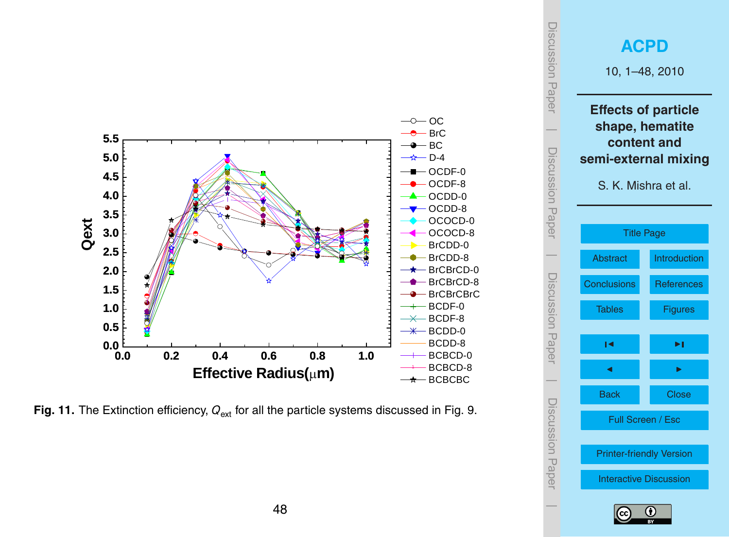Qext

5.5
5.0
4.5
4.0
3.5
3.0
2.5
2.0
1.5
1.0
0.5
0.0

0.0 0.2 0.4 0.6 0.8 1.0

Effective Radius(μm)

OC
BrC
BC
D-4
OCDF-0
OCDF-8
OCDD-0
OCDD-8
OCOCD-0
OCOCD-8
BrCDD-0
BrCDD-8
BrCBrCD-0
BrCBrCD-8
BrCBrCBrC
BCDF-0
BCDF-8
BCDD-0
BCDD-8
BCBCD-0
BCBCD-8
BCBCBC

**Fig. 11.** The Extinction efficiency, $Q_{ext}$ for all the particle systems discussed in Fig. 9.